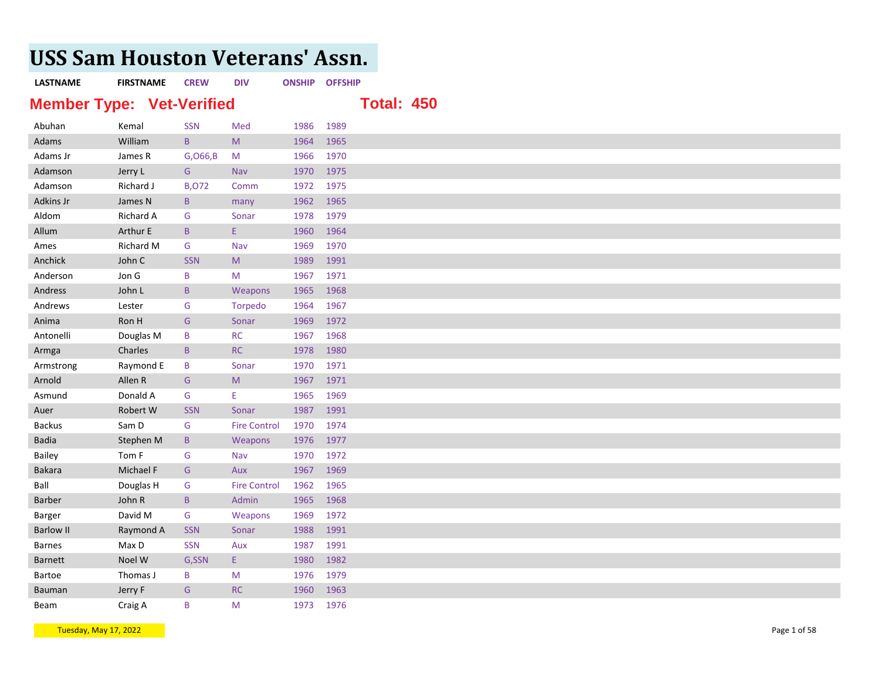# USS Sam Houston Veterans' Assn.

**Member Type: Vet-Verified** **Total: 450**

| LASTNAME | FIRSTNAME | CREW | DIV | ONSHIP | OFFSHIP |
|---|---|---|---|---|---|
| Abuhan | Kemal | SSN | Med | 1986 | 1989 |
| Adams | William | B | M | 1964 | 1965 |
| Adams Jr | James R | G,O66,B | M | 1966 | 1970 |
| Adamson | Jerry L | G | Nav | 1970 | 1975 |
| Adamson | Richard J | B,O72 | Comm | 1972 | 1975 |
| Adkins Jr | James N | B | many | 1962 | 1965 |
| Aldom | Richard A | G | Sonar | 1978 | 1979 |
| Allum | Arthur E | B | E | 1960 | 1964 |
| Ames | Richard M | G | Nav | 1969 | 1970 |
| Anchick | John C | SSN | M | 1989 | 1991 |
| Anderson | Jon G | B | M | 1967 | 1971 |
| Andress | John L | B | Weapons | 1965 | 1968 |
| Andrews | Lester | G | Torpedo | 1964 | 1967 |
| Anima | Ron H | G | Sonar | 1969 | 1972 |
| Antonelli | Douglas M | B | RC | 1967 | 1968 |
| Armga | Charles | B | RC | 1978 | 1980 |
| Armstrong | Raymond E | B | Sonar | 1970 | 1971 |
| Arnold | Allen R | G | M | 1967 | 1971 |
| Asmund | Donald A | G | E | 1965 | 1969 |
| Auer | Robert W | SSN | Sonar | 1987 | 1991 |
| Backus | Sam D | G | Fire Control | 1970 | 1974 |
| Badia | Stephen M | B | Weapons | 1976 | 1977 |
| Bailey | Tom F | G | Nav | 1970 | 1972 |
| Bakara | Michael F | G | Aux | 1967 | 1969 |
| Ball | Douglas H | G | Fire Control | 1962 | 1965 |
| Barber | John R | B | Admin | 1965 | 1968 |
| Barger | David M | G | Weapons | 1969 | 1972 |
| Barlow II | Raymond A | SSN | Sonar | 1988 | 1991 |
| Barnes | Max D | SSN | Aux | 1987 | 1991 |
| Barnett | Noel W | G,SSN | E | 1980 | 1982 |
| Bartoe | Thomas J | B | M | 1976 | 1979 |
| Bauman | Jerry F | G | RC | 1960 | 1963 |
| Beam | Craig A | B | M | 1973 | 1976 |

Tuesday, May 17, 2022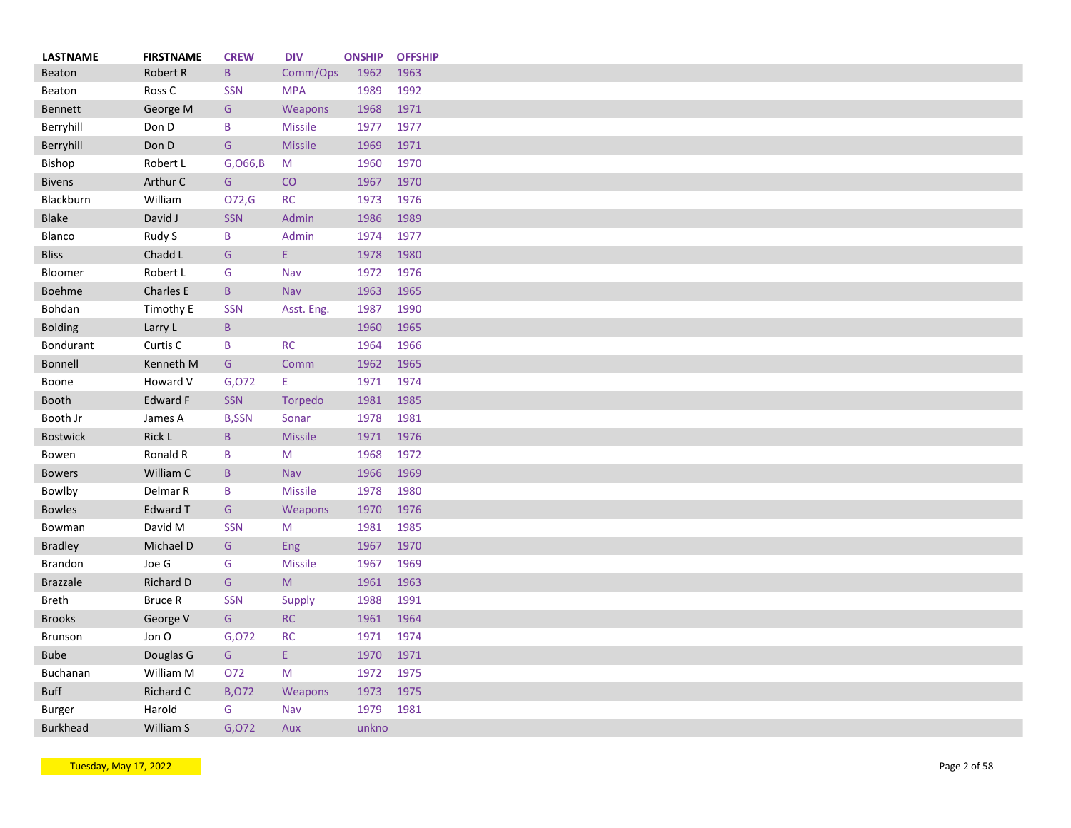| LASTNAME | FIRSTNAME | CREW | DIV | ONSHIP | OFFSHIP |
|---|---|---|---|---|---|
| Beaton | Robert R | B | Comm/Ops | 1962 | 1963 |
| Beaton | Ross C | SSN | MPA | 1989 | 1992 |
| Bennett | George M | G | Weapons | 1968 | 1971 |
| Berryhill | Don D | B | Missile | 1977 | 1977 |
| Berryhill | Don D | G | Missile | 1969 | 1971 |
| Bishop | Robert L | G,O66,B | M | 1960 | 1970 |
| Bivens | Arthur C | G | CO | 1967 | 1970 |
| Blackburn | William | O72,G | RC | 1973 | 1976 |
| Blake | David J | SSN | Admin | 1986 | 1989 |
| Blanco | Rudy S | B | Admin | 1974 | 1977 |
| Bliss | Chadd L | G | E | 1978 | 1980 |
| Bloomer | Robert L | G | Nav | 1972 | 1976 |
| Boehme | Charles E | B | Nav | 1963 | 1965 |
| Bohdan | Timothy E | SSN | Asst. Eng. | 1987 | 1990 |
| Bolding | Larry L | B | | 1960 | 1965 |
| Bondurant | Curtis C | B | RC | 1964 | 1966 |
| Bonnell | Kenneth M | G | Comm | 1962 | 1965 |
| Boone | Howard V | G,O72 | E | 1971 | 1974 |
| Booth | Edward F | SSN | Torpedo | 1981 | 1985 |
| Booth Jr | James A | B,SSN | Sonar | 1978 | 1981 |
| Bostwick | Rick L | B | Missile | 1971 | 1976 |
| Bowen | Ronald R | B | M | 1968 | 1972 |
| Bowers | William C | B | Nav | 1966 | 1969 |
| Bowlby | Delmar R | B | Missile | 1978 | 1980 |
| Bowles | Edward T | G | Weapons | 1970 | 1976 |
| Bowman | David M | SSN | M | 1981 | 1985 |
| Bradley | Michael D | G | Eng | 1967 | 1970 |
| Brandon | Joe G | G | Missile | 1967 | 1969 |
| Brazzale | Richard D | G | M | 1961 | 1963 |
| Breth | Bruce R | SSN | Supply | 1988 | 1991 |
| Brooks | George V | G | RC | 1961 | 1964 |
| Brunson | Jon O | G,O72 | RC | 1971 | 1974 |
| Bube | Douglas G | G | E | 1970 | 1971 |
| Buchanan | William M | O72 | M | 1972 | 1975 |
| Buff | Richard C | B,O72 | Weapons | 1973 | 1975 |
| Burger | Harold | G | Nav | 1979 | 1981 |
| Burkhead | William S | G,O72 | Aux | unkno | |

Tuesday, May 17, 2022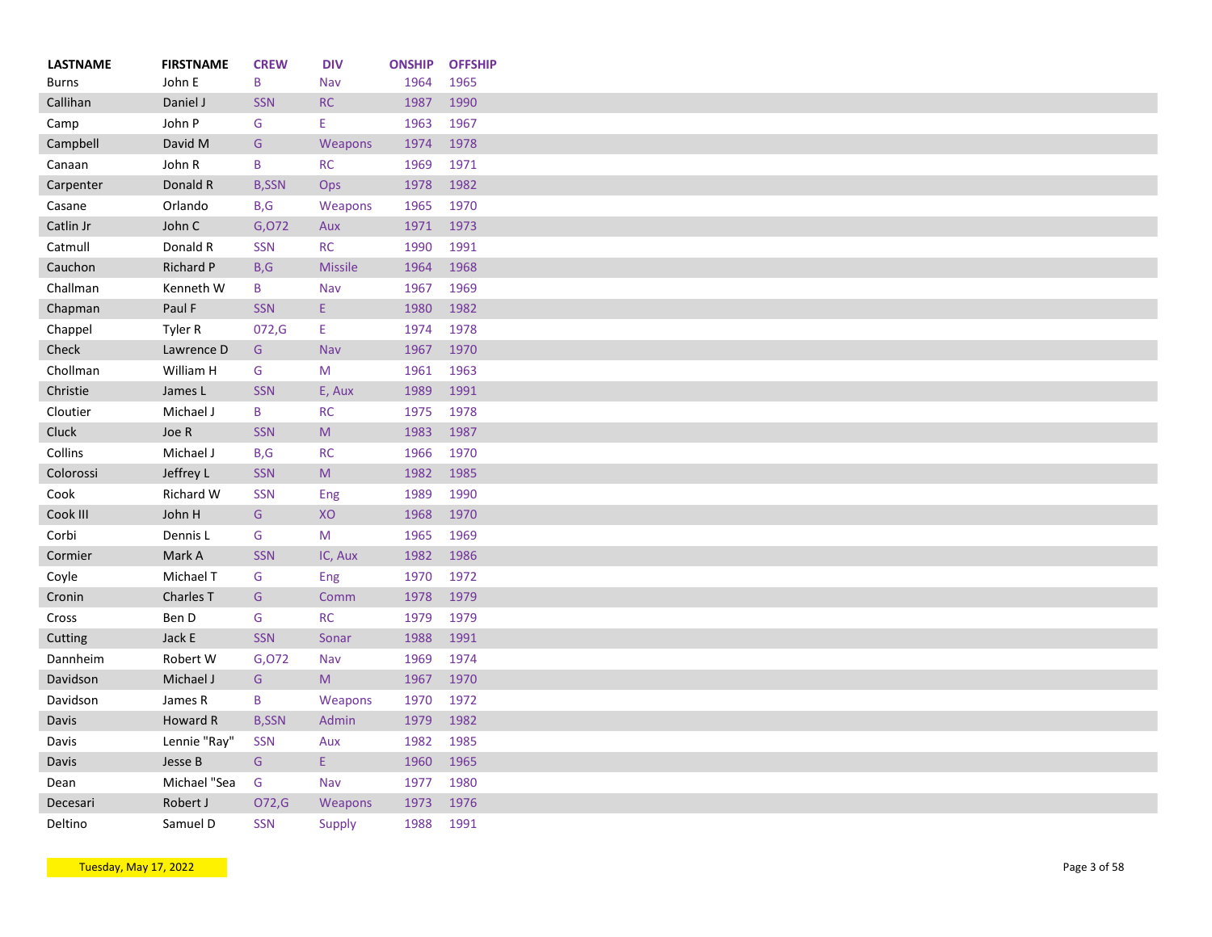| LASTNAME | FIRSTNAME | CREW | DIV | ONSHIP | OFFSHIP |
| --- | --- | --- | --- | --- | --- |
| Burns | John E | B | Nav | 1964 | 1965 |
| Callihan | Daniel J | SSN | RC | 1987 | 1990 |
| Camp | John P | G | E | 1963 | 1967 |
| Campbell | David M | G | Weapons | 1974 | 1978 |
| Canaan | John R | B | RC | 1969 | 1971 |
| Carpenter | Donald R | B,SSN | Ops | 1978 | 1982 |
| Casane | Orlando | B,G | Weapons | 1965 | 1970 |
| Catlin Jr | John C | G,O72 | Aux | 1971 | 1973 |
| Catmull | Donald R | SSN | RC | 1990 | 1991 |
| Cauchon | Richard P | B,G | Missile | 1964 | 1968 |
| Challman | Kenneth W | B | Nav | 1967 | 1969 |
| Chapman | Paul F | SSN | E | 1980 | 1982 |
| Chappel | Tyler R | 072,G | E | 1974 | 1978 |
| Check | Lawrence D | G | Nav | 1967 | 1970 |
| Chollman | William H | G | M | 1961 | 1963 |
| Christie | James L | SSN | E, Aux | 1989 | 1991 |
| Cloutier | Michael J | B | RC | 1975 | 1978 |
| Cluck | Joe R | SSN | M | 1983 | 1987 |
| Collins | Michael J | B,G | RC | 1966 | 1970 |
| Colorossi | Jeffrey L | SSN | M | 1982 | 1985 |
| Cook | Richard W | SSN | Eng | 1989 | 1990 |
| Cook III | John H | G | XO | 1968 | 1970 |
| Corbi | Dennis L | G | M | 1965 | 1969 |
| Cormier | Mark A | SSN | IC, Aux | 1982 | 1986 |
| Coyle | Michael T | G | Eng | 1970 | 1972 |
| Cronin | Charles T | G | Comm | 1978 | 1979 |
| Cross | Ben D | G | RC | 1979 | 1979 |
| Cutting | Jack E | SSN | Sonar | 1988 | 1991 |
| Dannheim | Robert W | G,O72 | Nav | 1969 | 1974 |
| Davidson | Michael J | G | M | 1967 | 1970 |
| Davidson | James R | B | Weapons | 1970 | 1972 |
| Davis | Howard R | B,SSN | Admin | 1979 | 1982 |
| Davis | Lennie "Ray" | SSN | Aux | 1982 | 1985 |
| Davis | Jesse B | G | E | 1960 | 1965 |
| Dean | Michael "Sea | G | Nav | 1977 | 1980 |
| Decesari | Robert J | O72,G | Weapons | 1973 | 1976 |
| Deltino | Samuel D | SSN | Supply | 1988 | 1991 |

Tuesday, May 17, 2022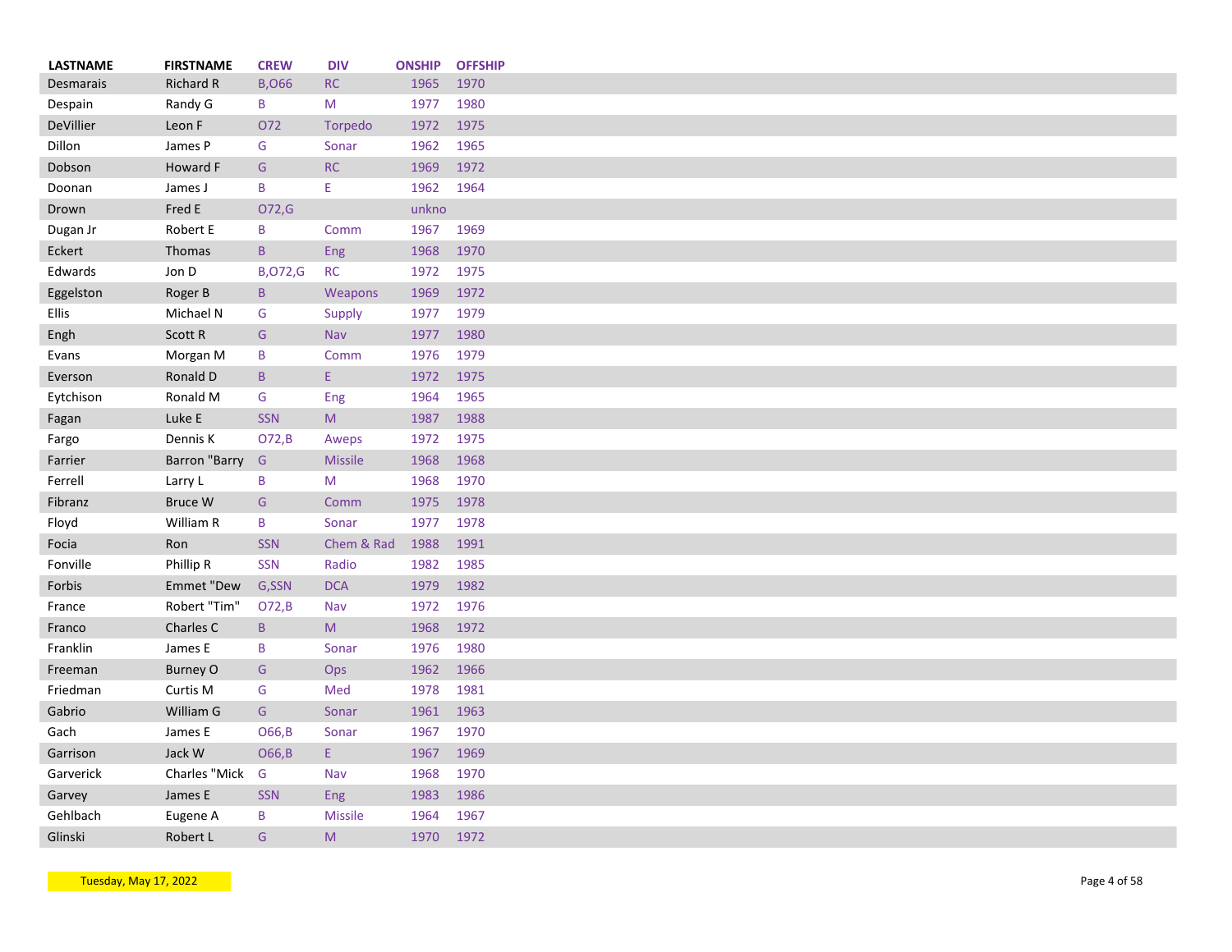| LASTNAME | FIRSTNAME | CREW | DIV | ONSHIP | OFFSHIP |
|---|---|---|---|---|---|
| Desmarais | Richard R | B,O66 | RC | 1965 | 1970 |
| Despain | Randy G | B | M | 1977 | 1980 |
| DeVillier | Leon F | O72 | Torpedo | 1972 | 1975 |
| Dillon | James P | G | Sonar | 1962 | 1965 |
| Dobson | Howard F | G | RC | 1969 | 1972 |
| Doonan | James J | B | E | 1962 | 1964 |
| Drown | Fred E | O72,G | | unkno | |
| Dugan Jr | Robert E | B | Comm | 1967 | 1969 |
| Eckert | Thomas | B | Eng | 1968 | 1970 |
| Edwards | Jon D | B,O72,G | RC | 1972 | 1975 |
| Eggelston | Roger B | B | Weapons | 1969 | 1972 |
| Ellis | Michael N | G | Supply | 1977 | 1979 |
| Engh | Scott R | G | Nav | 1977 | 1980 |
| Evans | Morgan M | B | Comm | 1976 | 1979 |
| Everson | Ronald D | B | E | 1972 | 1975 |
| Eytchison | Ronald M | G | Eng | 1964 | 1965 |
| Fagan | Luke E | SSN | M | 1987 | 1988 |
| Fargo | Dennis K | O72,B | Aweps | 1972 | 1975 |
| Farrier | Barron "Barry | G | Missile | 1968 | 1968 |
| Ferrell | Larry L | B | M | 1968 | 1970 |
| Fibranz | Bruce W | G | Comm | 1975 | 1978 |
| Floyd | William R | B | Sonar | 1977 | 1978 |
| Focia | Ron | SSN | Chem & Rad | 1988 | 1991 |
| Fonville | Phillip R | SSN | Radio | 1982 | 1985 |
| Forbis | Emmet "Dew | G,SSN | DCA | 1979 | 1982 |
| France | Robert "Tim" | O72,B | Nav | 1972 | 1976 |
| Franco | Charles C | B | M | 1968 | 1972 |
| Franklin | James E | B | Sonar | 1976 | 1980 |
| Freeman | Burney O | G | Ops | 1962 | 1966 |
| Friedman | Curtis M | G | Med | 1978 | 1981 |
| Gabrio | William G | G | Sonar | 1961 | 1963 |
| Gach | James E | O66,B | Sonar | 1967 | 1970 |
| Garrison | Jack W | O66,B | E | 1967 | 1969 |
| Garverick | Charles "Mick | G | Nav | 1968 | 1970 |
| Garvey | James E | SSN | Eng | 1983 | 1986 |
| Gehlbach | Eugene A | B | Missile | 1964 | 1967 |
| Glinski | Robert L | G | M | 1970 | 1972 |

Tuesday, May 17, 2022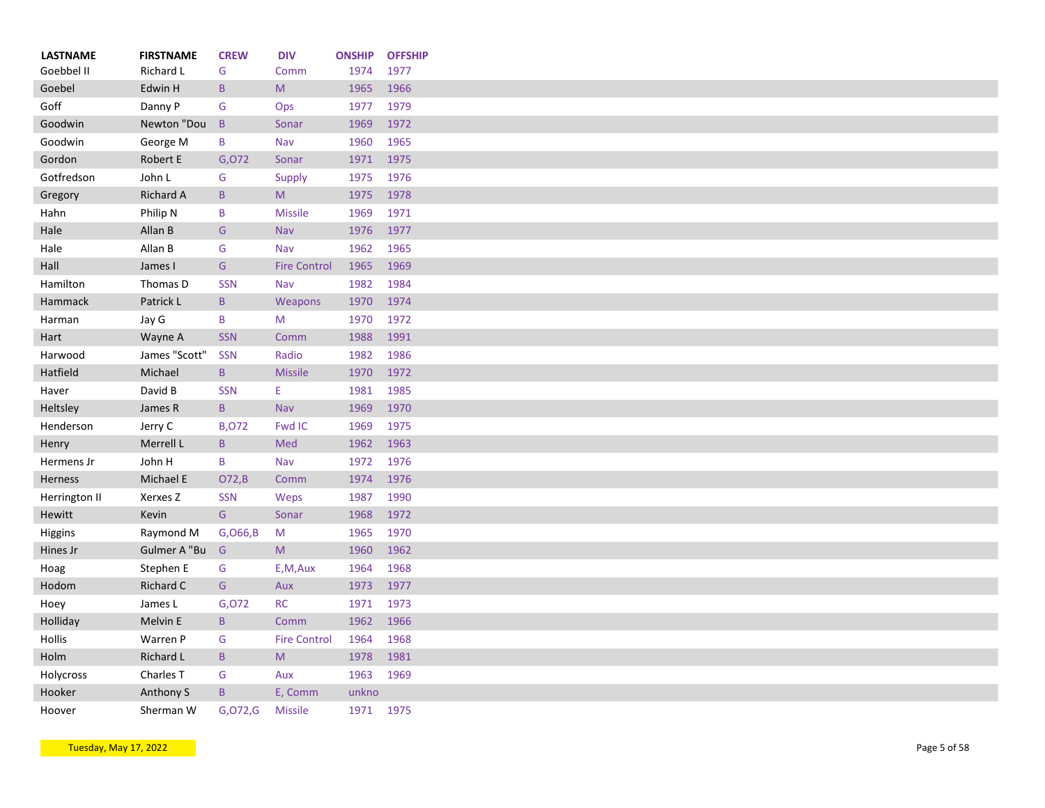| LASTNAME | FIRSTNAME | CREW | DIV | ONSHIP | OFFSHIP |
|---|---|---|---|---|---|
| Goebbel II | Richard L | G | Comm | 1974 | 1977 |
| Goebel | Edwin H | B | M | 1965 | 1966 |
| Goff | Danny P | G | Ops | 1977 | 1979 |
| Goodwin | Newton "Dou | B | Sonar | 1969 | 1972 |
| Goodwin | George M | B | Nav | 1960 | 1965 |
| Gordon | Robert E | G,O72 | Sonar | 1971 | 1975 |
| Gotfredson | John L | G | Supply | 1975 | 1976 |
| Gregory | Richard A | B | M | 1975 | 1978 |
| Hahn | Philip N | B | Missile | 1969 | 1971 |
| Hale | Allan B | G | Nav | 1976 | 1977 |
| Hale | Allan B | G | Nav | 1962 | 1965 |
| Hall | James I | G | Fire Control | 1965 | 1969 |
| Hamilton | Thomas D | SSN | Nav | 1982 | 1984 |
| Hammack | Patrick L | B | Weapons | 1970 | 1974 |
| Harman | Jay G | B | M | 1970 | 1972 |
| Hart | Wayne A | SSN | Comm | 1988 | 1991 |
| Harwood | James "Scott" | SSN | Radio | 1982 | 1986 |
| Hatfield | Michael | B | Missile | 1970 | 1972 |
| Haver | David B | SSN | E | 1981 | 1985 |
| Heltsley | James R | B | Nav | 1969 | 1970 |
| Henderson | Jerry C | B,O72 | Fwd IC | 1969 | 1975 |
| Henry | Merrell L | B | Med | 1962 | 1963 |
| Hermens Jr | John H | B | Nav | 1972 | 1976 |
| Herness | Michael E | O72,B | Comm | 1974 | 1976 |
| Herrington II | Xerxes Z | SSN | Weps | 1987 | 1990 |
| Hewitt | Kevin | G | Sonar | 1968 | 1972 |
| Higgins | Raymond M | G,O66,B | M | 1965 | 1970 |
| Hines Jr | Gulmer A "Bu | G | M | 1960 | 1962 |
| Hoag | Stephen E | G | E,M,Aux | 1964 | 1968 |
| Hodom | Richard C | G | Aux | 1973 | 1977 |
| Hoey | James L | G,O72 | RC | 1971 | 1973 |
| Holliday | Melvin E | B | Comm | 1962 | 1966 |
| Hollis | Warren P | G | Fire Control | 1964 | 1968 |
| Holm | Richard L | B | M | 1978 | 1981 |
| Holycross | Charles T | G | Aux | 1963 | 1969 |
| Hooker | Anthony S | B | E, Comm | unkno | |
| Hoover | Sherman W | G,O72,G | Missile | 1971 | 1975 |

Tuesday, May 17, 2022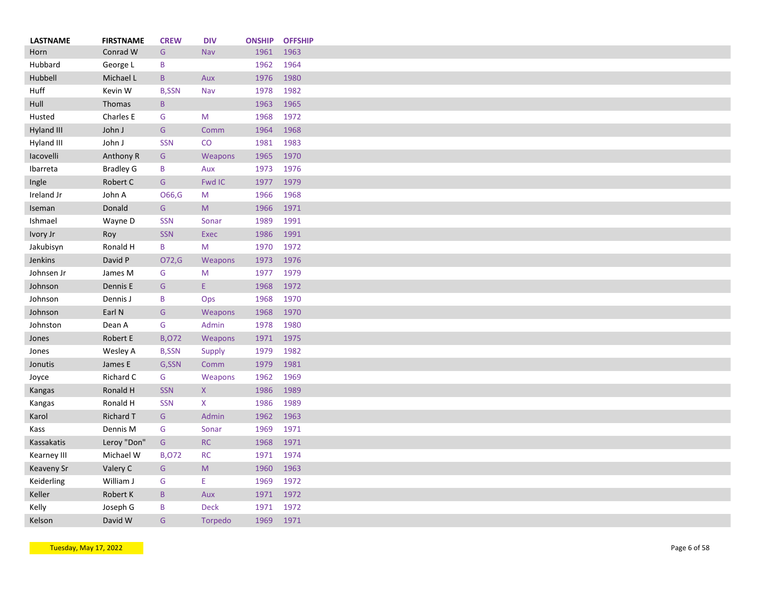| LASTNAME | FIRSTNAME | CREW | DIV | ONSHIP | OFFSHIP |
|---|---|---|---|---|---|
| Horn | Conrad W | G | Nav | 1961 | 1963 |
| Hubbard | George L | B | | 1962 | 1964 |
| Hubbell | Michael L | B | Aux | 1976 | 1980 |
| Huff | Kevin W | B,SSN | Nav | 1978 | 1982 |
| Hull | Thomas | B | | 1963 | 1965 |
| Husted | Charles E | G | M | 1968 | 1972 |
| Hyland III | John J | G | Comm | 1964 | 1968 |
| Hyland III | John J | SSN | CO | 1981 | 1983 |
| Iacovelli | Anthony R | G | Weapons | 1965 | 1970 |
| Ibarreta | Bradley G | B | Aux | 1973 | 1976 |
| Ingle | Robert C | G | Fwd IC | 1977 | 1979 |
| Ireland Jr | John A | O66,G | M | 1966 | 1968 |
| Iseman | Donald | G | M | 1966 | 1971 |
| Ishmael | Wayne D | SSN | Sonar | 1989 | 1991 |
| Ivory Jr | Roy | SSN | Exec | 1986 | 1991 |
| Jakubisyn | Ronald H | B | M | 1970 | 1972 |
| Jenkins | David P | O72,G | Weapons | 1973 | 1976 |
| Johnsen Jr | James M | G | M | 1977 | 1979 |
| Johnson | Dennis E | G | E | 1968 | 1972 |
| Johnson | Dennis J | B | Ops | 1968 | 1970 |
| Johnson | Earl N | G | Weapons | 1968 | 1970 |
| Johnston | Dean A | G | Admin | 1978 | 1980 |
| Jones | Robert E | B,O72 | Weapons | 1971 | 1975 |
| Jones | Wesley A | B,SSN | Supply | 1979 | 1982 |
| Jonutis | James E | G,SSN | Comm | 1979 | 1981 |
| Joyce | Richard C | G | Weapons | 1962 | 1969 |
| Kangas | Ronald H | SSN | X | 1986 | 1989 |
| Kangas | Ronald H | SSN | X | 1986 | 1989 |
| Karol | Richard T | G | Admin | 1962 | 1963 |
| Kass | Dennis M | G | Sonar | 1969 | 1971 |
| Kassakatis | Leroy "Don" | G | RC | 1968 | 1971 |
| Kearney III | Michael W | B,O72 | RC | 1971 | 1974 |
| Keaveny Sr | Valery C | G | M | 1960 | 1963 |
| Keiderling | William J | G | E | 1969 | 1972 |
| Keller | Robert K | B | Aux | 1971 | 1972 |
| Kelly | Joseph G | B | Deck | 1971 | 1972 |
| Kelson | David W | G | Torpedo | 1969 | 1971 |

Tuesday, May 17, 2022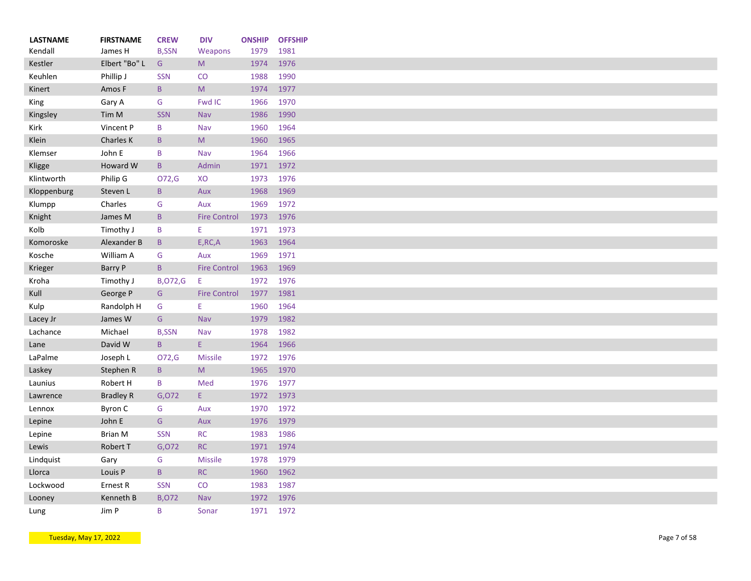| LASTNAME | FIRSTNAME | CREW | DIV | ONSHIP | OFFSHIP |
|---|---|---|---|---|---|
| Kendall | James H | B,SSN | Weapons | 1979 | 1981 |
| Kestler | Elbert "Bo" L | G | M | 1974 | 1976 |
| Keuhlen | Phillip J | SSN | CO | 1988 | 1990 |
| Kinert | Amos F | B | M | 1974 | 1977 |
| King | Gary A | G | Fwd IC | 1966 | 1970 |
| Kingsley | Tim M | SSN | Nav | 1986 | 1990 |
| Kirk | Vincent P | B | Nav | 1960 | 1964 |
| Klein | Charles K | B | M | 1960 | 1965 |
| Klemser | John E | B | Nav | 1964 | 1966 |
| Kligge | Howard W | B | Admin | 1971 | 1972 |
| Klintworth | Philip G | O72,G | XO | 1973 | 1976 |
| Kloppenburg | Steven L | B | Aux | 1968 | 1969 |
| Klumpp | Charles | G | Aux | 1969 | 1972 |
| Knight | James M | B | Fire Control | 1973 | 1976 |
| Kolb | Timothy J | B | E | 1971 | 1973 |
| Komoroske | Alexander B | B | E,RC,A | 1963 | 1964 |
| Kosche | William A | G | Aux | 1969 | 1971 |
| Krieger | Barry P | B | Fire Control | 1963 | 1969 |
| Kroha | Timothy J | B,O72,G | E | 1972 | 1976 |
| Kull | George P | G | Fire Control | 1977 | 1981 |
| Kulp | Randolph H | G | E | 1960 | 1964 |
| Lacey Jr | James W | G | Nav | 1979 | 1982 |
| Lachance | Michael | B,SSN | Nav | 1978 | 1982 |
| Lane | David W | B | E | 1964 | 1966 |
| LaPalme | Joseph L | O72,G | Missile | 1972 | 1976 |
| Laskey | Stephen R | B | M | 1965 | 1970 |
| Launius | Robert H | B | Med | 1976 | 1977 |
| Lawrence | Bradley R | G,O72 | E | 1972 | 1973 |
| Lennox | Byron C | G | Aux | 1970 | 1972 |
| Lepine | John E | G | Aux | 1976 | 1979 |
| Lepine | Brian M | SSN | RC | 1983 | 1986 |
| Lewis | Robert T | G,O72 | RC | 1971 | 1974 |
| Lindquist | Gary | G | Missile | 1978 | 1979 |
| Llorca | Louis P | B | RC | 1960 | 1962 |
| Lockwood | Ernest R | SSN | CO | 1983 | 1987 |
| Looney | Kenneth B | B,O72 | Nav | 1972 | 1976 |
| Lung | Jim P | B | Sonar | 1971 | 1972 |

Tuesday, May 17, 2022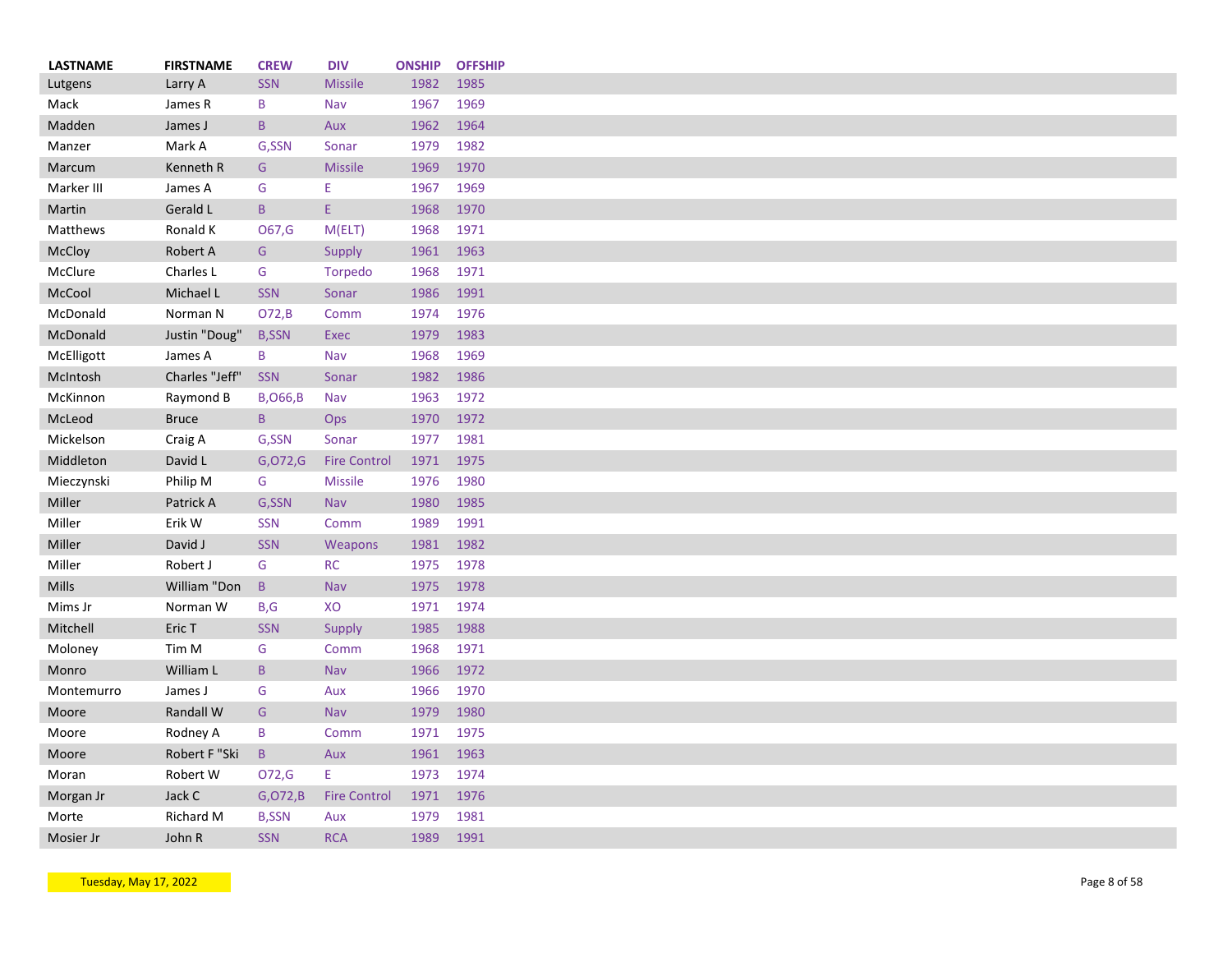| LASTNAME | FIRSTNAME | CREW | DIV | ONSHIP | OFFSHIP |
|---|---|---|---|---|---|
| Lutgens | Larry A | SSN | Missile | 1982 | 1985 |
| Mack | James R | B | Nav | 1967 | 1969 |
| Madden | James J | B | Aux | 1962 | 1964 |
| Manzer | Mark A | G,SSN | Sonar | 1979 | 1982 |
| Marcum | Kenneth R | G | Missile | 1969 | 1970 |
| Marker III | James A | G | E | 1967 | 1969 |
| Martin | Gerald L | B | E | 1968 | 1970 |
| Matthews | Ronald K | O67,G | M(ELT) | 1968 | 1971 |
| McCloy | Robert A | G | Supply | 1961 | 1963 |
| McClure | Charles L | G | Torpedo | 1968 | 1971 |
| McCool | Michael L | SSN | Sonar | 1986 | 1991 |
| McDonald | Norman N | O72,B | Comm | 1974 | 1976 |
| McDonald | Justin "Doug" | B,SSN | Exec | 1979 | 1983 |
| McElligott | James A | B | Nav | 1968 | 1969 |
| McIntosh | Charles "Jeff" | SSN | Sonar | 1982 | 1986 |
| McKinnon | Raymond B | B,O66,B | Nav | 1963 | 1972 |
| McLeod | Bruce | B | Ops | 1970 | 1972 |
| Mickelson | Craig A | G,SSN | Sonar | 1977 | 1981 |
| Middleton | David L | G,O72,G | Fire Control | 1971 | 1975 |
| Mieczynski | Philip M | G | Missile | 1976 | 1980 |
| Miller | Patrick A | G,SSN | Nav | 1980 | 1985 |
| Miller | Erik W | SSN | Comm | 1989 | 1991 |
| Miller | David J | SSN | Weapons | 1981 | 1982 |
| Miller | Robert J | G | RC | 1975 | 1978 |
| Mills | William "Don | B | Nav | 1975 | 1978 |
| Mims Jr | Norman W | B,G | XO | 1971 | 1974 |
| Mitchell | Eric T | SSN | Supply | 1985 | 1988 |
| Moloney | Tim M | G | Comm | 1968 | 1971 |
| Monro | William L | B | Nav | 1966 | 1972 |
| Montemurro | James J | G | Aux | 1966 | 1970 |
| Moore | Randall W | G | Nav | 1979 | 1980 |
| Moore | Rodney A | B | Comm | 1971 | 1975 |
| Moore | Robert F "Ski | B | Aux | 1961 | 1963 |
| Moran | Robert W | O72,G | E | 1973 | 1974 |
| Morgan Jr | Jack C | G,O72,B | Fire Control | 1971 | 1976 |
| Morte | Richard M | B,SSN | Aux | 1979 | 1981 |
| Mosier Jr | John R | SSN | RCA | 1989 | 1991 |

Tuesday, May 17, 2022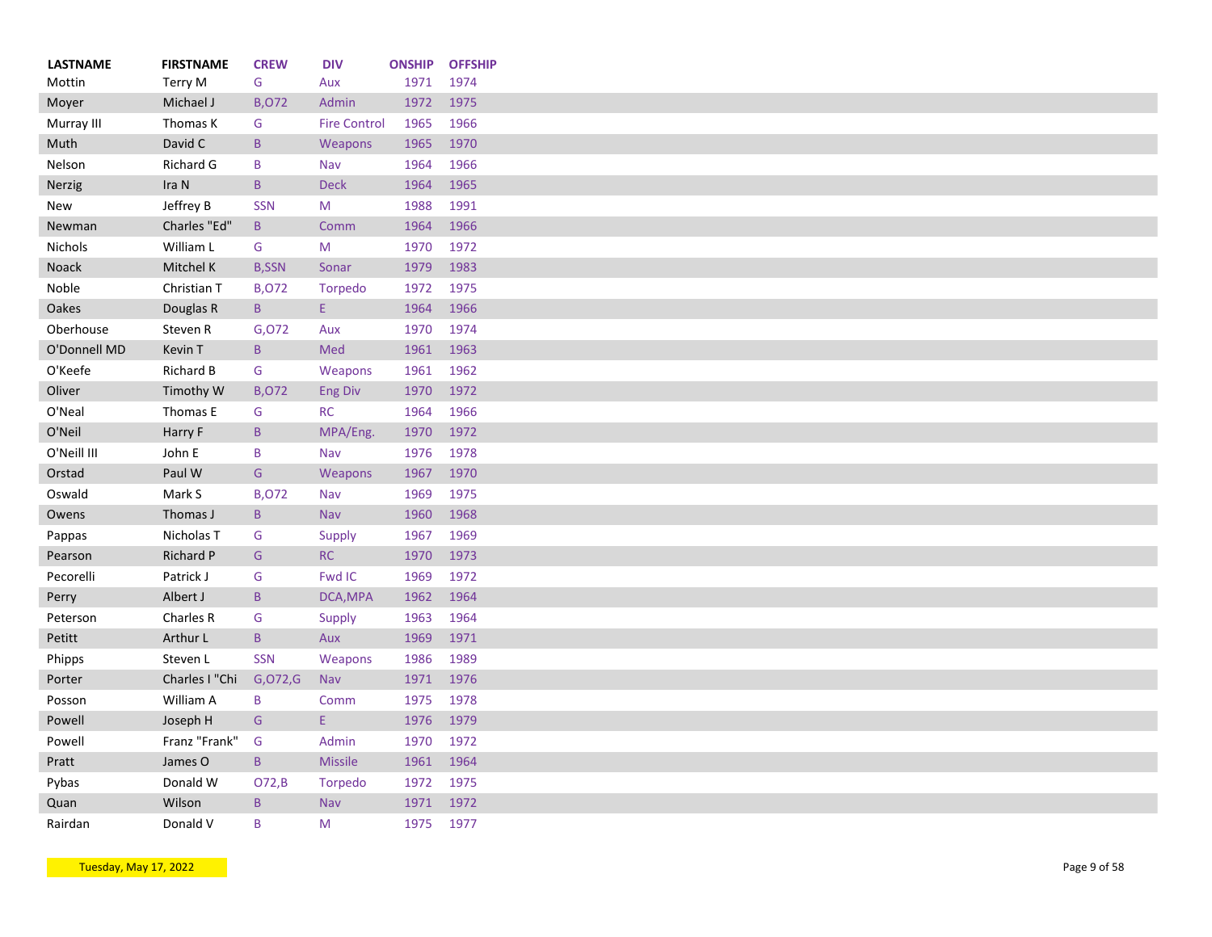| LASTNAME | FIRSTNAME | CREW | DIV | ONSHIP | OFFSHIP |
|---|---|---|---|---|---|
| Mottin | Terry M | G | Aux | 1971 | 1974 |
| Moyer | Michael J | B,O72 | Admin | 1972 | 1975 |
| Murray III | Thomas K | G | Fire Control | 1965 | 1966 |
| Muth | David C | B | Weapons | 1965 | 1970 |
| Nelson | Richard G | B | Nav | 1964 | 1966 |
| Nerzig | Ira N | B | Deck | 1964 | 1965 |
| New | Jeffrey B | SSN | M | 1988 | 1991 |
| Newman | Charles "Ed" | B | Comm | 1964 | 1966 |
| Nichols | William L | G | M | 1970 | 1972 |
| Noack | Mitchel K | B,SSN | Sonar | 1979 | 1983 |
| Noble | Christian T | B,O72 | Torpedo | 1972 | 1975 |
| Oakes | Douglas R | B | E | 1964 | 1966 |
| Oberhouse | Steven R | G,O72 | Aux | 1970 | 1974 |
| O'Donnell MD | Kevin T | B | Med | 1961 | 1963 |
| O'Keefe | Richard B | G | Weapons | 1961 | 1962 |
| Oliver | Timothy W | B,O72 | Eng Div | 1970 | 1972 |
| O'Neal | Thomas E | G | RC | 1964 | 1966 |
| O'Neil | Harry F | B | MPA/Eng. | 1970 | 1972 |
| O'Neill III | John E | B | Nav | 1976 | 1978 |
| Orstad | Paul W | G | Weapons | 1967 | 1970 |
| Oswald | Mark S | B,O72 | Nav | 1969 | 1975 |
| Owens | Thomas J | B | Nav | 1960 | 1968 |
| Pappas | Nicholas T | G | Supply | 1967 | 1969 |
| Pearson | Richard P | G | RC | 1970 | 1973 |
| Pecorelli | Patrick J | G | Fwd IC | 1969 | 1972 |
| Perry | Albert J | B | DCA,MPA | 1962 | 1964 |
| Peterson | Charles R | G | Supply | 1963 | 1964 |
| Petitt | Arthur L | B | Aux | 1969 | 1971 |
| Phipps | Steven L | SSN | Weapons | 1986 | 1989 |
| Porter | Charles I "Chi | G,O72,G | Nav | 1971 | 1976 |
| Posson | William A | B | Comm | 1975 | 1978 |
| Powell | Joseph H | G | E | 1976 | 1979 |
| Powell | Franz "Frank" | G | Admin | 1970 | 1972 |
| Pratt | James O | B | Missile | 1961 | 1964 |
| Pybas | Donald W | O72,B | Torpedo | 1972 | 1975 |
| Quan | Wilson | B | Nav | 1971 | 1972 |
| Rairdan | Donald V | B | M | 1975 | 1977 |

Tuesday, May 17, 2022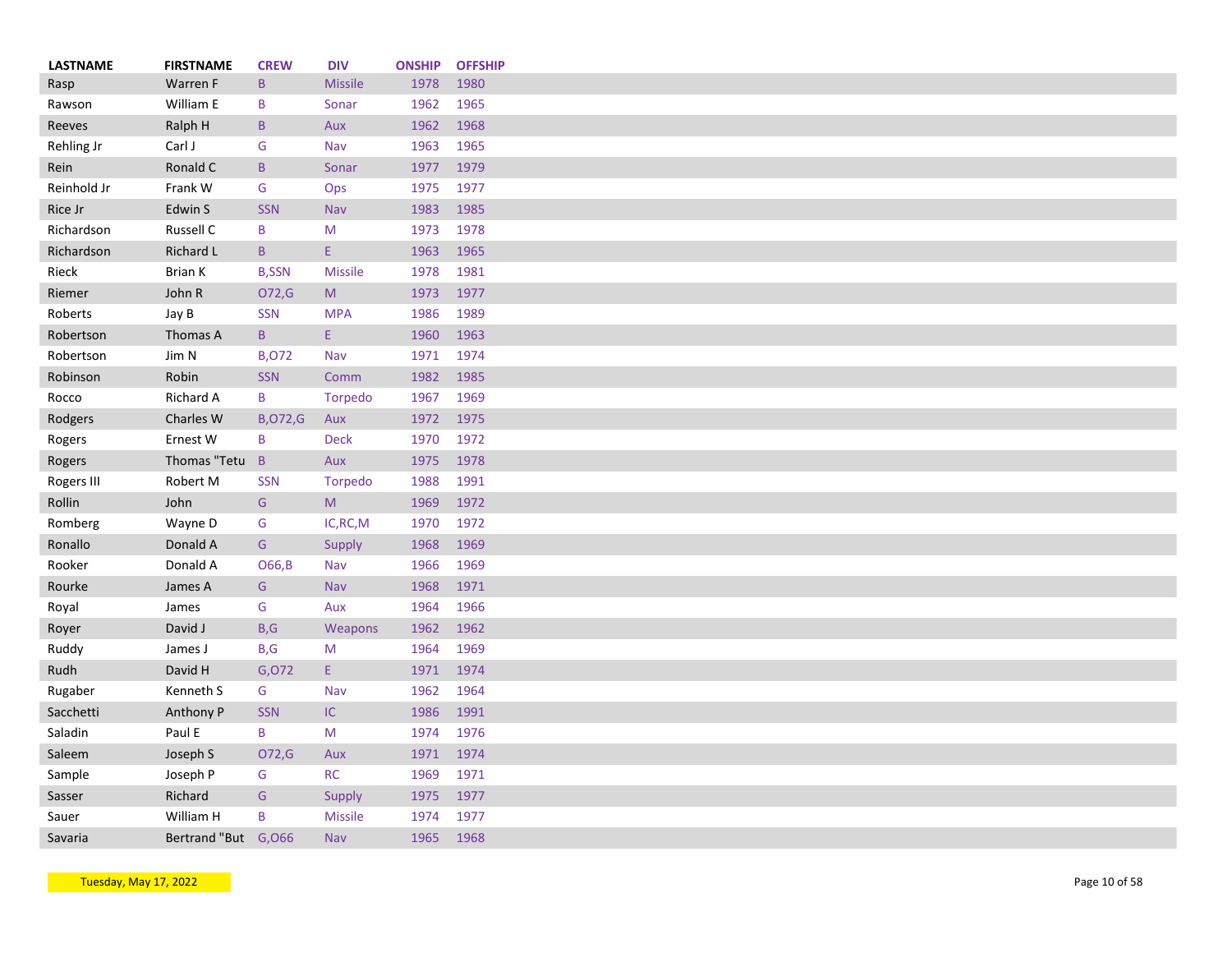| LASTNAME | FIRSTNAME | CREW | DIV | ONSHIP | OFFSHIP |
|---|---|---|---|---|---|
| Rasp | Warren F | B | Missile | 1978 | 1980 |
| Rawson | William E | B | Sonar | 1962 | 1965 |
| Reeves | Ralph H | B | Aux | 1962 | 1968 |
| Rehling Jr | Carl J | G | Nav | 1963 | 1965 |
| Rein | Ronald C | B | Sonar | 1977 | 1979 |
| Reinhold Jr | Frank W | G | Ops | 1975 | 1977 |
| Rice Jr | Edwin S | SSN | Nav | 1983 | 1985 |
| Richardson | Russell C | B | M | 1973 | 1978 |
| Richardson | Richard L | B | E | 1963 | 1965 |
| Rieck | Brian K | B,SSN | Missile | 1978 | 1981 |
| Riemer | John R | O72,G | M | 1973 | 1977 |
| Roberts | Jay B | SSN | MPA | 1986 | 1989 |
| Robertson | Thomas A | B | E | 1960 | 1963 |
| Robertson | Jim N | B,O72 | Nav | 1971 | 1974 |
| Robinson | Robin | SSN | Comm | 1982 | 1985 |
| Rocco | Richard A | B | Torpedo | 1967 | 1969 |
| Rodgers | Charles W | B,O72,G | Aux | 1972 | 1975 |
| Rogers | Ernest W | B | Deck | 1970 | 1972 |
| Rogers | Thomas "Tetu | B | Aux | 1975 | 1978 |
| Rogers III | Robert M | SSN | Torpedo | 1988 | 1991 |
| Rollin | John | G | M | 1969 | 1972 |
| Romberg | Wayne D | G | IC,RC,M | 1970 | 1972 |
| Ronallo | Donald A | G | Supply | 1968 | 1969 |
| Rooker | Donald A | O66,B | Nav | 1966 | 1969 |
| Rourke | James A | G | Nav | 1968 | 1971 |
| Royal | James | G | Aux | 1964 | 1966 |
| Royer | David J | B,G | Weapons | 1962 | 1962 |
| Ruddy | James J | B,G | M | 1964 | 1969 |
| Rudh | David H | G,O72 | E | 1971 | 1974 |
| Rugaber | Kenneth S | G | Nav | 1962 | 1964 |
| Sacchetti | Anthony P | SSN | IC | 1986 | 1991 |
| Saladin | Paul E | B | M | 1974 | 1976 |
| Saleem | Joseph S | O72,G | Aux | 1971 | 1974 |
| Sample | Joseph P | G | RC | 1969 | 1971 |
| Sasser | Richard | G | Supply | 1975 | 1977 |
| Sauer | William H | B | Missile | 1974 | 1977 |
| Savaria | Bertrand "But | G,O66 | Nav | 1965 | 1968 |

Tuesday, May 17, 2022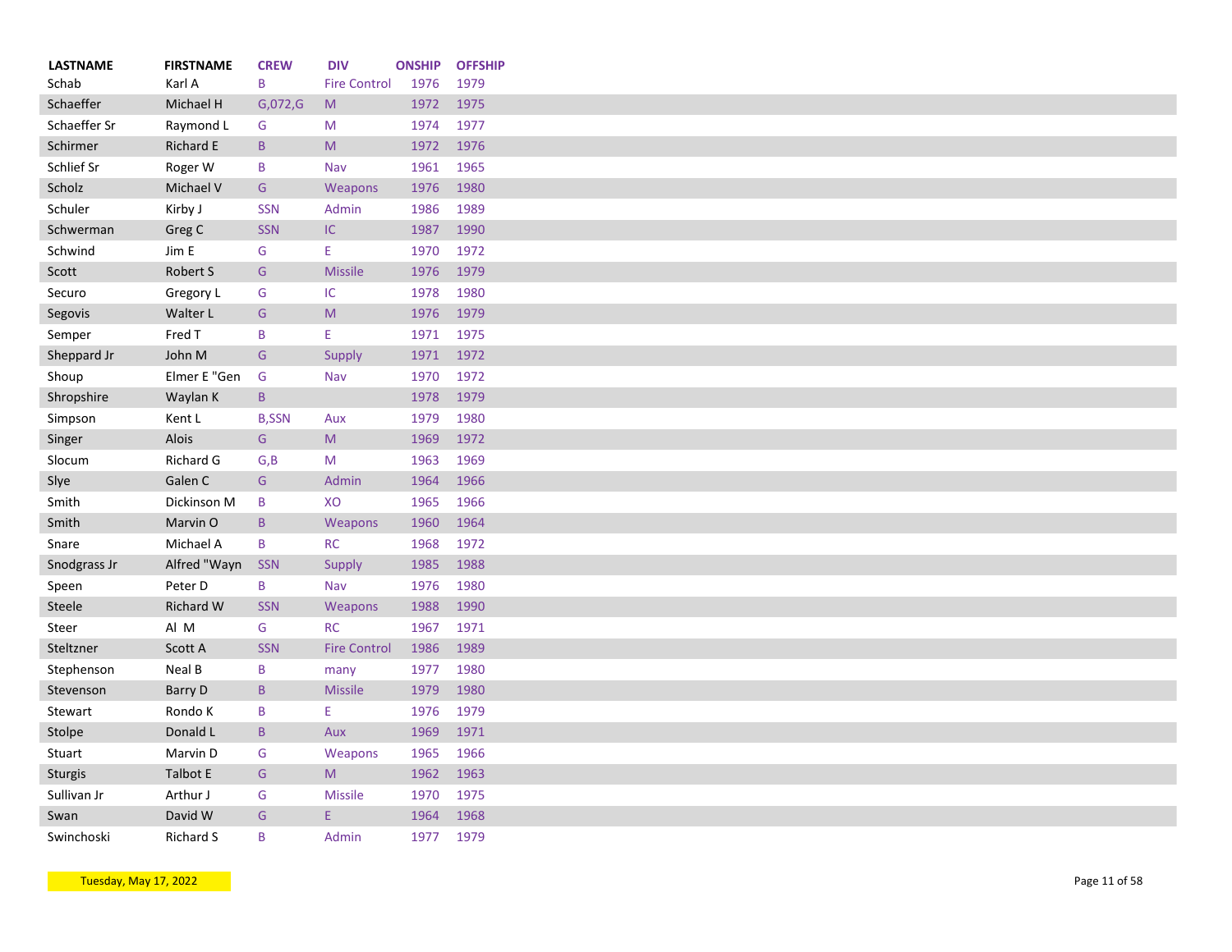| LASTNAME | FIRSTNAME | CREW | DIV | ONSHIP | OFFSHIP |
|---|---|---|---|---|---|
| Schab | Karl A | B | Fire Control | 1976 | 1979 |
| Schaeffer | Michael H | G,072,G | M | 1972 | 1975 |
| Schaeffer Sr | Raymond L | G | M | 1974 | 1977 |
| Schirmer | Richard E | B | M | 1972 | 1976 |
| Schlief Sr | Roger W | B | Nav | 1961 | 1965 |
| Scholz | Michael V | G | Weapons | 1976 | 1980 |
| Schuler | Kirby J | SSN | Admin | 1986 | 1989 |
| Schwerman | Greg C | SSN | IC | 1987 | 1990 |
| Schwind | Jim E | G | E | 1970 | 1972 |
| Scott | Robert S | G | Missile | 1976 | 1979 |
| Securo | Gregory L | G | IC | 1978 | 1980 |
| Segovis | Walter L | G | M | 1976 | 1979 |
| Semper | Fred T | B | E | 1971 | 1975 |
| Sheppard Jr | John M | G | Supply | 1971 | 1972 |
| Shoup | Elmer E "Gen | G | Nav | 1970 | 1972 |
| Shropshire | Waylan K | B | | 1978 | 1979 |
| Simpson | Kent L | B,SSN | Aux | 1979 | 1980 |
| Singer | Alois | G | M | 1969 | 1972 |
| Slocum | Richard G | G,B | M | 1963 | 1969 |
| Slye | Galen C | G | Admin | 1964 | 1966 |
| Smith | Dickinson M | B | XO | 1965 | 1966 |
| Smith | Marvin O | B | Weapons | 1960 | 1964 |
| Snare | Michael A | B | RC | 1968 | 1972 |
| Snodgrass Jr | Alfred "Wayn | SSN | Supply | 1985 | 1988 |
| Speen | Peter D | B | Nav | 1976 | 1980 |
| Steele | Richard W | SSN | Weapons | 1988 | 1990 |
| Steer | Al M | G | RC | 1967 | 1971 |
| Steltzner | Scott A | SSN | Fire Control | 1986 | 1989 |
| Stephenson | Neal B | B | many | 1977 | 1980 |
| Stevenson | Barry D | B | Missile | 1979 | 1980 |
| Stewart | Rondo K | B | E | 1976 | 1979 |
| Stolpe | Donald L | B | Aux | 1969 | 1971 |
| Stuart | Marvin D | G | Weapons | 1965 | 1966 |
| Sturgis | Talbot E | G | M | 1962 | 1963 |
| Sullivan Jr | Arthur J | G | Missile | 1970 | 1975 |
| Swan | David W | G | E | 1964 | 1968 |
| Swinchoski | Richard S | B | Admin | 1977 | 1979 |

Tuesday, May 17, 2022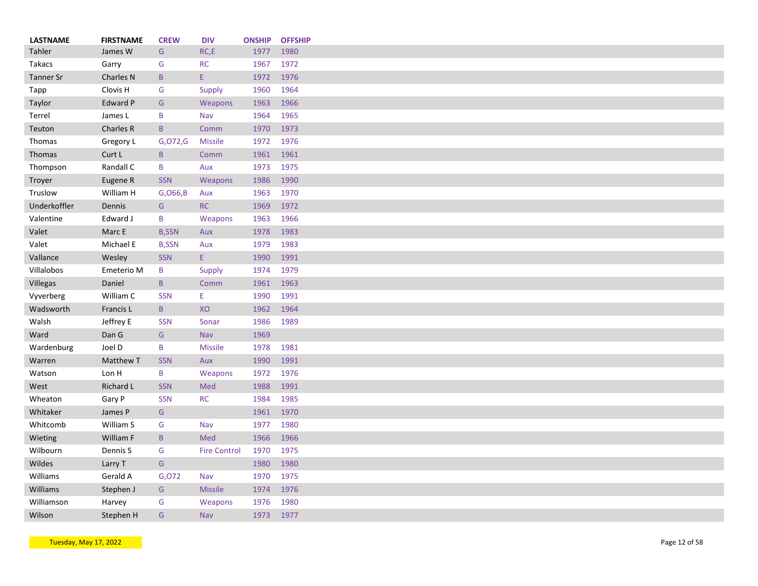| LASTNAME | FIRSTNAME | CREW | DIV | ONSHIP | OFFSHIP |
|---|---|---|---|---|---|
| Tahler | James W | G | RC,E | 1977 | 1980 |
| Takacs | Garry | G | RC | 1967 | 1972 |
| Tanner Sr | Charles N | B | E | 1972 | 1976 |
| Tapp | Clovis H | G | Supply | 1960 | 1964 |
| Taylor | Edward P | G | Weapons | 1963 | 1966 |
| Terrel | James L | B | Nav | 1964 | 1965 |
| Teuton | Charles R | B | Comm | 1970 | 1973 |
| Thomas | Gregory L | G,O72,G | Missile | 1972 | 1976 |
| Thomas | Curt L | B | Comm | 1961 | 1961 |
| Thompson | Randall C | B | Aux | 1973 | 1975 |
| Troyer | Eugene R | SSN | Weapons | 1986 | 1990 |
| Truslow | William H | G,O66,B | Aux | 1963 | 1970 |
| Underkoffler | Dennis | G | RC | 1969 | 1972 |
| Valentine | Edward J | B | Weapons | 1963 | 1966 |
| Valet | Marc E | B,SSN | Aux | 1978 | 1983 |
| Valet | Michael E | B,SSN | Aux | 1979 | 1983 |
| Vallance | Wesley | SSN | E | 1990 | 1991 |
| Villalobos | Emeterio M | B | Supply | 1974 | 1979 |
| Villegas | Daniel | B | Comm | 1961 | 1963 |
| Vyverberg | William C | SSN | E | 1990 | 1991 |
| Wadsworth | Francis L | B | XO | 1962 | 1964 |
| Walsh | Jeffrey E | SSN | Sonar | 1986 | 1989 |
| Ward | Dan G | G | Nav | 1969 | |
| Wardenburg | Joel D | B | Missile | 1978 | 1981 |
| Warren | Matthew T | SSN | Aux | 1990 | 1991 |
| Watson | Lon H | B | Weapons | 1972 | 1976 |
| West | Richard L | SSN | Med | 1988 | 1991 |
| Wheaton | Gary P | SSN | RC | 1984 | 1985 |
| Whitaker | James P | G | | 1961 | 1970 |
| Whitcomb | William S | G | Nav | 1977 | 1980 |
| Wieting | William F | B | Med | 1966 | 1966 |
| Wilbourn | Dennis S | G | Fire Control | 1970 | 1975 |
| Wildes | Larry T | G | | 1980 | 1980 |
| Williams | Gerald A | G,O72 | Nav | 1970 | 1975 |
| Williams | Stephen J | G | Missile | 1974 | 1976 |
| Williamson | Harvey | G | Weapons | 1976 | 1980 |
| Wilson | Stephen H | G | Nav | 1973 | 1977 |

Tuesday, May 17, 2022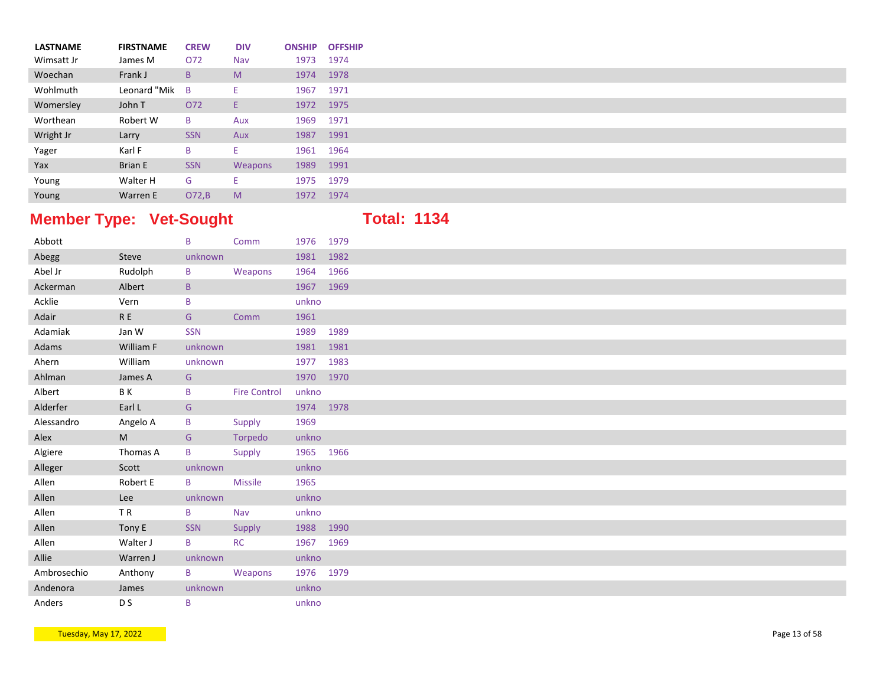| LASTNAME | FIRSTNAME | CREW | DIV | ONSHIP | OFFSHIP |
|---|---|---|---|---|---|
| Wimsatt Jr | James M | O72 | Nav | 1973 | 1974 |
| Woechan | Frank J | B | M | 1974 | 1978 |
| Wohlmuth | Leonard "Mik | B | E | 1967 | 1971 |
| Womersley | John T | O72 | E | 1972 | 1975 |
| Worthean | Robert W | B | Aux | 1969 | 1971 |
| Wright Jr | Larry | SSN | Aux | 1987 | 1991 |
| Yager | Karl F | B | E | 1961 | 1964 |
| Yax | Brian E | SSN | Weapons | 1989 | 1991 |
| Young | Walter H | G | E | 1975 | 1979 |
| Young | Warren E | O72,B | M | 1972 | 1974 |

## Member Type: Vet-Sought

**Total: 1134**

| LASTNAME | FIRSTNAME | CREW | DIV | ONSHIP | OFFSHIP |
|---|---|---|---|---|---|
| Abbott | | B | Comm | 1976 | 1979 |
| Abegg | Steve | unknown | | 1981 | 1982 |
| Abel Jr | Rudolph | B | Weapons | 1964 | 1966 |
| Ackerman | Albert | B | | 1967 | 1969 |
| Acklie | Vern | B | | unkno | |
| Adair | R E | G | Comm | 1961 | |
| Adamiak | Jan W | SSN | | 1989 | 1989 |
| Adams | William F | unknown | | 1981 | 1981 |
| Ahern | William | unknown | | 1977 | 1983 |
| Ahlman | James A | G | | 1970 | 1970 |
| Albert | B K | B | Fire Control | unkno | |
| Alderfer | Earl L | G | | 1974 | 1978 |
| Alessandro | Angelo A | B | Supply | 1969 | |
| Alex | M | G | Torpedo | unkno | |
| Algiere | Thomas A | B | Supply | 1965 | 1966 |
| Alleger | Scott | unknown | | unkno | |
| Allen | Robert E | B | Missile | 1965 | |
| Allen | Lee | unknown | | unkno | |
| Allen | T R | B | Nav | unkno | |
| Allen | Tony E | SSN | Supply | 1988 | 1990 |
| Allen | Walter J | B | RC | 1967 | 1969 |
| Allie | Warren J | unknown | | unkno | |
| Ambrosechio | Anthony | B | Weapons | 1976 | 1979 |
| Andenora | James | unknown | | unkno | |
| Anders | D S | B | | unkno | |

Tuesday, May 17, 2022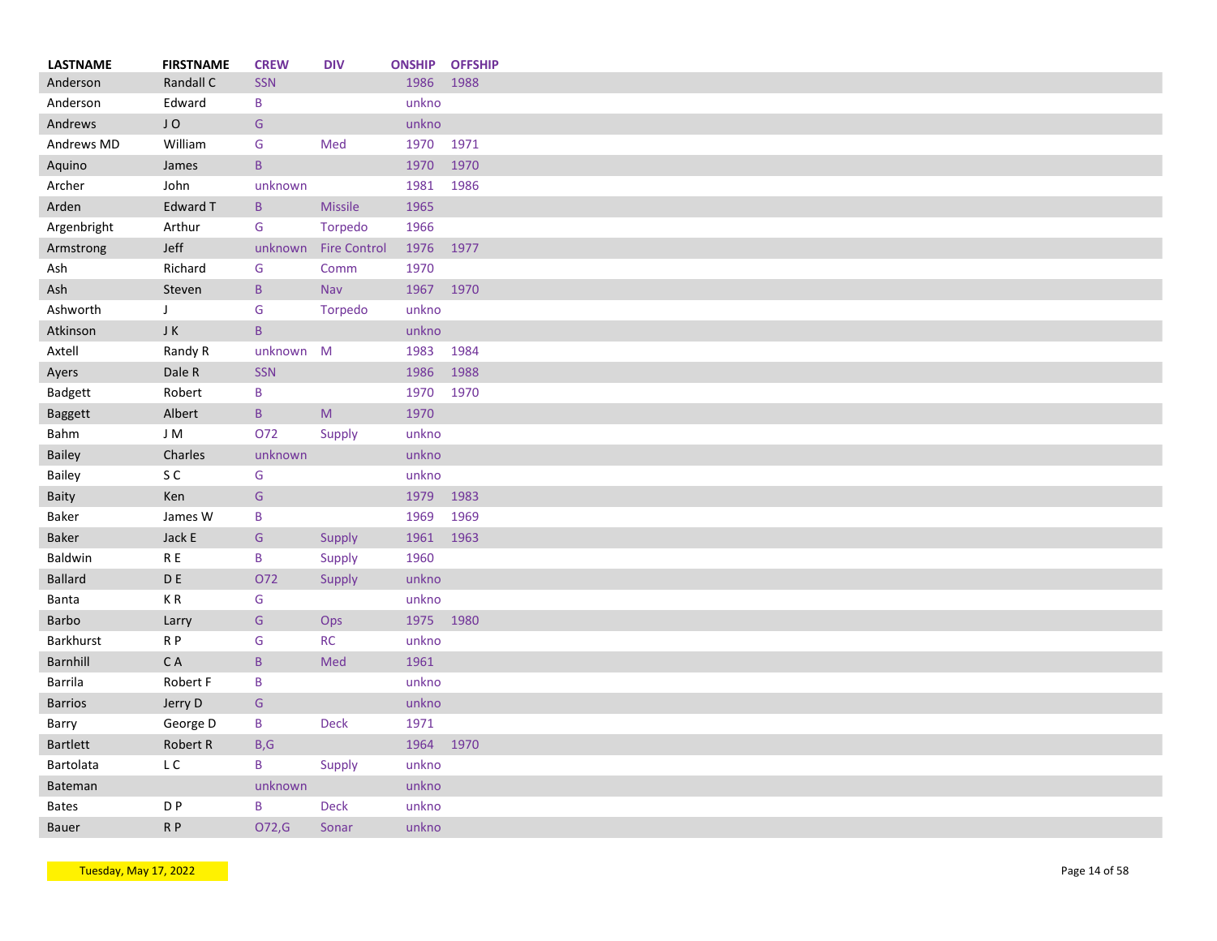| LASTNAME | FIRSTNAME | CREW | DIV | ONSHIP | OFFSHIP |
|---|---|---|---|---|---|
| Anderson | Randall C | SSN | | 1986 | 1988 |
| Anderson | Edward | B | | unkno | |
| Andrews | J O | G | | unkno | |
| Andrews MD | William | G | Med | 1970 | 1971 |
| Aquino | James | B | | 1970 | 1970 |
| Archer | John | unknown | | 1981 | 1986 |
| Arden | Edward T | B | Missile | 1965 | |
| Argenbright | Arthur | G | Torpedo | 1966 | |
| Armstrong | Jeff | unknown | Fire Control | 1976 | 1977 |
| Ash | Richard | G | Comm | 1970 | |
| Ash | Steven | B | Nav | 1967 | 1970 |
| Ashworth | J | G | Torpedo | unkno | |
| Atkinson | J K | B | | unkno | |
| Axtell | Randy R | unknown | M | 1983 | 1984 |
| Ayers | Dale R | SSN | | 1986 | 1988 |
| Badgett | Robert | B | | 1970 | 1970 |
| Baggett | Albert | B | M | 1970 | |
| Bahm | J M | O72 | Supply | unkno | |
| Bailey | Charles | unknown | | unkno | |
| Bailey | S C | G | | unkno | |
| Baity | Ken | G | | 1979 | 1983 |
| Baker | James W | B | | 1969 | 1969 |
| Baker | Jack E | G | Supply | 1961 | 1963 |
| Baldwin | R E | B | Supply | 1960 | |
| Ballard | D E | O72 | Supply | unkno | |
| Banta | K R | G | | unkno | |
| Barbo | Larry | G | Ops | 1975 | 1980 |
| Barkhurst | R P | G | RC | unkno | |
| Barnhill | C A | B | Med | 1961 | |
| Barrila | Robert F | B | | unkno | |
| Barrios | Jerry D | G | | unkno | |
| Barry | George D | B | Deck | 1971 | |
| Bartlett | Robert R | B,G | | 1964 | 1970 |
| Bartolata | L C | B | Supply | unkno | |
| Bateman | | unknown | | unkno | |
| Bates | D P | B | Deck | unkno | |
| Bauer | R P | O72,G | Sonar | unkno | |

Tuesday, May 17, 2022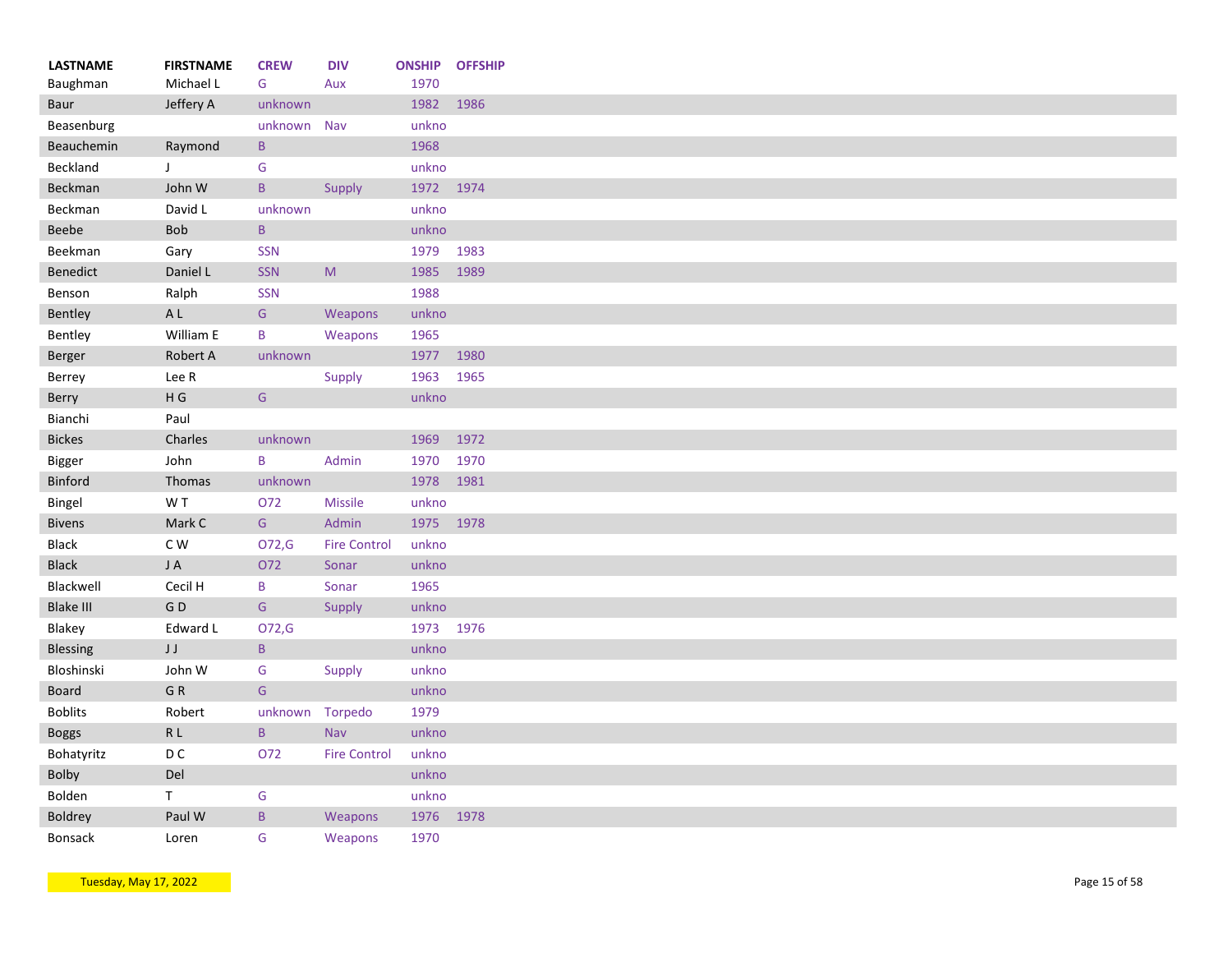| LASTNAME | FIRSTNAME | CREW | DIV | ONSHIP | OFFSHIP |
|---|---|---|---|---|---|
| Baughman | Michael L | G | Aux | 1970 | |
| Baur | Jeffery A | unknown | | 1982 | 1986 |
| Beasenburg | | unknown | Nav | unkno | |
| Beauchemin | Raymond | B | | 1968 | |
| Beckland | J | G | | unkno | |
| Beckman | John W | B | Supply | 1972 | 1974 |
| Beckman | David L | unknown | | unkno | |
| Beebe | Bob | B | | unkno | |
| Beekman | Gary | SSN | | 1979 | 1983 |
| Benedict | Daniel L | SSN | M | 1985 | 1989 |
| Benson | Ralph | SSN | | 1988 | |
| Bentley | A L | G | Weapons | unkno | |
| Bentley | William E | B | Weapons | 1965 | |
| Berger | Robert A | unknown | | 1977 | 1980 |
| Berrey | Lee R | | Supply | 1963 | 1965 |
| Berry | H G | G | | unkno | |
| Bianchi | Paul | | | | |
| Bickes | Charles | unknown | | 1969 | 1972 |
| Bigger | John | B | Admin | 1970 | 1970 |
| Binford | Thomas | unknown | | 1978 | 1981 |
| Bingel | W T | O72 | Missile | unkno | |
| Bivens | Mark C | G | Admin | 1975 | 1978 |
| Black | C W | O72,G | Fire Control | unkno | |
| Black | J A | O72 | Sonar | unkno | |
| Blackwell | Cecil H | B | Sonar | 1965 | |
| Blake III | G D | G | Supply | unkno | |
| Blakey | Edward L | O72,G | | 1973 | 1976 |
| Blessing | J J | B | | unkno | |
| Bloshinski | John W | G | Supply | unkno | |
| Board | G R | G | | unkno | |
| Boblits | Robert | unknown | Torpedo | 1979 | |
| Boggs | R L | B | Nav | unkno | |
| Bohatyritz | D C | O72 | Fire Control | unkno | |
| Bolby | Del | | | unkno | |
| Bolden | T | G | | unkno | |
| Boldrey | Paul W | B | Weapons | 1976 | 1978 |
| Bonsack | Loren | G | Weapons | 1970 | |

Tuesday, May 17, 2022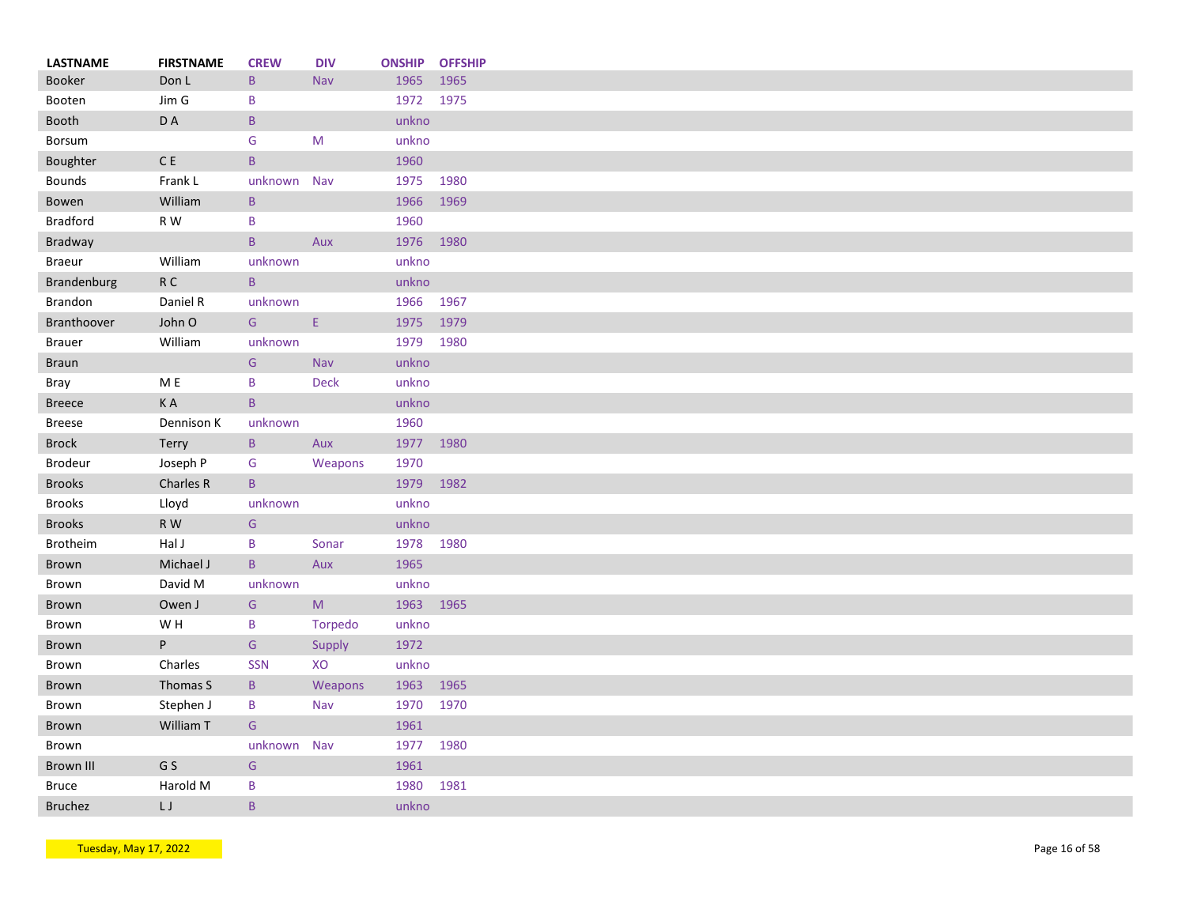| LASTNAME | FIRSTNAME | CREW | DIV | ONSHIP | OFFSHIP |
|---|---|---|---|---|---|
| Booker | Don L | B | Nav | 1965 | 1965 |
| Booten | Jim G | B | | 1972 | 1975 |
| Booth | D A | B | | unkno | |
| Borsum | | G | M | unkno | |
| Boughter | C E | B | | 1960 | |
| Bounds | Frank L | unknown | Nav | 1975 | 1980 |
| Bowen | William | B | | 1966 | 1969 |
| Bradford | R W | B | | 1960 | |
| Bradway | | B | Aux | 1976 | 1980 |
| Braeur | William | unknown | | unkno | |
| Brandenburg | R C | B | | unkno | |
| Brandon | Daniel R | unknown | | 1966 | 1967 |
| Branthoover | John O | G | E | 1975 | 1979 |
| Brauer | William | unknown | | 1979 | 1980 |
| Braun | | G | Nav | unkno | |
| Bray | M E | B | Deck | unkno | |
| Breece | K A | B | | unkno | |
| Breese | Dennison K | unknown | | 1960 | |
| Brock | Terry | B | Aux | 1977 | 1980 |
| Brodeur | Joseph P | G | Weapons | 1970 | |
| Brooks | Charles R | B | | 1979 | 1982 |
| Brooks | Lloyd | unknown | | unkno | |
| Brooks | R W | G | | unkno | |
| Brotheim | Hal J | B | Sonar | 1978 | 1980 |
| Brown | Michael J | B | Aux | 1965 | |
| Brown | David M | unknown | | unkno | |
| Brown | Owen J | G | M | 1963 | 1965 |
| Brown | W H | B | Torpedo | unkno | |
| Brown | P | G | Supply | 1972 | |
| Brown | Charles | SSN | XO | unkno | |
| Brown | Thomas S | B | Weapons | 1963 | 1965 |
| Brown | Stephen J | B | Nav | 1970 | 1970 |
| Brown | William T | G | | 1961 | |
| Brown | | unknown | Nav | 1977 | 1980 |
| Brown III | G S | G | | 1961 | |
| Bruce | Harold M | B | | 1980 | 1981 |
| Bruchez | L J | B | | unkno | |

Tuesday, May 17, 2022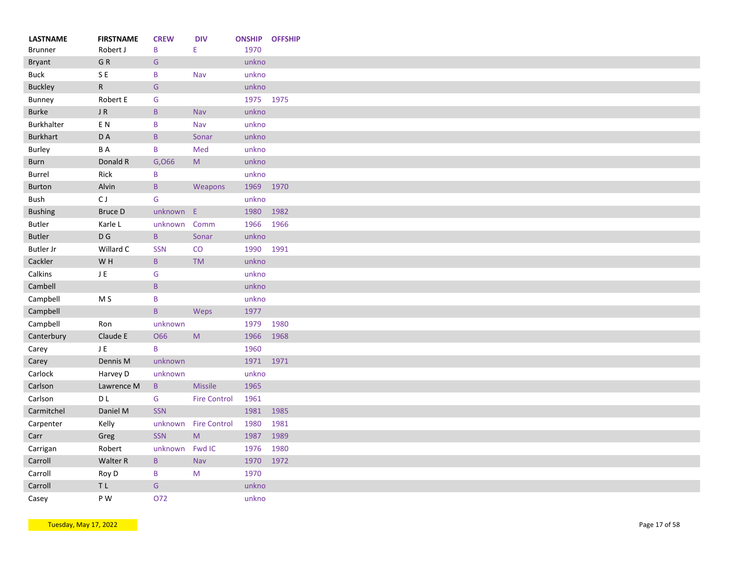| LASTNAME | FIRSTNAME | CREW | DIV | ONSHIP | OFFSHIP |
|---|---|---|---|---|---|
| Brunner | Robert J | B | E | 1970 | |
| Bryant | G R | G | | unkno | |
| Buck | S E | B | Nav | unkno | |
| Buckley | R | G | | unkno | |
| Bunney | Robert E | G | | 1975 | 1975 |
| Burke | J R | B | Nav | unkno | |
| Burkhalter | E N | B | Nav | unkno | |
| Burkhart | D A | B | Sonar | unkno | |
| Burley | B A | B | Med | unkno | |
| Burn | Donald R | G,O66 | M | unkno | |
| Burrel | Rick | B | | unkno | |
| Burton | Alvin | B | Weapons | 1969 | 1970 |
| Bush | C J | G | | unkno | |
| Bushing | Bruce D | unknown | E | 1980 | 1982 |
| Butler | Karle L | unknown | Comm | 1966 | 1966 |
| Butler | D G | B | Sonar | unkno | |
| Butler Jr | Willard C | SSN | CO | 1990 | 1991 |
| Cackler | W H | B | TM | unkno | |
| Calkins | J E | G | | unkno | |
| Cambell | | B | | unkno | |
| Campbell | M S | B | | unkno | |
| Campbell | | B | Weps | 1977 | |
| Campbell | Ron | unknown | | 1979 | 1980 |
| Canterbury | Claude E | O66 | M | 1966 | 1968 |
| Carey | J E | B | | 1960 | |
| Carey | Dennis M | unknown | | 1971 | 1971 |
| Carlock | Harvey D | unknown | | unkno | |
| Carlson | Lawrence M | B | Missile | 1965 | |
| Carlson | D L | G | Fire Control | 1961 | |
| Carmitchel | Daniel M | SSN | | 1981 | 1985 |
| Carpenter | Kelly | unknown | Fire Control | 1980 | 1981 |
| Carr | Greg | SSN | M | 1987 | 1989 |
| Carrigan | Robert | unknown | Fwd IC | 1976 | 1980 |
| Carroll | Walter R | B | Nav | 1970 | 1972 |
| Carroll | Roy D | B | M | 1970 | |
| Carroll | T L | G | | unkno | |
| Casey | P W | O72 | | unkno | |

Tuesday, May 17, 2022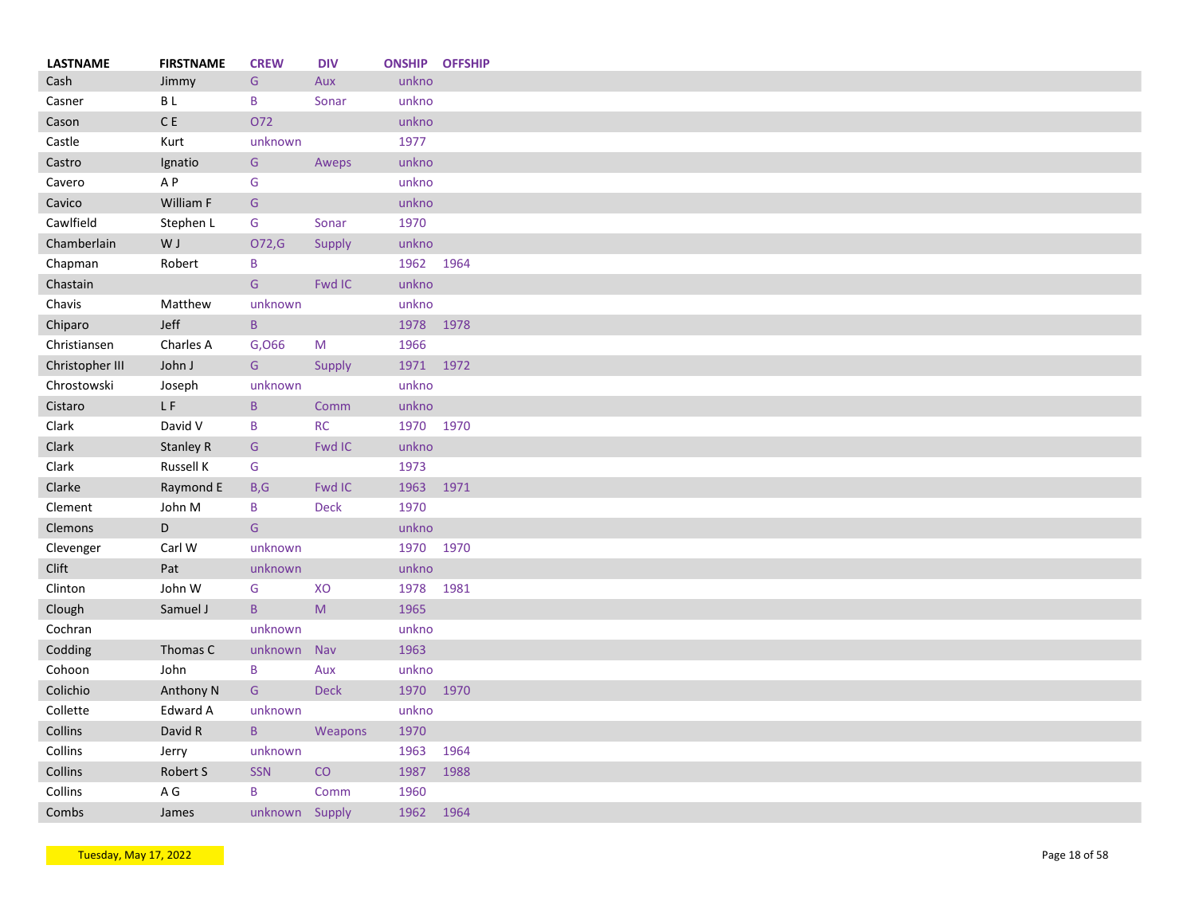| LASTNAME | FIRSTNAME | CREW | DIV | ONSHIP | OFFSHIP |
|---|---|---|---|---|---|
| Cash | Jimmy | G | Aux | unkno | |
| Casner | B L | B | Sonar | unkno | |
| Cason | C E | O72 | | unkno | |
| Castle | Kurt | unknown | | 1977 | |
| Castro | Ignatio | G | Aweps | unkno | |
| Cavero | A P | G | | unkno | |
| Cavico | William F | G | | unkno | |
| Cawlfield | Stephen L | G | Sonar | 1970 | |
| Chamberlain | W J | O72,G | Supply | unkno | |
| Chapman | Robert | B | | 1962 | 1964 |
| Chastain | | G | Fwd IC | unkno | |
| Chavis | Matthew | unknown | | unkno | |
| Chiparo | Jeff | B | | 1978 | 1978 |
| Christiansen | Charles A | G,O66 | M | 1966 | |
| Christopher III | John J | G | Supply | 1971 | 1972 |
| Chrostowski | Joseph | unknown | | unkno | |
| Cistaro | L F | B | Comm | unkno | |
| Clark | David V | B | RC | 1970 | 1970 |
| Clark | Stanley R | G | Fwd IC | unkno | |
| Clark | Russell K | G | | 1973 | |
| Clarke | Raymond E | B,G | Fwd IC | 1963 | 1971 |
| Clement | John M | B | Deck | 1970 | |
| Clemons | D | G | | unkno | |
| Clevenger | Carl W | unknown | | 1970 | 1970 |
| Clift | Pat | unknown | | unkno | |
| Clinton | John W | G | XO | 1978 | 1981 |
| Clough | Samuel J | B | M | 1965 | |
| Cochran | | unknown | | unkno | |
| Codding | Thomas C | unknown | Nav | 1963 | |
| Cohoon | John | B | Aux | unkno | |
| Colichio | Anthony N | G | Deck | 1970 | 1970 |
| Collette | Edward A | unknown | | unkno | |
| Collins | David R | B | Weapons | 1970 | |
| Collins | Jerry | unknown | | 1963 | 1964 |
| Collins | Robert S | SSN | CO | 1987 | 1988 |
| Collins | A G | B | Comm | 1960 | |
| Combs | James | unknown | Supply | 1962 | 1964 |

Tuesday, May 17, 2022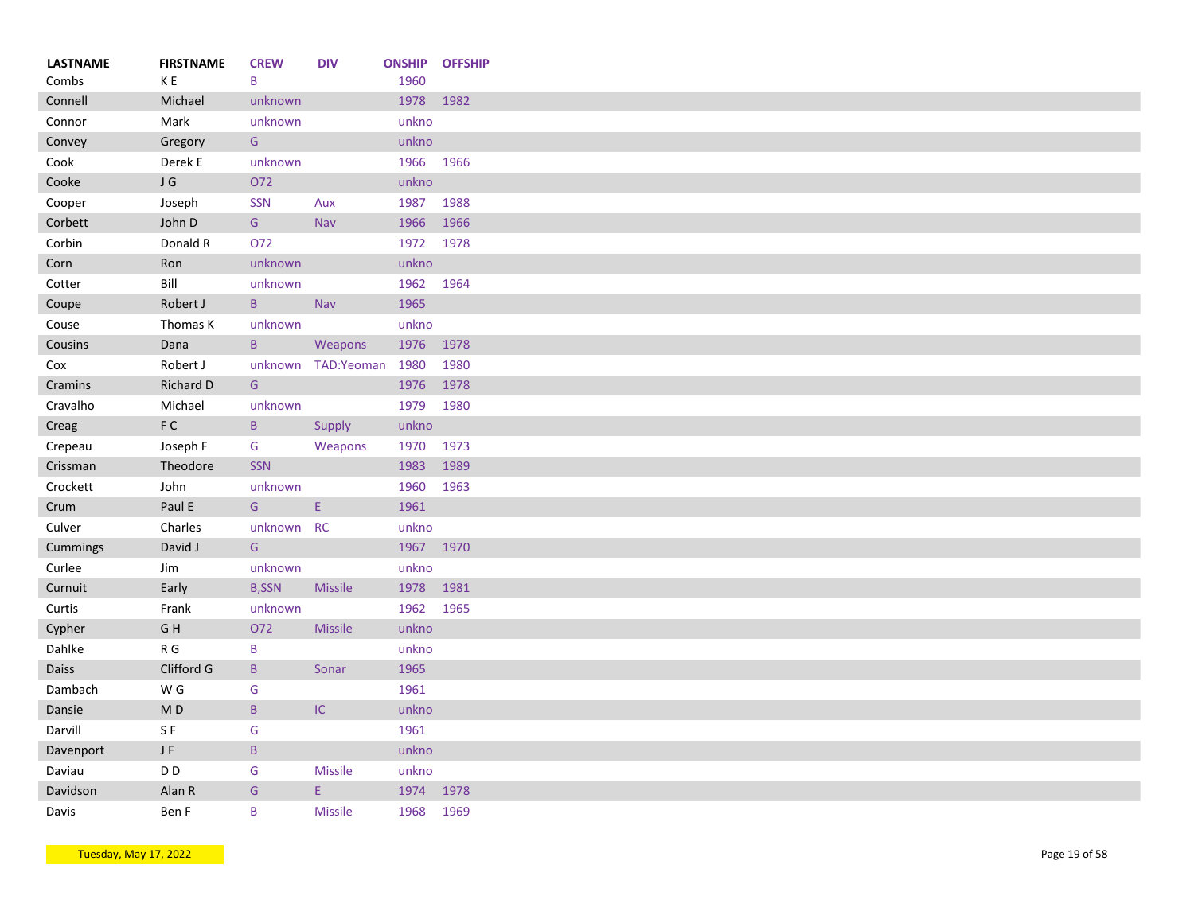| LASTNAME | FIRSTNAME | CREW | DIV | ONSHIP | OFFSHIP |
|---|---|---|---|---|---|
| Combs | K E | B | | 1960 | |
| Connell | Michael | unknown | | 1978 | 1982 |
| Connor | Mark | unknown | | unkno | |
| Convey | Gregory | G | | unkno | |
| Cook | Derek E | unknown | | 1966 | 1966 |
| Cooke | J G | O72 | | unkno | |
| Cooper | Joseph | SSN | Aux | 1987 | 1988 |
| Corbett | John D | G | Nav | 1966 | 1966 |
| Corbin | Donald R | O72 | | 1972 | 1978 |
| Corn | Ron | unknown | | unkno | |
| Cotter | Bill | unknown | | 1962 | 1964 |
| Coupe | Robert J | B | Nav | 1965 | |
| Couse | Thomas K | unknown | | unkno | |
| Cousins | Dana | B | Weapons | 1976 | 1978 |
| Cox | Robert J | unknown | TAD:Yeoman | 1980 | 1980 |
| Cramins | Richard D | G | | 1976 | 1978 |
| Cravalho | Michael | unknown | | 1979 | 1980 |
| Creag | F C | B | Supply | unkno | |
| Crepeau | Joseph F | G | Weapons | 1970 | 1973 |
| Crissman | Theodore | SSN | | 1983 | 1989 |
| Crockett | John | unknown | | 1960 | 1963 |
| Crum | Paul E | G | E | 1961 | |
| Culver | Charles | unknown | RC | unkno | |
| Cummings | David J | G | | 1967 | 1970 |
| Curlee | Jim | unknown | | unkno | |
| Curnuit | Early | B,SSN | Missile | 1978 | 1981 |
| Curtis | Frank | unknown | | 1962 | 1965 |
| Cypher | G H | O72 | Missile | unkno | |
| Dahlke | R G | B | | unkno | |
| Daiss | Clifford G | B | Sonar | 1965 | |
| Dambach | W G | G | | 1961 | |
| Dansie | M D | B | IC | unkno | |
| Darvill | S F | G | | 1961 | |
| Davenport | J F | B | | unkno | |
| Daviau | D D | G | Missile | unkno | |
| Davidson | Alan R | G | E | 1974 | 1978 |
| Davis | Ben F | B | Missile | 1968 | 1969 |

Tuesday, May 17, 2022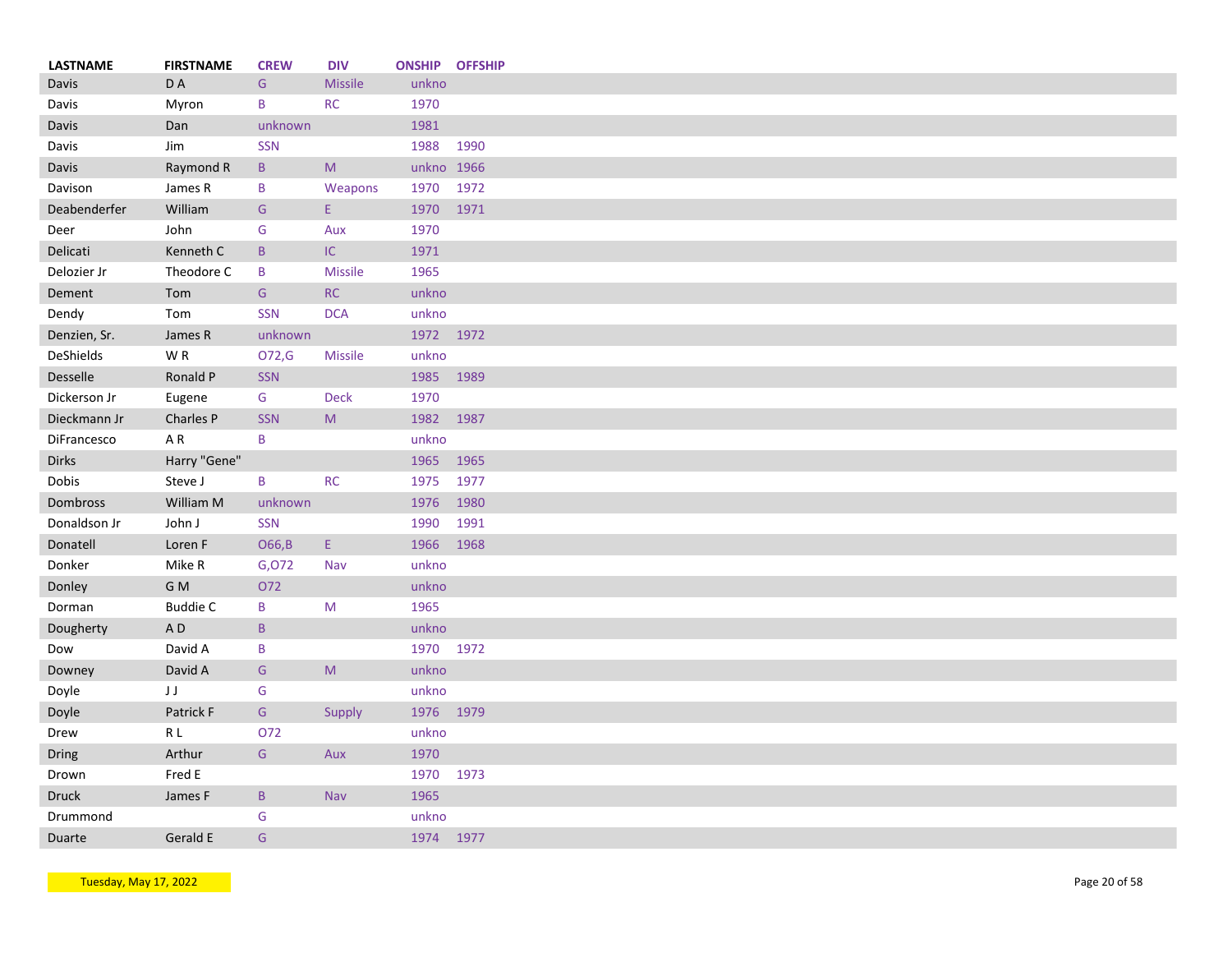| LASTNAME | FIRSTNAME | CREW | DIV | ONSHIP | OFFSHIP |
|---|---|---|---|---|---|
| Davis | D A | G | Missile | unkno | |
| Davis | Myron | B | RC | 1970 | |
| Davis | Dan | unknown | | 1981 | |
| Davis | Jim | SSN | | 1988 | 1990 |
| Davis | Raymond R | B | M | unkno | 1966 |
| Davison | James R | B | Weapons | 1970 | 1972 |
| Deabenderfer | William | G | E | 1970 | 1971 |
| Deer | John | G | Aux | 1970 | |
| Delicati | Kenneth C | B | IC | 1971 | |
| Delozier Jr | Theodore C | B | Missile | 1965 | |
| Dement | Tom | G | RC | unkno | |
| Dendy | Tom | SSN | DCA | unkno | |
| Denzien, Sr. | James R | unknown | | 1972 | 1972 |
| DeShields | W R | O72,G | Missile | unkno | |
| Desselle | Ronald P | SSN | | 1985 | 1989 |
| Dickerson Jr | Eugene | G | Deck | 1970 | |
| Dieckmann Jr | Charles P | SSN | M | 1982 | 1987 |
| DiFrancesco | A R | B | | unkno | |
| Dirks | Harry "Gene" | | | 1965 | 1965 |
| Dobis | Steve J | B | RC | 1975 | 1977 |
| Dombross | William M | unknown | | 1976 | 1980 |
| Donaldson Jr | John J | SSN | | 1990 | 1991 |
| Donatell | Loren F | O66,B | E | 1966 | 1968 |
| Donker | Mike R | G,O72 | Nav | unkno | |
| Donley | G M | O72 | | unkno | |
| Dorman | Buddie C | B | M | 1965 | |
| Dougherty | A D | B | | unkno | |
| Dow | David A | B | | 1970 | 1972 |
| Downey | David A | G | M | unkno | |
| Doyle | J J | G | | unkno | |
| Doyle | Patrick F | G | Supply | 1976 | 1979 |
| Drew | R L | O72 | | unkno | |
| Dring | Arthur | G | Aux | 1970 | |
| Drown | Fred E | | | 1970 | 1973 |
| Druck | James F | B | Nav | 1965 | |
| Drummond | | G | | unkno | |
| Duarte | Gerald E | G | | 1974 | 1977 |

Tuesday, May 17, 2022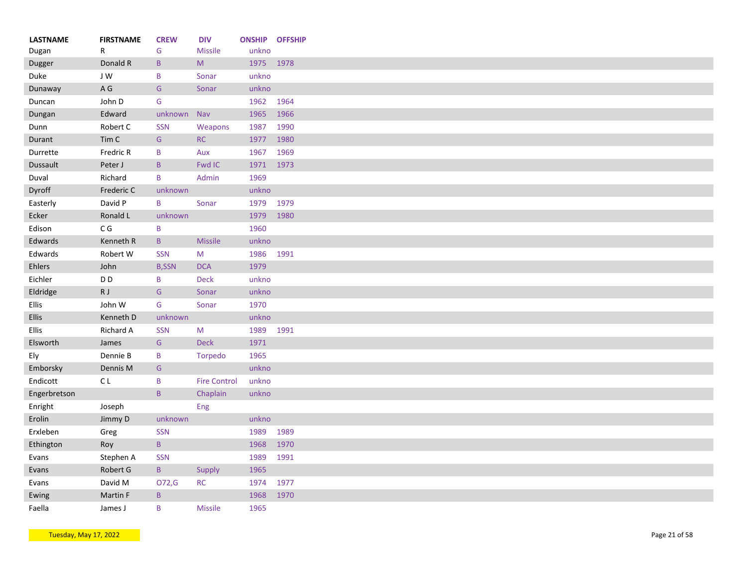| LASTNAME | FIRSTNAME | CREW | DIV | ONSHIP | OFFSHIP |
|---|---|---|---|---|---|
| Dugan | R | G | Missile | unkno | |
| Dugger | Donald R | B | M | 1975 | 1978 |
| Duke | J W | B | Sonar | unkno | |
| Dunaway | A G | G | Sonar | unkno | |
| Duncan | John D | G | | 1962 | 1964 |
| Dungan | Edward | unknown | Nav | 1965 | 1966 |
| Dunn | Robert C | SSN | Weapons | 1987 | 1990 |
| Durant | Tim C | G | RC | 1977 | 1980 |
| Durrette | Fredric R | B | Aux | 1967 | 1969 |
| Dussault | Peter J | B | Fwd IC | 1971 | 1973 |
| Duval | Richard | B | Admin | 1969 | |
| Dyroff | Frederic C | unknown | | unkno | |
| Easterly | David P | B | Sonar | 1979 | 1979 |
| Ecker | Ronald L | unknown | | 1979 | 1980 |
| Edison | C G | B | | 1960 | |
| Edwards | Kenneth R | B | Missile | unkno | |
| Edwards | Robert W | SSN | M | 1986 | 1991 |
| Ehlers | John | B,SSN | DCA | 1979 | |
| Eichler | D D | B | Deck | unkno | |
| Eldridge | R J | G | Sonar | unkno | |
| Ellis | John W | G | Sonar | 1970 | |
| Ellis | Kenneth D | unknown | | unkno | |
| Ellis | Richard A | SSN | M | 1989 | 1991 |
| Elsworth | James | G | Deck | 1971 | |
| Ely | Dennie B | B | Torpedo | 1965 | |
| Emborsky | Dennis M | G | | unkno | |
| Endicott | C L | B | Fire Control | unkno | |
| Engerbretson | | B | Chaplain | unkno | |
| Enright | Joseph | | Eng | | |
| Erolin | Jimmy D | unknown | | unkno | |
| Erxleben | Greg | SSN | | 1989 | 1989 |
| Ethington | Roy | B | | 1968 | 1970 |
| Evans | Stephen A | SSN | | 1989 | 1991 |
| Evans | Robert G | B | Supply | 1965 | |
| Evans | David M | O72,G | RC | 1974 | 1977 |
| Ewing | Martin F | B | | 1968 | 1970 |
| Faella | James J | B | Missile | 1965 | |

Tuesday, May 17, 2022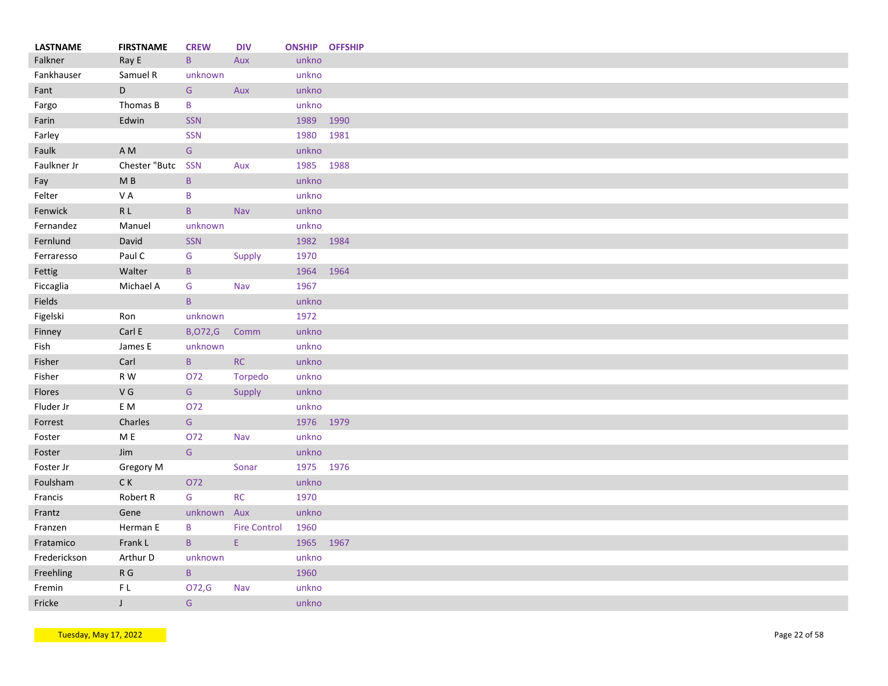| LASTNAME | FIRSTNAME | CREW | DIV | ONSHIP | OFFSHIP |
|---|---|---|---|---|---|
| Falkner | Ray E | B | Aux | unkno | |
| Fankhauser | Samuel R | unknown | | unkno | |
| Fant | D | G | Aux | unkno | |
| Fargo | Thomas B | B | | unkno | |
| Farin | Edwin | SSN | | 1989 | 1990 |
| Farley | | SSN | | 1980 | 1981 |
| Faulk | A M | G | | unkno | |
| Faulkner Jr | Chester "Butc | SSN | Aux | 1985 | 1988 |
| Fay | M B | B | | unkno | |
| Felter | V A | B | | unkno | |
| Fenwick | R L | B | Nav | unkno | |
| Fernandez | Manuel | unknown | | unkno | |
| Fernlund | David | SSN | | 1982 | 1984 |
| Ferraresso | Paul C | G | Supply | 1970 | |
| Fettig | Walter | B | | 1964 | 1964 |
| Ficcaglia | Michael A | G | Nav | 1967 | |
| Fields | | B | | unkno | |
| Figelski | Ron | unknown | | 1972 | |
| Finney | Carl E | B,O72,G | Comm | unkno | |
| Fish | James E | unknown | | unkno | |
| Fisher | Carl | B | RC | unkno | |
| Fisher | R W | O72 | Torpedo | unkno | |
| Flores | V G | G | Supply | unkno | |
| Fluder Jr | E M | O72 | | unkno | |
| Forrest | Charles | G | | 1976 | 1979 |
| Foster | M E | O72 | Nav | unkno | |
| Foster | Jim | G | | unkno | |
| Foster Jr | Gregory M | | Sonar | 1975 | 1976 |
| Foulsham | C K | O72 | | unkno | |
| Francis | Robert R | G | RC | 1970 | |
| Frantz | Gene | unknown | Aux | unkno | |
| Franzen | Herman E | B | Fire Control | 1960 | |
| Fratamico | Frank L | B | E | 1965 | 1967 |
| Frederickson | Arthur D | unknown | | unkno | |
| Freehling | R G | B | | 1960 | |
| Fremin | F L | O72,G | Nav | unkno | |
| Fricke | J | G | | unkno | |

Tuesday, May 17, 2022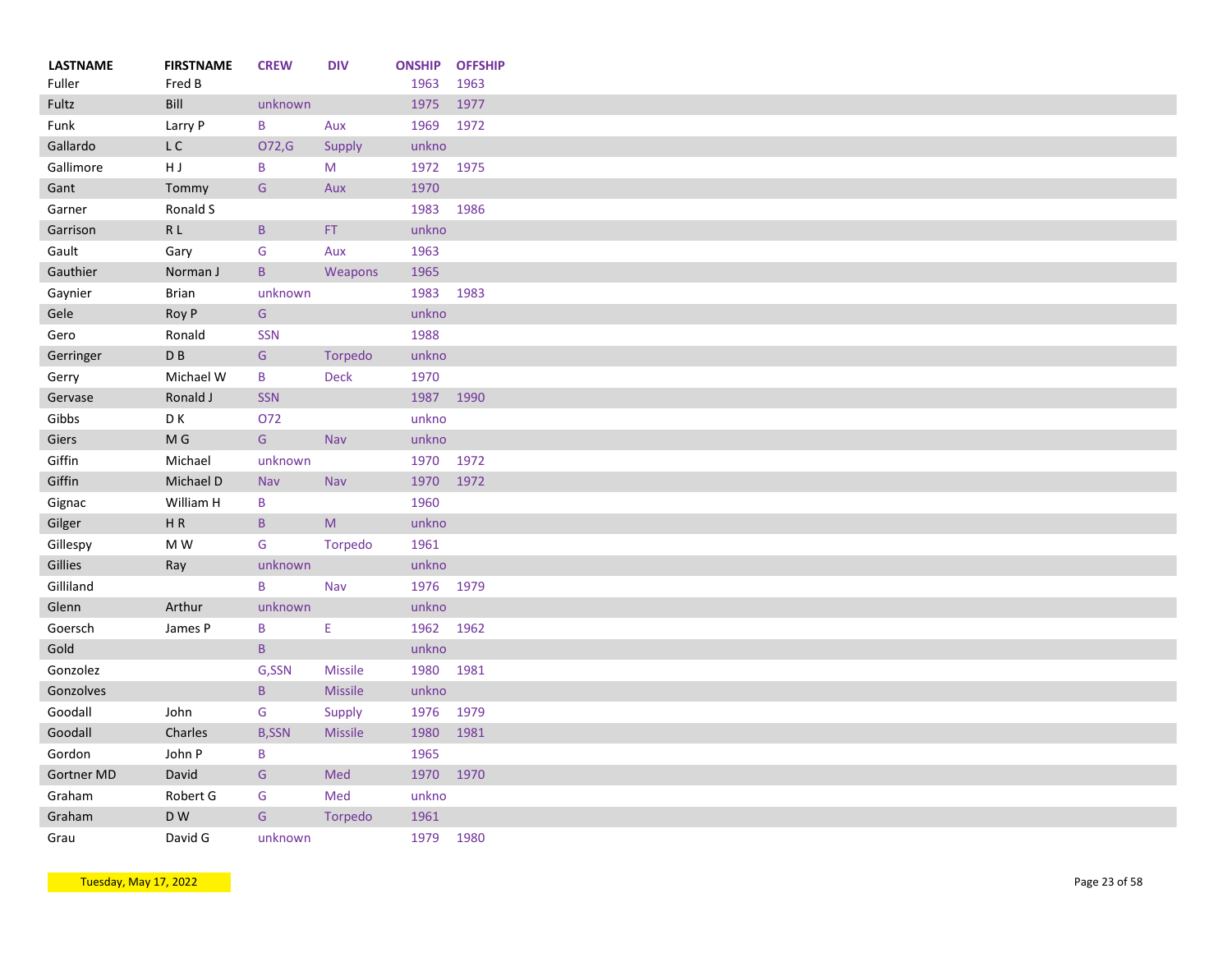| LASTNAME | FIRSTNAME | CREW | DIV | ONSHIP | OFFSHIP |
|---|---|---|---|---|---|
| Fuller | Fred B | | | 1963 | 1963 |
| Fultz | Bill | unknown | | 1975 | 1977 |
| Funk | Larry P | B | Aux | 1969 | 1972 |
| Gallardo | L C | O72,G | Supply | unkno | |
| Gallimore | H J | B | M | 1972 | 1975 |
| Gant | Tommy | G | Aux | 1970 | |
| Garner | Ronald S | | | 1983 | 1986 |
| Garrison | R L | B | FT | unkno | |
| Gault | Gary | G | Aux | 1963 | |
| Gauthier | Norman J | B | Weapons | 1965 | |
| Gaynier | Brian | unknown | | 1983 | 1983 |
| Gele | Roy P | G | | unkno | |
| Gero | Ronald | SSN | | 1988 | |
| Gerringer | D B | G | Torpedo | unkno | |
| Gerry | Michael W | B | Deck | 1970 | |
| Gervase | Ronald J | SSN | | 1987 | 1990 |
| Gibbs | D K | O72 | | unkno | |
| Giers | M G | G | Nav | unkno | |
| Giffin | Michael | unknown | | 1970 | 1972 |
| Giffin | Michael D | Nav | Nav | 1970 | 1972 |
| Gignac | William H | B | | 1960 | |
| Gilger | H R | B | M | unkno | |
| Gillespy | M W | G | Torpedo | 1961 | |
| Gillies | Ray | unknown | | unkno | |
| Gilliland | | B | Nav | 1976 | 1979 |
| Glenn | Arthur | unknown | | unkno | |
| Goersch | James P | B | E | 1962 | 1962 |
| Gold | | B | | unkno | |
| Gonzolez | | G,SSN | Missile | 1980 | 1981 |
| Gonzolves | | B | Missile | unkno | |
| Goodall | John | G | Supply | 1976 | 1979 |
| Goodall | Charles | B,SSN | Missile | 1980 | 1981 |
| Gordon | John P | B | | 1965 | |
| Gortner MD | David | G | Med | 1970 | 1970 |
| Graham | Robert G | G | Med | unkno | |
| Graham | D W | G | Torpedo | 1961 | |
| Grau | David G | unknown | | 1979 | 1980 |

Tuesday, May 17, 2022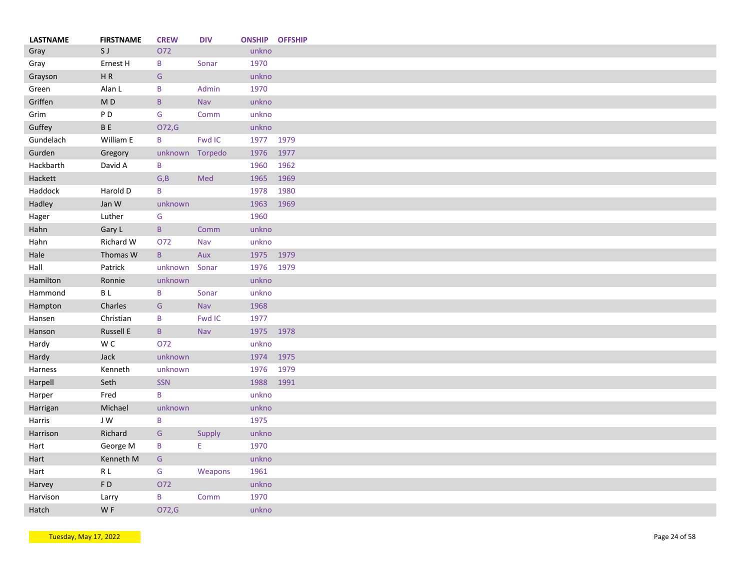| LASTNAME | FIRSTNAME | CREW | DIV | ONSHIP | OFFSHIP |
|---|---|---|---|---|---|
| Gray | S J | O72 | | unkno | |
| Gray | Ernest H | B | Sonar | 1970 | |
| Grayson | H R | G | | unkno | |
| Green | Alan L | B | Admin | 1970 | |
| Griffen | M D | B | Nav | unkno | |
| Grim | P D | G | Comm | unkno | |
| Guffey | B E | O72,G | | unkno | |
| Gundelach | William E | B | Fwd IC | 1977 | 1979 |
| Gurden | Gregory | unknown | Torpedo | 1976 | 1977 |
| Hackbarth | David A | B | | 1960 | 1962 |
| Hackett | | G,B | Med | 1965 | 1969 |
| Haddock | Harold D | B | | 1978 | 1980 |
| Hadley | Jan W | unknown | | 1963 | 1969 |
| Hager | Luther | G | | 1960 | |
| Hahn | Gary L | B | Comm | unkno | |
| Hahn | Richard W | O72 | Nav | unkno | |
| Hale | Thomas W | B | Aux | 1975 | 1979 |
| Hall | Patrick | unknown | Sonar | 1976 | 1979 |
| Hamilton | Ronnie | unknown | | unkno | |
| Hammond | B L | B | Sonar | unkno | |
| Hampton | Charles | G | Nav | 1968 | |
| Hansen | Christian | B | Fwd IC | 1977 | |
| Hanson | Russell E | B | Nav | 1975 | 1978 |
| Hardy | W C | O72 | | unkno | |
| Hardy | Jack | unknown | | 1974 | 1975 |
| Harness | Kenneth | unknown | | 1976 | 1979 |
| Harpell | Seth | SSN | | 1988 | 1991 |
| Harper | Fred | B | | unkno | |
| Harrigan | Michael | unknown | | unkno | |
| Harris | J W | B | | 1975 | |
| Harrison | Richard | G | Supply | unkno | |
| Hart | George M | B | E | 1970 | |
| Hart | Kenneth M | G | | unkno | |
| Hart | R L | G | Weapons | 1961 | |
| Harvey | F D | O72 | | unkno | |
| Harvison | Larry | B | Comm | 1970 | |
| Hatch | W F | O72,G | | unkno | |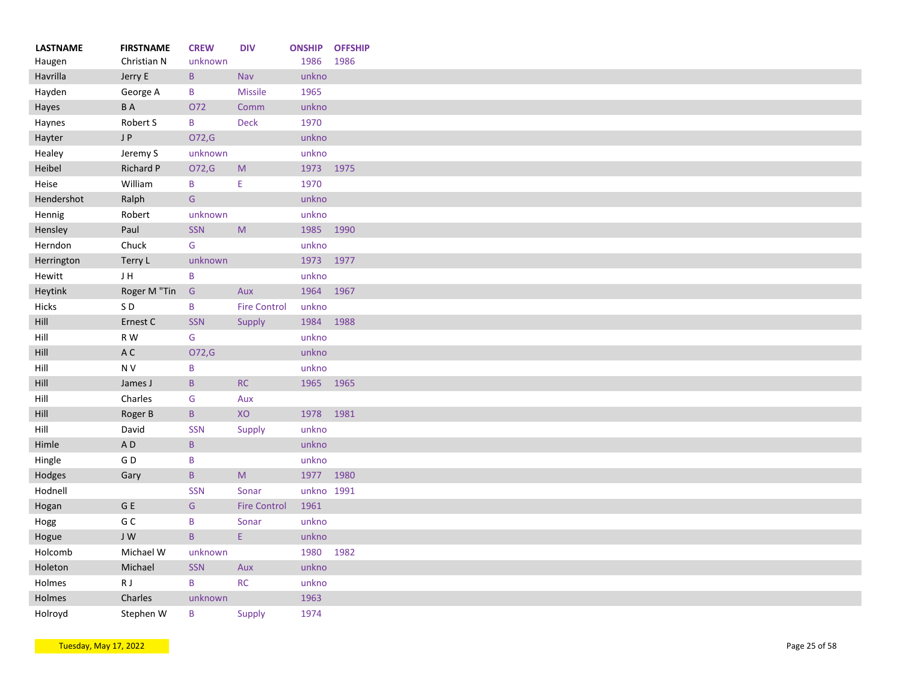| LASTNAME | FIRSTNAME | CREW | DIV | ONSHIP | OFFSHIP |
|---|---|---|---|---|---|
| Haugen | Christian N | unknown | | 1986 | 1986 |
| Havrilla | Jerry E | B | Nav | unkno | |
| Hayden | George A | B | Missile | 1965 | |
| Hayes | B A | O72 | Comm | unkno | |
| Haynes | Robert S | B | Deck | 1970 | |
| Hayter | J P | O72,G | | unkno | |
| Healey | Jeremy S | unknown | | unkno | |
| Heibel | Richard P | O72,G | M | 1973 | 1975 |
| Heise | William | B | E | 1970 | |
| Hendershot | Ralph | G | | unkno | |
| Hennig | Robert | unknown | | unkno | |
| Hensley | Paul | SSN | M | 1985 | 1990 |
| Herndon | Chuck | G | | unkno | |
| Herrington | Terry L | unknown | | 1973 | 1977 |
| Hewitt | J H | B | | unkno | |
| Heytink | Roger M "Tin | G | Aux | 1964 | 1967 |
| Hicks | S D | B | Fire Control | unkno | |
| Hill | Ernest C | SSN | Supply | 1984 | 1988 |
| Hill | R W | G | | unkno | |
| Hill | A C | O72,G | | unkno | |
| Hill | N V | B | | unkno | |
| Hill | James J | B | RC | 1965 | 1965 |
| Hill | Charles | G | Aux | | |
| Hill | Roger B | B | XO | 1978 | 1981 |
| Hill | David | SSN | Supply | unkno | |
| Himle | A D | B | | unkno | |
| Hingle | G D | B | | unkno | |
| Hodges | Gary | B | M | 1977 | 1980 |
| Hodnell | | SSN | Sonar | unkno | 1991 |
| Hogan | G E | G | Fire Control | 1961 | |
| Hogg | G C | B | Sonar | unkno | |
| Hogue | J W | B | E | unkno | |
| Holcomb | Michael W | unknown | | 1980 | 1982 |
| Holeton | Michael | SSN | Aux | unkno | |
| Holmes | R J | B | RC | unkno | |
| Holmes | Charles | unknown | | 1963 | |
| Holroyd | Stephen W | B | Supply | 1974 | |

Tuesday, May 17, 2022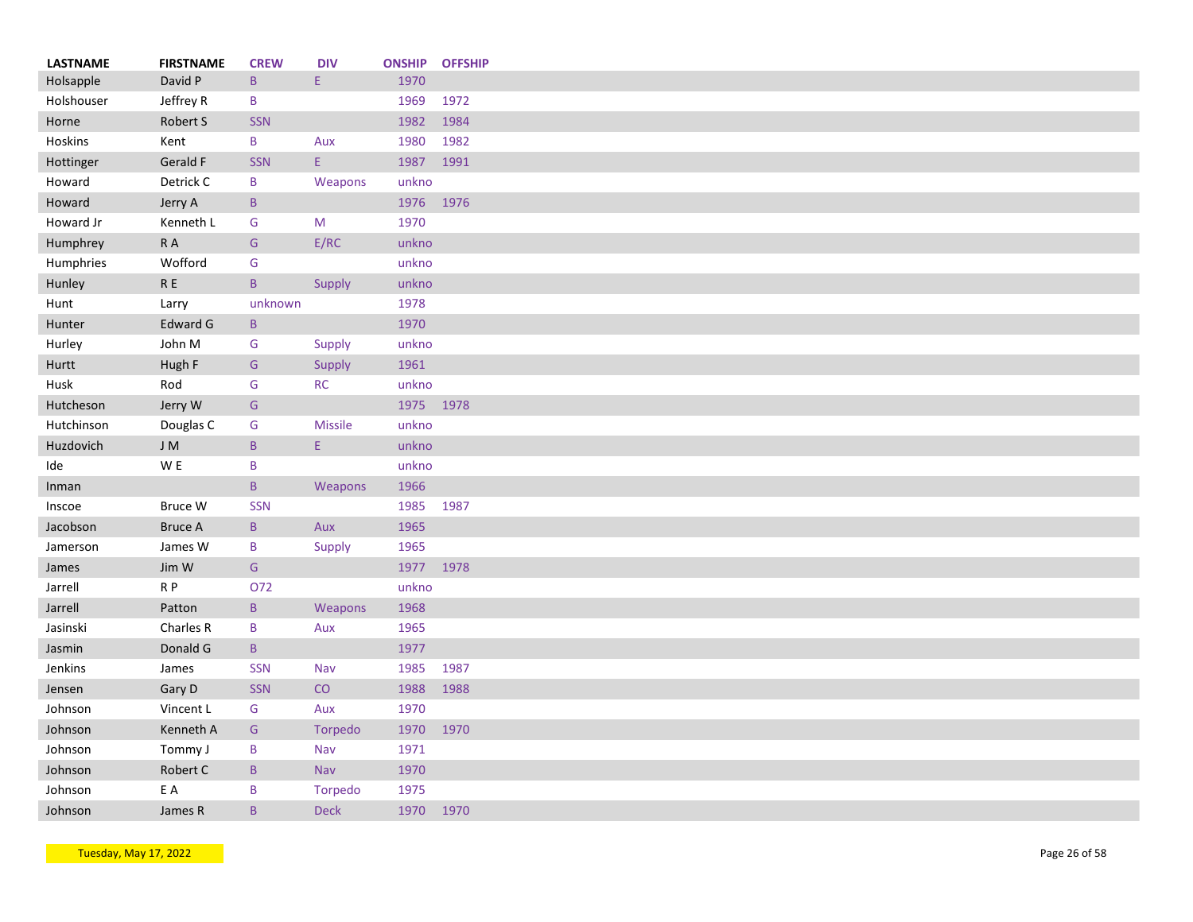| LASTNAME | FIRSTNAME | CREW | DIV | ONSHIP | OFFSHIP |
|---|---|---|---|---|---|
| Holsapple | David P | B | E | 1970 | |
| Holshouser | Jeffrey R | B | | 1969 | 1972 |
| Horne | Robert S | SSN | | 1982 | 1984 |
| Hoskins | Kent | B | Aux | 1980 | 1982 |
| Hottinger | Gerald F | SSN | E | 1987 | 1991 |
| Howard | Detrick C | B | Weapons | unkno | |
| Howard | Jerry A | B | | 1976 | 1976 |
| Howard Jr | Kenneth L | G | M | 1970 | |
| Humphrey | R A | G | E/RC | unkno | |
| Humphries | Wofford | G | | unkno | |
| Hunley | R E | B | Supply | unkno | |
| Hunt | Larry | unknown | | 1978 | |
| Hunter | Edward G | B | | 1970 | |
| Hurley | John M | G | Supply | unkno | |
| Hurtt | Hugh F | G | Supply | 1961 | |
| Husk | Rod | G | RC | unkno | |
| Hutcheson | Jerry W | G | | 1975 | 1978 |
| Hutchinson | Douglas C | G | Missile | unkno | |
| Huzdovich | J M | B | E | unkno | |
| Ide | W E | B | | unkno | |
| Inman | | B | Weapons | 1966 | |
| Inscoe | Bruce W | SSN | | 1985 | 1987 |
| Jacobson | Bruce A | B | Aux | 1965 | |
| Jamerson | James W | B | Supply | 1965 | |
| James | Jim W | G | | 1977 | 1978 |
| Jarrell | R P | O72 | | unkno | |
| Jarrell | Patton | B | Weapons | 1968 | |
| Jasinski | Charles R | B | Aux | 1965 | |
| Jasmin | Donald G | B | | 1977 | |
| Jenkins | James | SSN | Nav | 1985 | 1987 |
| Jensen | Gary D | SSN | CO | 1988 | 1988 |
| Johnson | Vincent L | G | Aux | 1970 | |
| Johnson | Kenneth A | G | Torpedo | 1970 | 1970 |
| Johnson | Tommy J | B | Nav | 1971 | |
| Johnson | Robert C | B | Nav | 1970 | |
| Johnson | E A | B | Torpedo | 1975 | |
| Johnson | James R | B | Deck | 1970 | 1970 |

Tuesday, May 17, 2022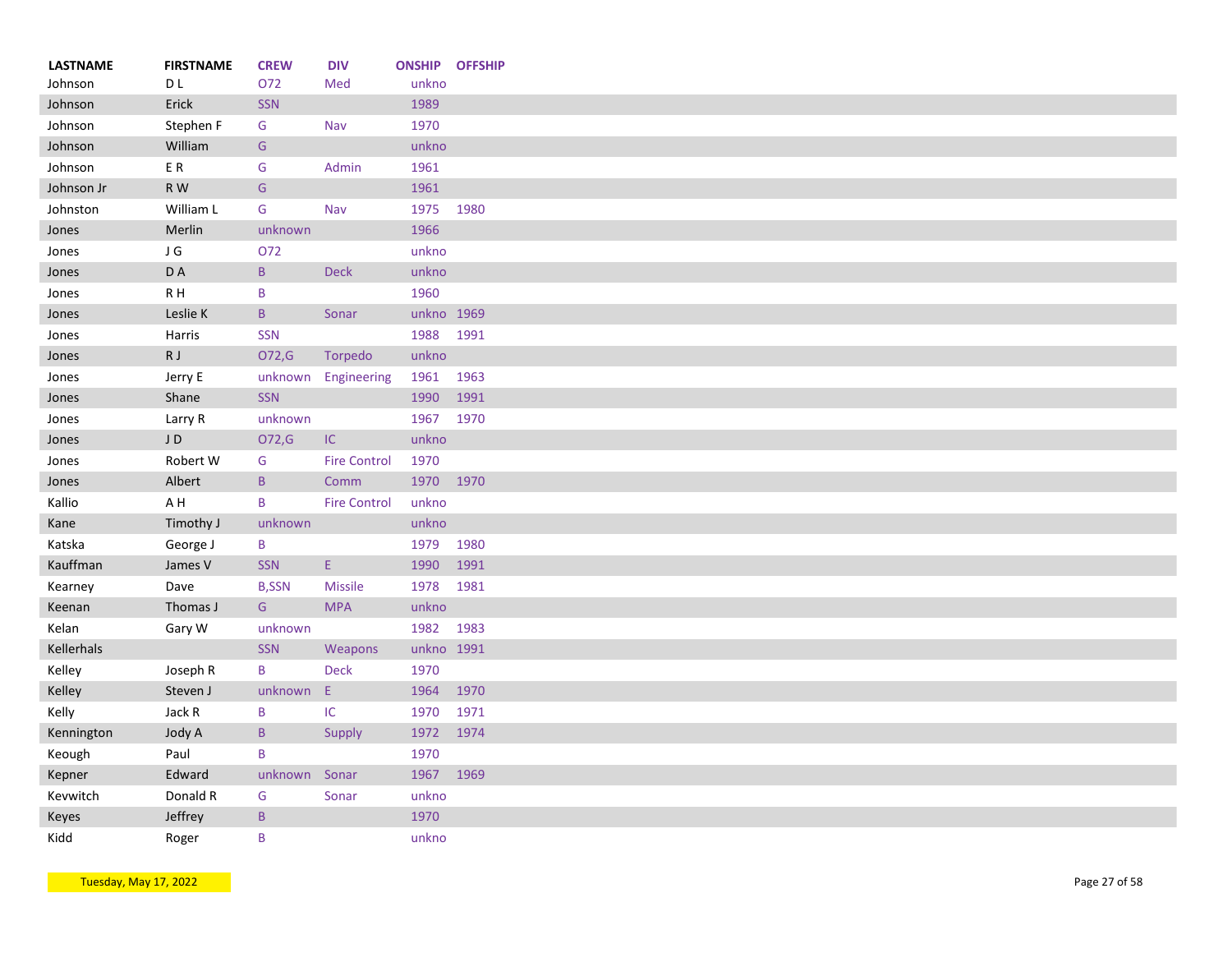| LASTNAME | FIRSTNAME | CREW | DIV | ONSHIP | OFFSHIP |
|---|---|---|---|---|---|
| Johnson | D L | O72 | Med | unkno | |
| Johnson | Erick | SSN | | 1989 | |
| Johnson | Stephen F | G | Nav | 1970 | |
| Johnson | William | G | | unkno | |
| Johnson | E R | G | Admin | 1961 | |
| Johnson Jr | R W | G | | 1961 | |
| Johnston | William L | G | Nav | 1975 | 1980 |
| Jones | Merlin | unknown | | 1966 | |
| Jones | J G | O72 | | unkno | |
| Jones | D A | B | Deck | unkno | |
| Jones | R H | B | | 1960 | |
| Jones | Leslie K | B | Sonar | unkno | 1969 |
| Jones | Harris | SSN | | 1988 | 1991 |
| Jones | R J | O72,G | Torpedo | unkno | |
| Jones | Jerry E | unknown | Engineering | 1961 | 1963 |
| Jones | Shane | SSN | | 1990 | 1991 |
| Jones | Larry R | unknown | | 1967 | 1970 |
| Jones | J D | O72,G | IC | unkno | |
| Jones | Robert W | G | Fire Control | 1970 | |
| Jones | Albert | B | Comm | 1970 | 1970 |
| Kallio | A H | B | Fire Control | unkno | |
| Kane | Timothy J | unknown | | unkno | |
| Katska | George J | B | | 1979 | 1980 |
| Kauffman | James V | SSN | E | 1990 | 1991 |
| Kearney | Dave | B,SSN | Missile | 1978 | 1981 |
| Keenan | Thomas J | G | MPA | unkno | |
| Kelan | Gary W | unknown | | 1982 | 1983 |
| Kellerhals | | SSN | Weapons | unkno | 1991 |
| Kelley | Joseph R | B | Deck | 1970 | |
| Kelley | Steven J | unknown | E | 1964 | 1970 |
| Kelly | Jack R | B | IC | 1970 | 1971 |
| Kennington | Jody A | B | Supply | 1972 | 1974 |
| Keough | Paul | B | | 1970 | |
| Kepner | Edward | unknown | Sonar | 1967 | 1969 |
| Kevwitch | Donald R | G | Sonar | unkno | |
| Keyes | Jeffrey | B | | 1970 | |
| Kidd | Roger | B | | unkno | |

Tuesday, May 17, 2022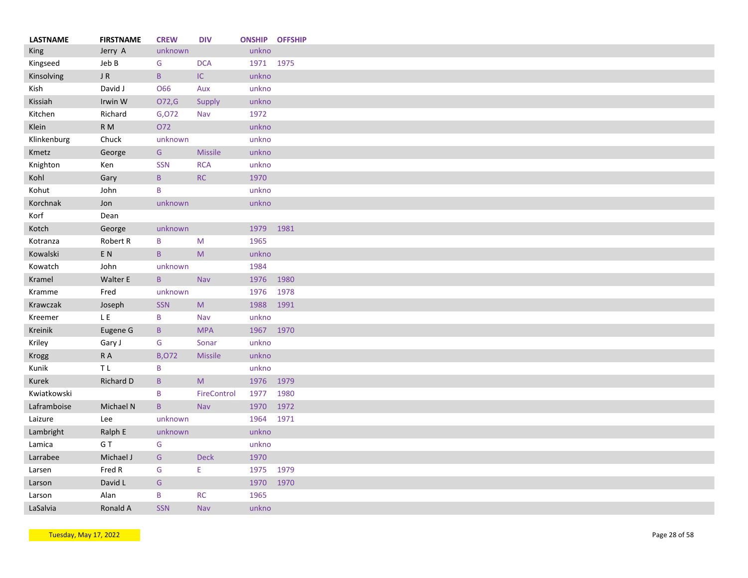| LASTNAME | FIRSTNAME | CREW | DIV | ONSHIP | OFFSHIP |
|---|---|---|---|---|---|
| King | Jerry A | unknown | | unkno | |
| Kingseed | Jeb B | G | DCA | 1971 | 1975 |
| Kinsolving | J R | B | IC | unkno | |
| Kish | David J | O66 | Aux | unkno | |
| Kissiah | Irwin W | O72,G | Supply | unkno | |
| Kitchen | Richard | G,O72 | Nav | 1972 | |
| Klein | R M | O72 | | unkno | |
| Klinkenburg | Chuck | unknown | | unkno | |
| Kmetz | George | G | Missile | unkno | |
| Knighton | Ken | SSN | RCA | unkno | |
| Kohl | Gary | B | RC | 1970 | |
| Kohut | John | B | | unkno | |
| Korchnak | Jon | unknown | | unkno | |
| Korf | Dean | | | | |
| Kotch | George | unknown | | 1979 | 1981 |
| Kotranza | Robert R | B | M | 1965 | |
| Kowalski | E N | B | M | unkno | |
| Kowatch | John | unknown | | 1984 | |
| Kramel | Walter E | B | Nav | 1976 | 1980 |
| Kramme | Fred | unknown | | 1976 | 1978 |
| Krawczak | Joseph | SSN | M | 1988 | 1991 |
| Kreemer | L E | B | Nav | unkno | |
| Kreinik | Eugene G | B | MPA | 1967 | 1970 |
| Kriley | Gary J | G | Sonar | unkno | |
| Krogg | R A | B,O72 | Missile | unkno | |
| Kunik | T L | B | | unkno | |
| Kurek | Richard D | B | M | 1976 | 1979 |
| Kwiatkowski | | B | FireControl | 1977 | 1980 |
| Laframboise | Michael N | B | Nav | 1970 | 1972 |
| Laizure | Lee | unknown | | 1964 | 1971 |
| Lambright | Ralph E | unknown | | unkno | |
| Lamica | G T | G | | unkno | |
| Larrabee | Michael J | G | Deck | 1970 | |
| Larsen | Fred R | G | E | 1975 | 1979 |
| Larson | David L | G | | 1970 | 1970 |
| Larson | Alan | B | RC | 1965 | |
| LaSalvia | Ronald A | SSN | Nav | unkno | |

Tuesday, May 17, 2022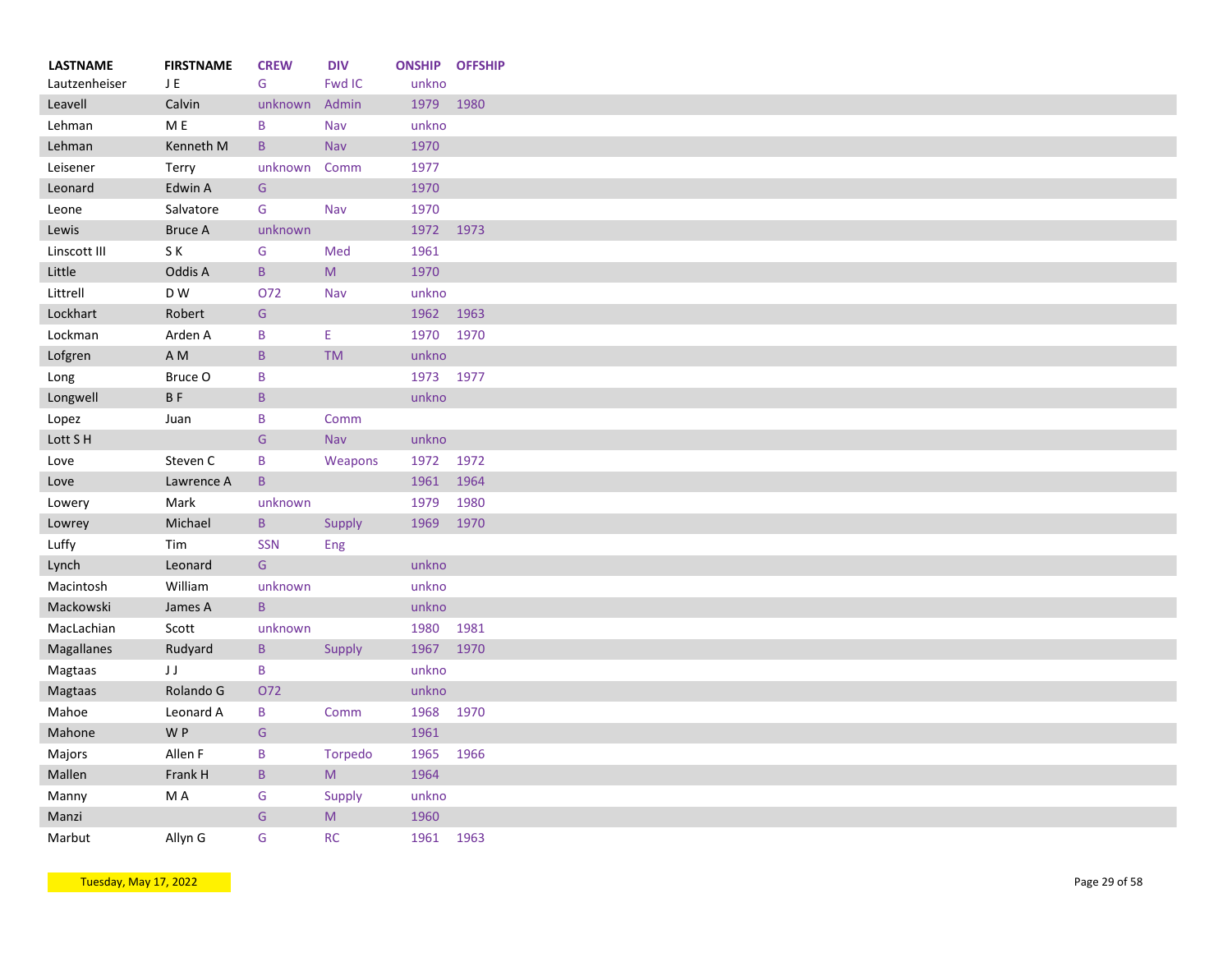| LASTNAME | FIRSTNAME | CREW | DIV | ONSHIP | OFFSHIP |
|---|---|---|---|---|---|
| Lautzenheiser | J E | G | Fwd IC | unkno | |
| Leavell | Calvin | unknown | Admin | 1979 | 1980 |
| Lehman | M E | B | Nav | unkno | |
| Lehman | Kenneth M | B | Nav | 1970 | |
| Leisener | Terry | unknown | Comm | 1977 | |
| Leonard | Edwin A | G | | 1970 | |
| Leone | Salvatore | G | Nav | 1970 | |
| Lewis | Bruce A | unknown | | 1972 | 1973 |
| Linscott III | S K | G | Med | 1961 | |
| Little | Oddis A | B | M | 1970 | |
| Littrell | D W | O72 | Nav | unkno | |
| Lockhart | Robert | G | | 1962 | 1963 |
| Lockman | Arden A | B | E | 1970 | 1970 |
| Lofgren | A M | B | TM | unkno | |
| Long | Bruce O | B | | 1973 | 1977 |
| Longwell | B F | B | | unkno | |
| Lopez | Juan | B | Comm | | |
| Lott S H | | G | Nav | unkno | |
| Love | Steven C | B | Weapons | 1972 | 1972 |
| Love | Lawrence A | B | | 1961 | 1964 |
| Lowery | Mark | unknown | | 1979 | 1980 |
| Lowrey | Michael | B | Supply | 1969 | 1970 |
| Luffy | Tim | SSN | Eng | | |
| Lynch | Leonard | G | | unkno | |
| Macintosh | William | unknown | | unkno | |
| Mackowski | James A | B | | unkno | |
| MacLachian | Scott | unknown | | 1980 | 1981 |
| Magallanes | Rudyard | B | Supply | 1967 | 1970 |
| Magtaas | J J | B | | unkno | |
| Magtaas | Rolando G | O72 | | unkno | |
| Mahoe | Leonard A | B | Comm | 1968 | 1970 |
| Mahone | W P | G | | 1961 | |
| Majors | Allen F | B | Torpedo | 1965 | 1966 |
| Mallen | Frank H | B | M | 1964 | |
| Manny | M A | G | Supply | unkno | |
| Manzi | | G | M | 1960 | |
| Marbut | Allyn G | G | RC | 1961 | 1963 |

Tuesday, May 17, 2022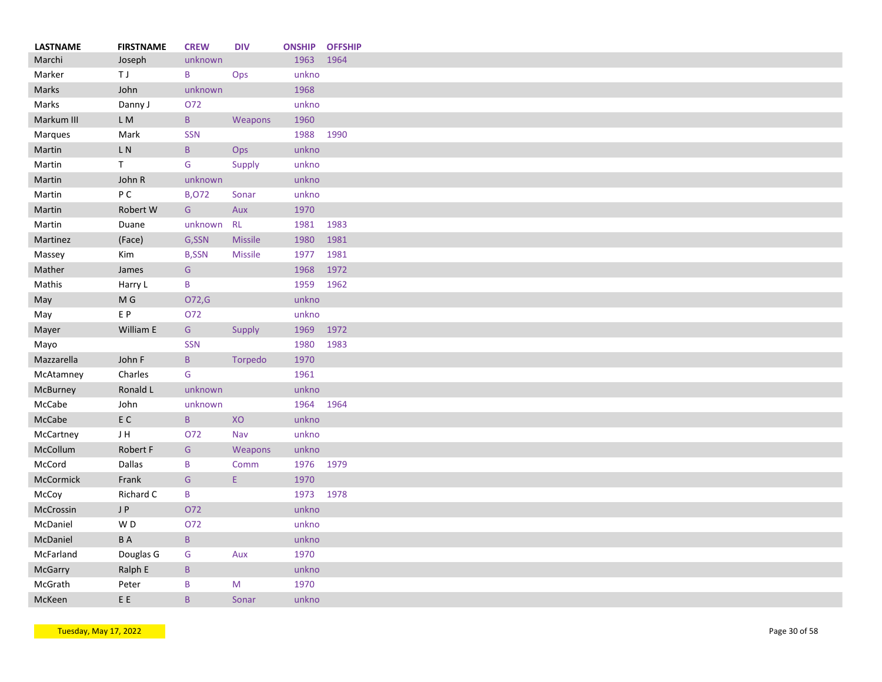| LASTNAME | FIRSTNAME | CREW | DIV | ONSHIP | OFFSHIP |
|---|---|---|---|---|---|
| Marchi | Joseph | unknown | | 1963 | 1964 |
| Marker | T J | B | Ops | unkno | |
| Marks | John | unknown | | 1968 | |
| Marks | Danny J | O72 | | unkno | |
| Markum III | L M | B | Weapons | 1960 | |
| Marques | Mark | SSN | | 1988 | 1990 |
| Martin | L N | B | Ops | unkno | |
| Martin | T | G | Supply | unkno | |
| Martin | John R | unknown | | unkno | |
| Martin | P C | B,O72 | Sonar | unkno | |
| Martin | Robert W | G | Aux | 1970 | |
| Martin | Duane | unknown | RL | 1981 | 1983 |
| Martinez | (Face) | G,SSN | Missile | 1980 | 1981 |
| Massey | Kim | B,SSN | Missile | 1977 | 1981 |
| Mather | James | G | | 1968 | 1972 |
| Mathis | Harry L | B | | 1959 | 1962 |
| May | M G | O72,G | | unkno | |
| May | E P | O72 | | unkno | |
| Mayer | William E | G | Supply | 1969 | 1972 |
| Mayo | | SSN | | 1980 | 1983 |
| Mazzarella | John F | B | Torpedo | 1970 | |
| McAtamney | Charles | G | | 1961 | |
| McBurney | Ronald L | unknown | | unkno | |
| McCabe | John | unknown | | 1964 | 1964 |
| McCabe | E C | B | XO | unkno | |
| McCartney | J H | O72 | Nav | unkno | |
| McCollum | Robert F | G | Weapons | unkno | |
| McCord | Dallas | B | Comm | 1976 | 1979 |
| McCormick | Frank | G | E | 1970 | |
| McCoy | Richard C | B | | 1973 | 1978 |
| McCrossin | J P | O72 | | unkno | |
| McDaniel | W D | O72 | | unkno | |
| McDaniel | B A | B | | unkno | |
| McFarland | Douglas G | G | Aux | 1970 | |
| McGarry | Ralph E | B | | unkno | |
| McGrath | Peter | B | M | 1970 | |
| McKeen | E E | B | Sonar | unkno | |

Tuesday, May 17, 2022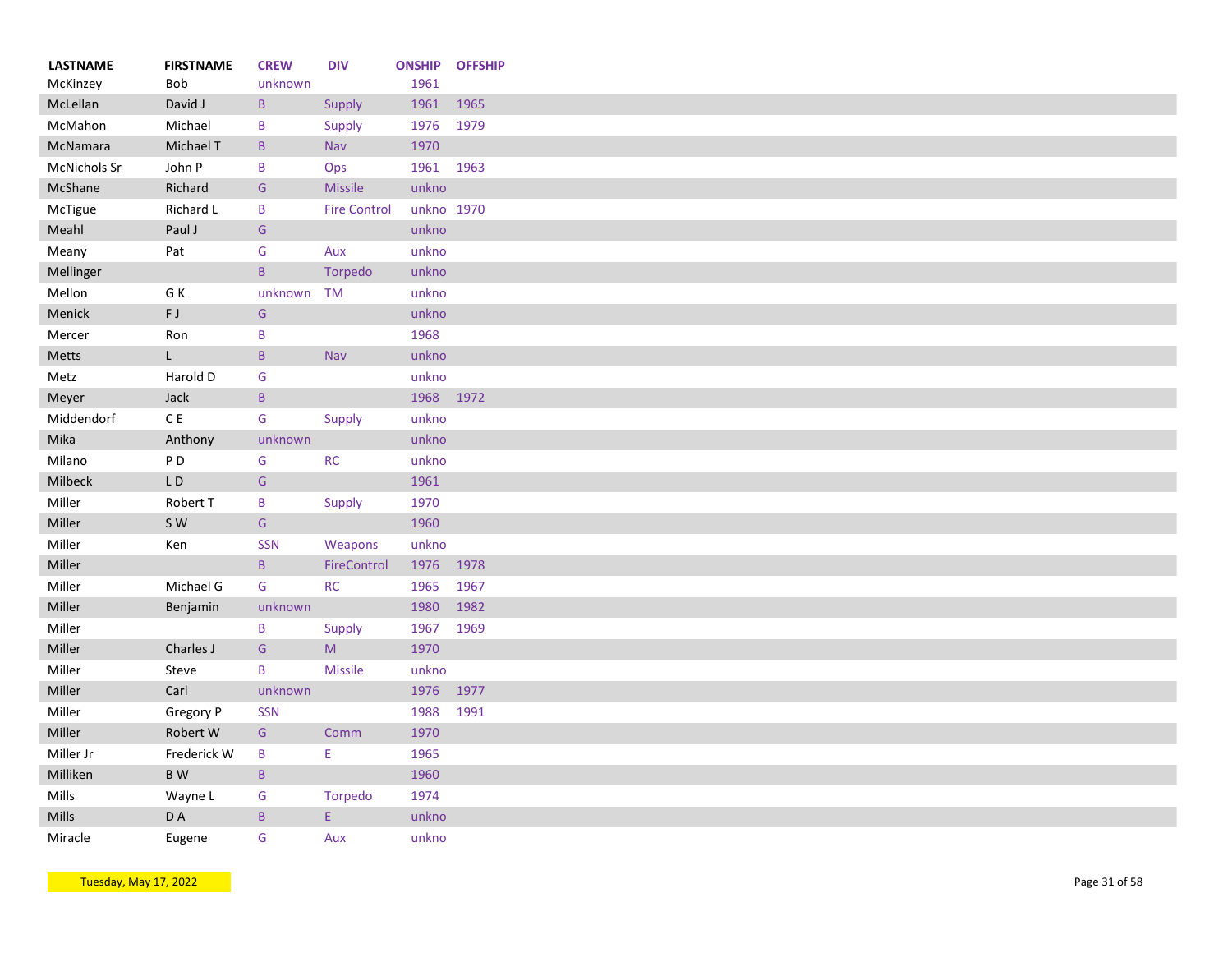| LASTNAME | FIRSTNAME | CREW | DIV | ONSHIP | OFFSHIP |
|---|---|---|---|---|---|
| McKinzey | Bob | unknown | | 1961 | |
| McLellan | David J | B | Supply | 1961 | 1965 |
| McMahon | Michael | B | Supply | 1976 | 1979 |
| McNamara | Michael T | B | Nav | 1970 | |
| McNichols Sr | John P | B | Ops | 1961 | 1963 |
| McShane | Richard | G | Missile | unkno | |
| McTigue | Richard L | B | Fire Control | unkno | 1970 |
| Meahl | Paul J | G | | unkno | |
| Meany | Pat | G | Aux | unkno | |
| Mellinger | | B | Torpedo | unkno | |
| Mellon | G K | unknown | TM | unkno | |
| Menick | F J | G | | unkno | |
| Mercer | Ron | B | | 1968 | |
| Metts | L | B | Nav | unkno | |
| Metz | Harold D | G | | unkno | |
| Meyer | Jack | B | | 1968 | 1972 |
| Middendorf | C E | G | Supply | unkno | |
| Mika | Anthony | unknown | | unkno | |
| Milano | P D | G | RC | unkno | |
| Milbeck | L D | G | | 1961 | |
| Miller | Robert T | B | Supply | 1970 | |
| Miller | S W | G | | 1960 | |
| Miller | Ken | SSN | Weapons | unkno | |
| Miller | | B | FireControl | 1976 | 1978 |
| Miller | Michael G | G | RC | 1965 | 1967 |
| Miller | Benjamin | unknown | | 1980 | 1982 |
| Miller | | B | Supply | 1967 | 1969 |
| Miller | Charles J | G | M | 1970 | |
| Miller | Steve | B | Missile | unkno | |
| Miller | Carl | unknown | | 1976 | 1977 |
| Miller | Gregory P | SSN | | 1988 | 1991 |
| Miller | Robert W | G | Comm | 1970 | |
| Miller Jr | Frederick W | B | E | 1965 | |
| Milliken | B W | B | | 1960 | |
| Mills | Wayne L | G | Torpedo | 1974 | |
| Mills | D A | B | E | unkno | |
| Miracle | Eugene | G | Aux | unkno | |

Tuesday, May 17, 2022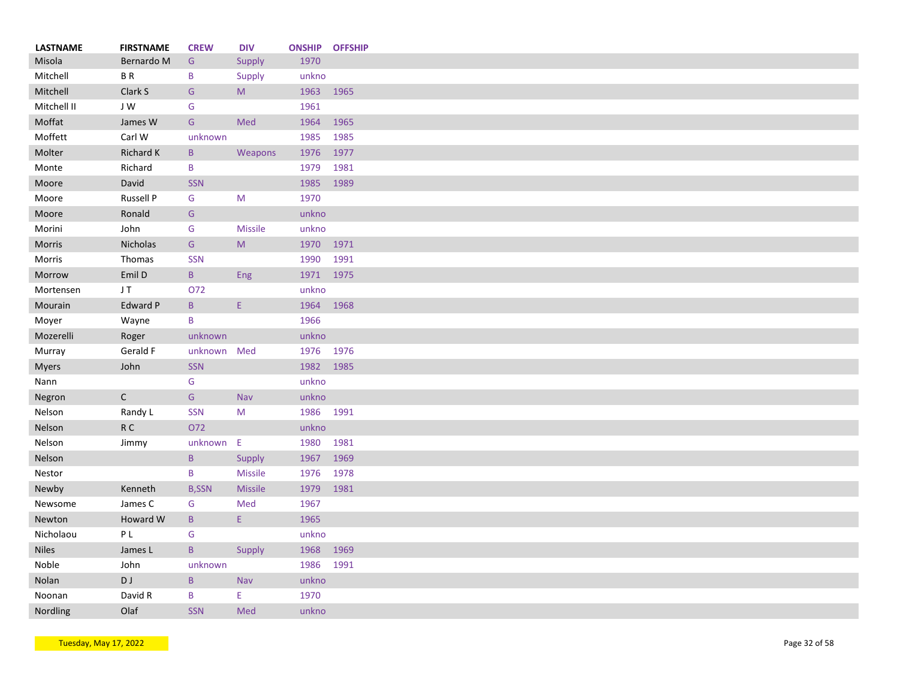| LASTNAME | FIRSTNAME | CREW | DIV | ONSHIP | OFFSHIP |
|---|---|---|---|---|---|
| Misola | Bernardo M | G | Supply | 1970 | |
| Mitchell | B R | B | Supply | unkno | |
| Mitchell | Clark S | G | M | 1963 | 1965 |
| Mitchell II | J W | G | | 1961 | |
| Moffat | James W | G | Med | 1964 | 1965 |
| Moffett | Carl W | unknown | | 1985 | 1985 |
| Molter | Richard K | B | Weapons | 1976 | 1977 |
| Monte | Richard | B | | 1979 | 1981 |
| Moore | David | SSN | | 1985 | 1989 |
| Moore | Russell P | G | M | 1970 | |
| Moore | Ronald | G | | unkno | |
| Morini | John | G | Missile | unkno | |
| Morris | Nicholas | G | M | 1970 | 1971 |
| Morris | Thomas | SSN | | 1990 | 1991 |
| Morrow | Emil D | B | Eng | 1971 | 1975 |
| Mortensen | J T | O72 | | unkno | |
| Mourain | Edward P | B | E | 1964 | 1968 |
| Moyer | Wayne | B | | 1966 | |
| Mozerelli | Roger | unknown | | unkno | |
| Murray | Gerald F | unknown | Med | 1976 | 1976 |
| Myers | John | SSN | | 1982 | 1985 |
| Nann | | G | | unkno | |
| Negron | C | G | Nav | unkno | |
| Nelson | Randy L | SSN | M | 1986 | 1991 |
| Nelson | R C | O72 | | unkno | |
| Nelson | Jimmy | unknown | E | 1980 | 1981 |
| Nelson | | B | Supply | 1967 | 1969 |
| Nestor | | B | Missile | 1976 | 1978 |
| Newby | Kenneth | B,SSN | Missile | 1979 | 1981 |
| Newsome | James C | G | Med | 1967 | |
| Newton | Howard W | B | E | 1965 | |
| Nicholaou | P L | G | | unkno | |
| Niles | James L | B | Supply | 1968 | 1969 |
| Noble | John | unknown | | 1986 | 1991 |
| Nolan | D J | B | Nav | unkno | |
| Noonan | David R | B | E | 1970 | |
| Nordling | Olaf | SSN | Med | unkno | |

Tuesday, May 17, 2022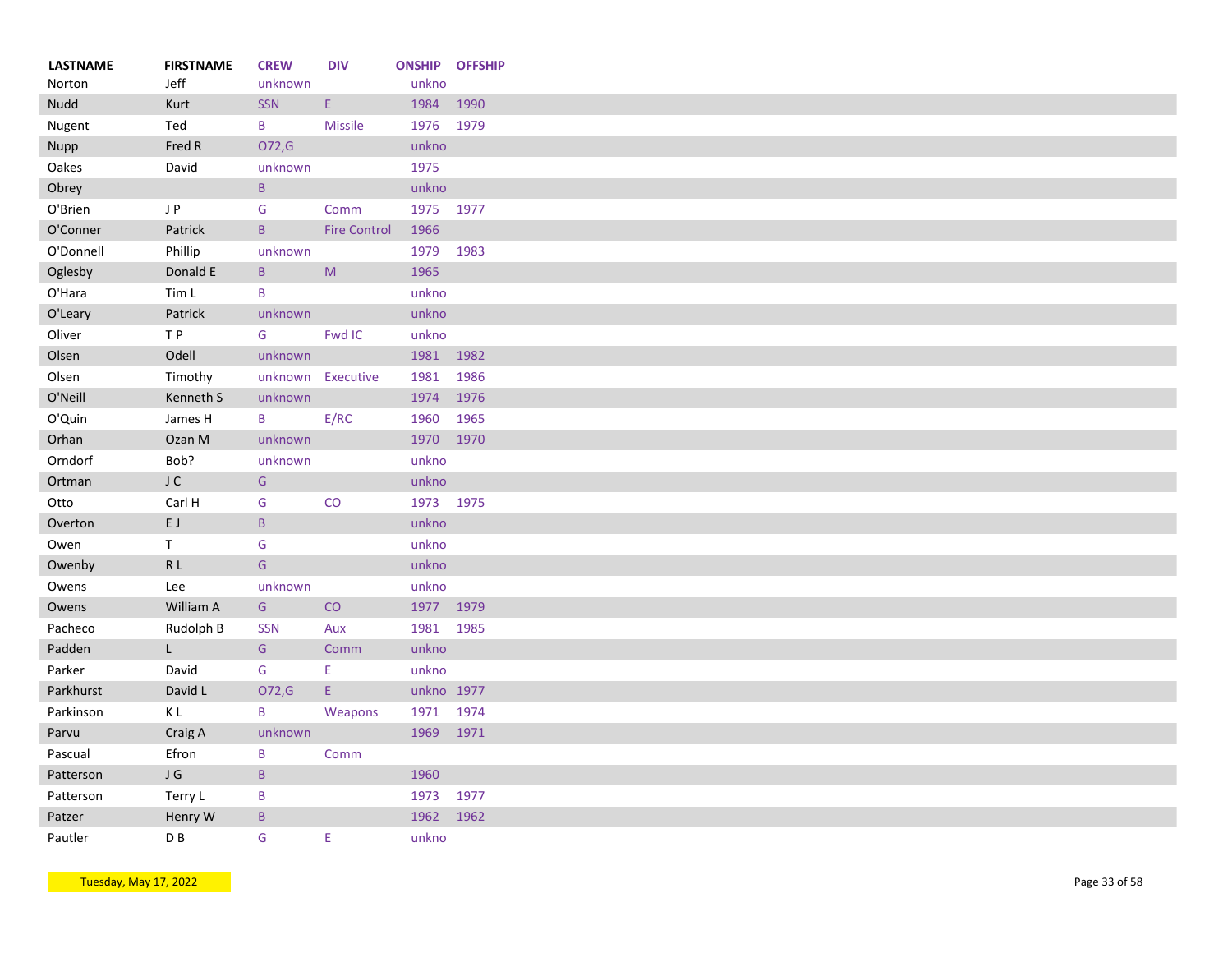| LASTNAME | FIRSTNAME | CREW | DIV | ONSHIP | OFFSHIP |
|---|---|---|---|---|---|
| Norton | Jeff | unknown | | unkno | |
| Nudd | Kurt | SSN | E | 1984 | 1990 |
| Nugent | Ted | B | Missile | 1976 | 1979 |
| Nupp | Fred R | O72,G | | unkno | |
| Oakes | David | unknown | | 1975 | |
| Obrey | | B | | unkno | |
| O'Brien | J P | G | Comm | 1975 | 1977 |
| O'Conner | Patrick | B | Fire Control | 1966 | |
| O'Donnell | Phillip | unknown | | 1979 | 1983 |
| Oglesby | Donald E | B | M | 1965 | |
| O'Hara | Tim L | B | | unkno | |
| O'Leary | Patrick | unknown | | unkno | |
| Oliver | T P | G | Fwd IC | unkno | |
| Olsen | Odell | unknown | | 1981 | 1982 |
| Olsen | Timothy | unknown | Executive | 1981 | 1986 |
| O'Neill | Kenneth S | unknown | | 1974 | 1976 |
| O'Quin | James H | B | E/RC | 1960 | 1965 |
| Orhan | Ozan M | unknown | | 1970 | 1970 |
| Orndorf | Bob? | unknown | | unkno | |
| Ortman | J C | G | | unkno | |
| Otto | Carl H | G | CO | 1973 | 1975 |
| Overton | E J | B | | unkno | |
| Owen | T | G | | unkno | |
| Owenby | R L | G | | unkno | |
| Owens | Lee | unknown | | unkno | |
| Owens | William A | G | CO | 1977 | 1979 |
| Pacheco | Rudolph B | SSN | Aux | 1981 | 1985 |
| Padden | L | G | Comm | unkno | |
| Parker | David | G | E | unkno | |
| Parkhurst | David L | O72,G | E | unkno | 1977 |
| Parkinson | K L | B | Weapons | 1971 | 1974 |
| Parvu | Craig A | unknown | | 1969 | 1971 |
| Pascual | Efron | B | Comm | | |
| Patterson | J G | B | | 1960 | |
| Patterson | Terry L | B | | 1973 | 1977 |
| Patzer | Henry W | B | | 1962 | 1962 |
| Pautler | D B | G | E | unkno | |

Tuesday, May 17, 2022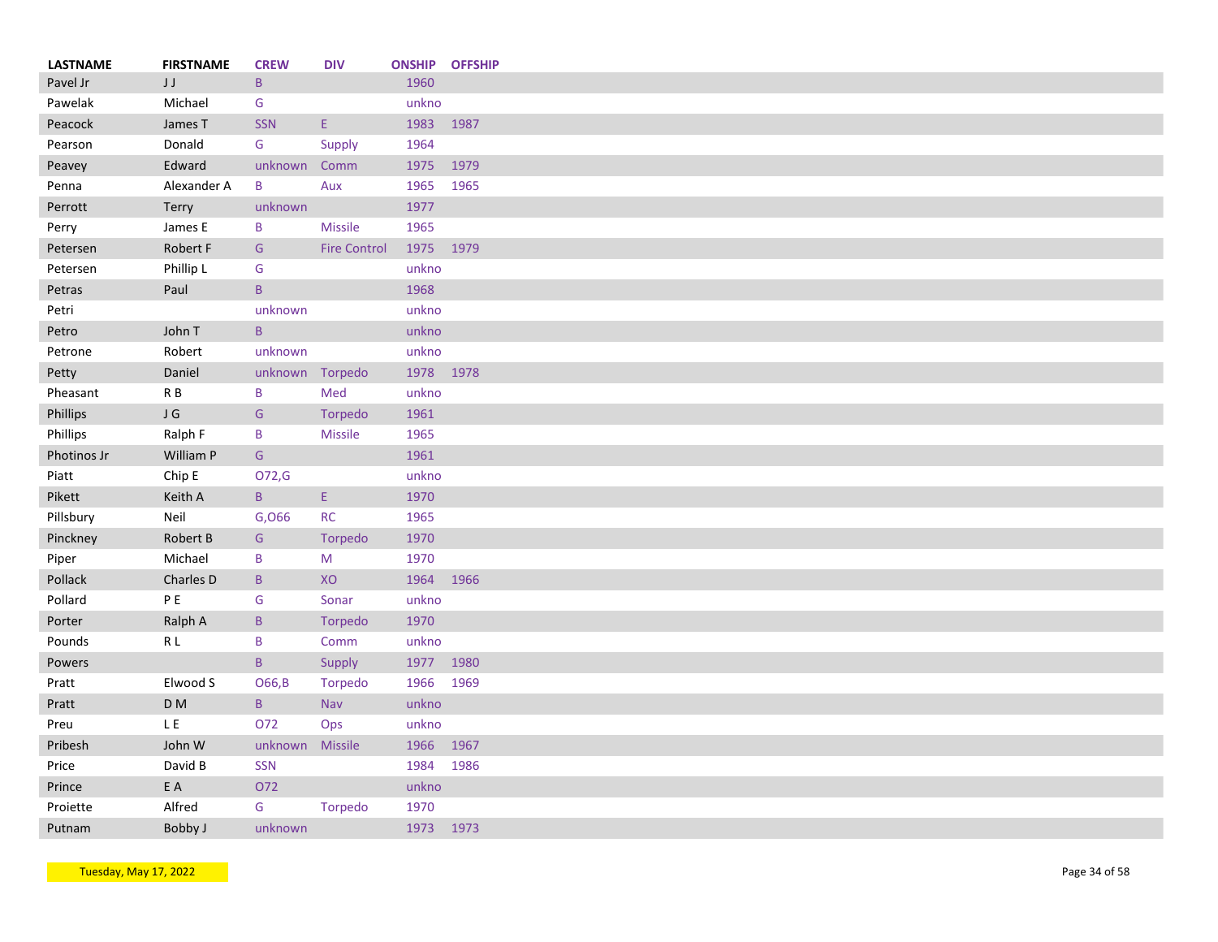| LASTNAME | FIRSTNAME | CREW | DIV | ONSHIP | OFFSHIP |
| --- | --- | --- | --- | --- | --- |
| Pavel Jr | J J | B | | 1960 | |
| Pawelak | Michael | G | | unkno | |
| Peacock | James T | SSN | E | 1983 | 1987 |
| Pearson | Donald | G | Supply | 1964 | |
| Peavey | Edward | unknown | Comm | 1975 | 1979 |
| Penna | Alexander A | B | Aux | 1965 | 1965 |
| Perrott | Terry | unknown | | 1977 | |
| Perry | James E | B | Missile | 1965 | |
| Petersen | Robert F | G | Fire Control | 1975 | 1979 |
| Petersen | Phillip L | G | | unkno | |
| Petras | Paul | B | | 1968 | |
| Petri | | unknown | | unkno | |
| Petro | John T | B | | unkno | |
| Petrone | Robert | unknown | | unkno | |
| Petty | Daniel | unknown | Torpedo | 1978 | 1978 |
| Pheasant | R B | B | Med | unkno | |
| Phillips | J G | G | Torpedo | 1961 | |
| Phillips | Ralph F | B | Missile | 1965 | |
| Photinos Jr | William P | G | | 1961 | |
| Piatt | Chip E | O72,G | | unkno | |
| Pikett | Keith A | B | E | 1970 | |
| Pillsbury | Neil | G,O66 | RC | 1965 | |
| Pinckney | Robert B | G | Torpedo | 1970 | |
| Piper | Michael | B | M | 1970 | |
| Pollack | Charles D | B | XO | 1964 | 1966 |
| Pollard | P E | G | Sonar | unkno | |
| Porter | Ralph A | B | Torpedo | 1970 | |
| Pounds | R L | B | Comm | unkno | |
| Powers | | B | Supply | 1977 | 1980 |
| Pratt | Elwood S | O66,B | Torpedo | 1966 | 1969 |
| Pratt | D M | B | Nav | unkno | |
| Preu | L E | O72 | Ops | unkno | |
| Pribesh | John W | unknown | Missile | 1966 | 1967 |
| Price | David B | SSN | | 1984 | 1986 |
| Prince | E A | O72 | | unkno | |
| Proiette | Alfred | G | Torpedo | 1970 | |
| Putnam | Bobby J | unknown | | 1973 | 1973 |

Tuesday, May 17, 2022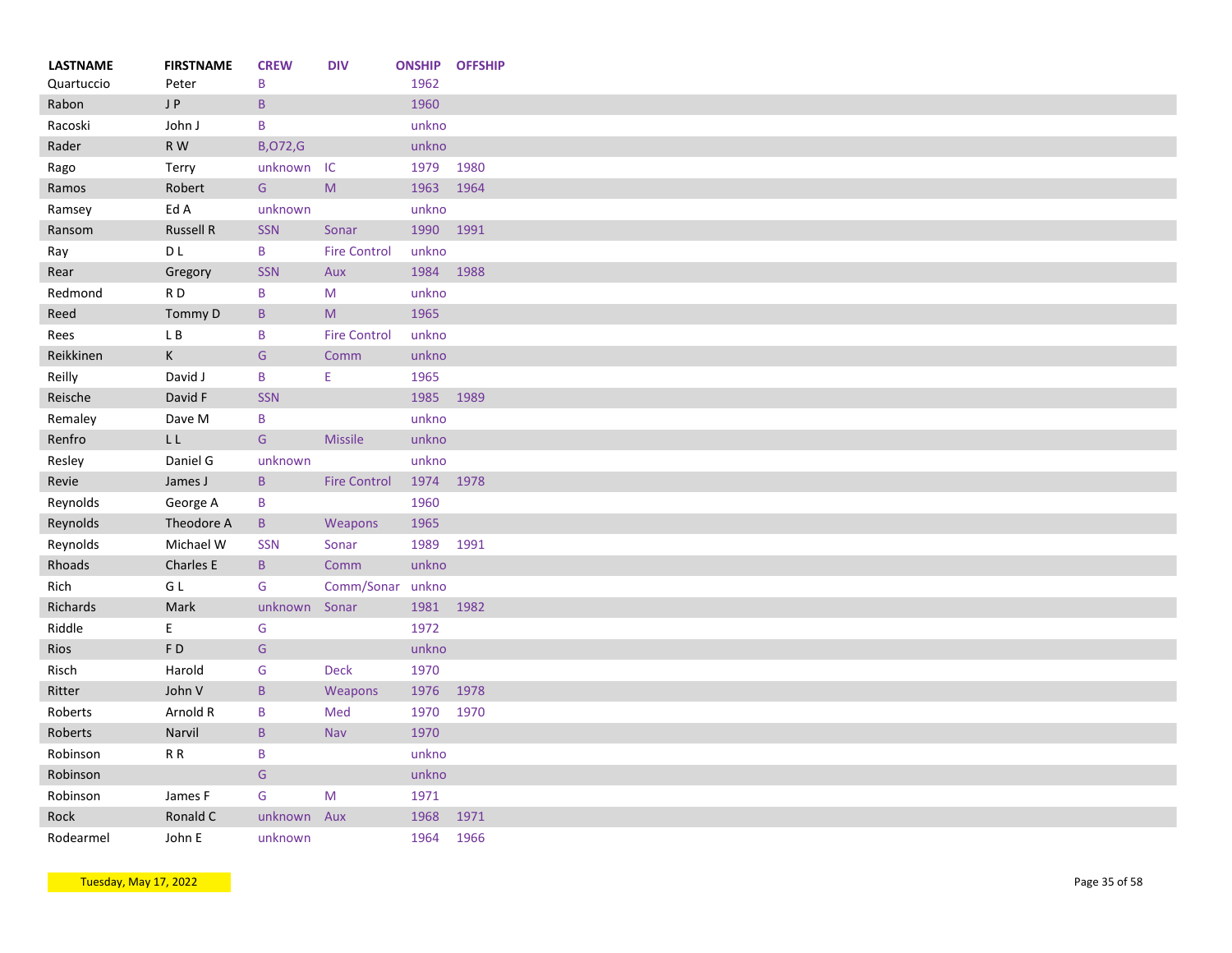| LASTNAME | FIRSTNAME | CREW | DIV | ONSHIP | OFFSHIP |
|---|---|---|---|---|---|
| Quartuccio | Peter | B | | 1962 | |
| Rabon | J P | B | | 1960 | |
| Racoski | John J | B | | unkno | |
| Rader | R W | B,O72,G | | unkno | |
| Rago | Terry | unknown | IC | 1979 | 1980 |
| Ramos | Robert | G | M | 1963 | 1964 |
| Ramsey | Ed A | unknown | | unkno | |
| Ransom | Russell R | SSN | Sonar | 1990 | 1991 |
| Ray | D L | B | Fire Control | unkno | |
| Rear | Gregory | SSN | Aux | 1984 | 1988 |
| Redmond | R D | B | M | unkno | |
| Reed | Tommy D | B | M | 1965 | |
| Rees | L B | B | Fire Control | unkno | |
| Reikkinen | K | G | Comm | unkno | |
| Reilly | David J | B | E | 1965 | |
| Reische | David F | SSN | | 1985 | 1989 |
| Remaley | Dave M | B | | unkno | |
| Renfro | L L | G | Missile | unkno | |
| Resley | Daniel G | unknown | | unkno | |
| Revie | James J | B | Fire Control | 1974 | 1978 |
| Reynolds | George A | B | | 1960 | |
| Reynolds | Theodore A | B | Weapons | 1965 | |
| Reynolds | Michael W | SSN | Sonar | 1989 | 1991 |
| Rhoads | Charles E | B | Comm | unkno | |
| Rich | G L | G | Comm/Sonar | unkno | |
| Richards | Mark | unknown | Sonar | 1981 | 1982 |
| Riddle | E | G | | 1972 | |
| Rios | F D | G | | unkno | |
| Risch | Harold | G | Deck | 1970 | |
| Ritter | John V | B | Weapons | 1976 | 1978 |
| Roberts | Arnold R | B | Med | 1970 | 1970 |
| Roberts | Narvil | B | Nav | 1970 | |
| Robinson | R R | B | | unkno | |
| Robinson | | G | | unkno | |
| Robinson | James F | G | M | 1971 | |
| Rock | Ronald C | unknown | Aux | 1968 | 1971 |
| Rodearmel | John E | unknown | | 1964 | 1966 |

Tuesday, May 17, 2022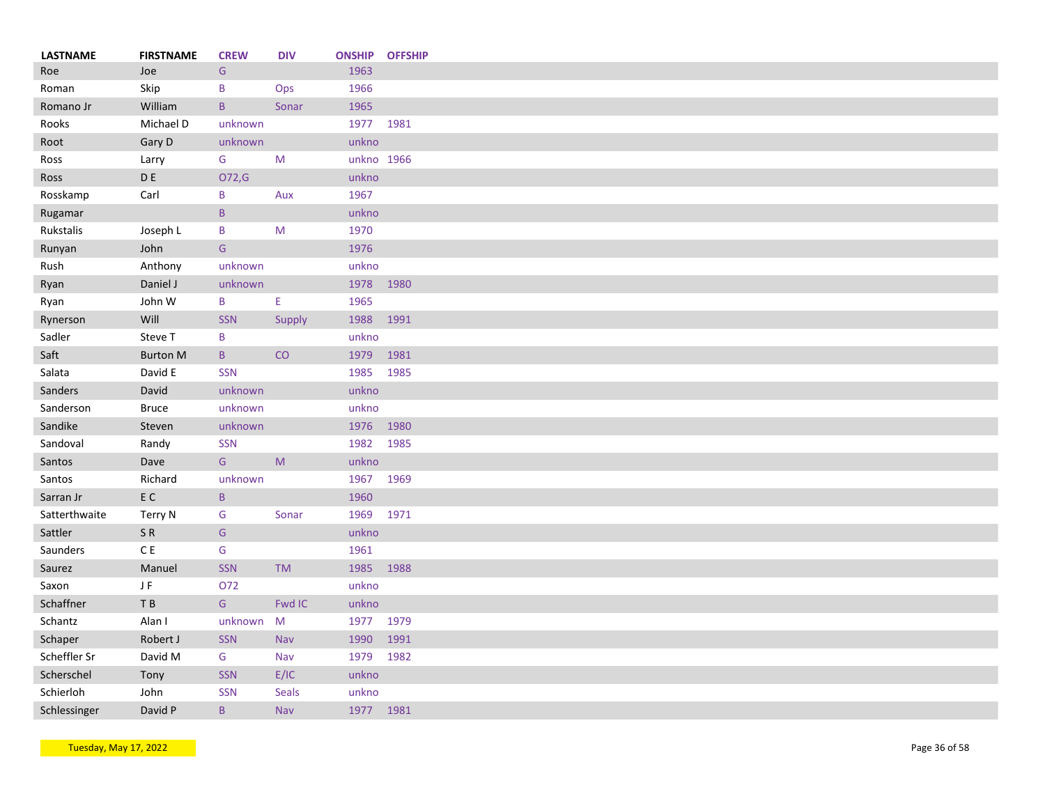| LASTNAME | FIRSTNAME | CREW | DIV | ONSHIP | OFFSHIP |
|---|---|---|---|---|---|
| Roe | Joe | G | | 1963 | |
| Roman | Skip | B | Ops | 1966 | |
| Romano Jr | William | B | Sonar | 1965 | |
| Rooks | Michael D | unknown | | 1977 | 1981 |
| Root | Gary D | unknown | | unkno | |
| Ross | Larry | G | M | unkno | 1966 |
| Ross | D E | O72,G | | unkno | |
| Rosskamp | Carl | B | Aux | 1967 | |
| Rugamar | | B | | unkno | |
| Rukstalis | Joseph L | B | M | 1970 | |
| Runyan | John | G | | 1976 | |
| Rush | Anthony | unknown | | unkno | |
| Ryan | Daniel J | unknown | | 1978 | 1980 |
| Ryan | John W | B | E | 1965 | |
| Rynerson | Will | SSN | Supply | 1988 | 1991 |
| Sadler | Steve T | B | | unkno | |
| Saft | Burton M | B | CO | 1979 | 1981 |
| Salata | David E | SSN | | 1985 | 1985 |
| Sanders | David | unknown | | unkno | |
| Sanderson | Bruce | unknown | | unkno | |
| Sandike | Steven | unknown | | 1976 | 1980 |
| Sandoval | Randy | SSN | | 1982 | 1985 |
| Santos | Dave | G | M | unkno | |
| Santos | Richard | unknown | | 1967 | 1969 |
| Sarran Jr | E C | B | | 1960 | |
| Satterthwaite | Terry N | G | Sonar | 1969 | 1971 |
| Sattler | S R | G | | unkno | |
| Saunders | C E | G | | 1961 | |
| Saurez | Manuel | SSN | TM | 1985 | 1988 |
| Saxon | J F | O72 | | unkno | |
| Schaffner | T B | G | Fwd IC | unkno | |
| Schantz | Alan I | unknown | M | 1977 | 1979 |
| Schaper | Robert J | SSN | Nav | 1990 | 1991 |
| Scheffler Sr | David M | G | Nav | 1979 | 1982 |
| Scherschel | Tony | SSN | E/IC | unkno | |
| Schierloh | John | SSN | Seals | unkno | |
| Schlessinger | David P | B | Nav | 1977 | 1981 |

Tuesday, May 17, 2022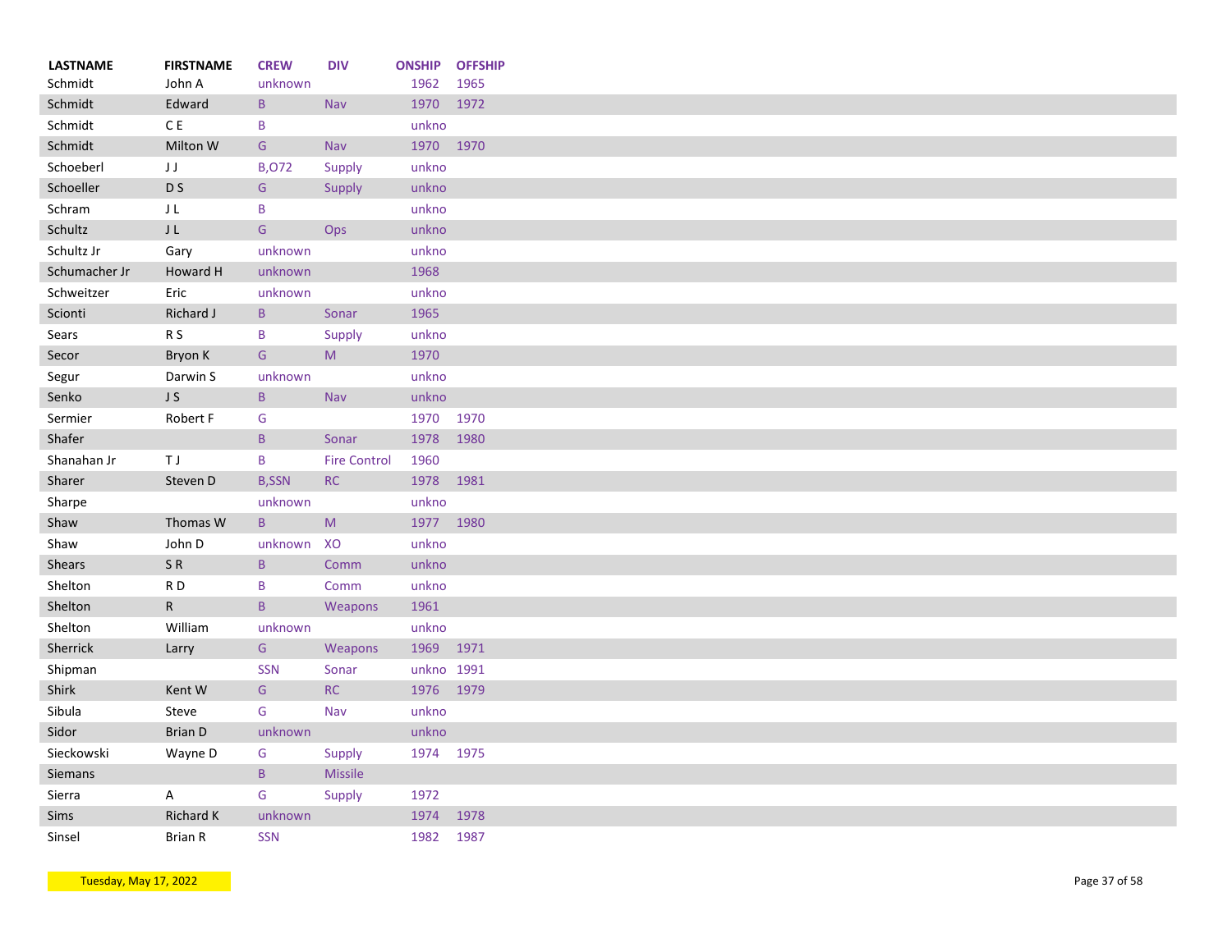| LASTNAME | FIRSTNAME | CREW | DIV | ONSHIP | OFFSHIP |
|---|---|---|---|---|---|
| Schmidt | John A | unknown | | 1962 | 1965 |
| Schmidt | Edward | B | Nav | 1970 | 1972 |
| Schmidt | C E | B | | unkno | |
| Schmidt | Milton W | G | Nav | 1970 | 1970 |
| Schoeberl | J J | B,O72 | Supply | unkno | |
| Schoeller | D S | G | Supply | unkno | |
| Schram | J L | B | | unkno | |
| Schultz | J L | G | Ops | unkno | |
| Schultz Jr | Gary | unknown | | unkno | |
| Schumacher Jr | Howard H | unknown | | 1968 | |
| Schweitzer | Eric | unknown | | unkno | |
| Scionti | Richard J | B | Sonar | 1965 | |
| Sears | R S | B | Supply | unkno | |
| Secor | Bryon K | G | M | 1970 | |
| Segur | Darwin S | unknown | | unkno | |
| Senko | J S | B | Nav | unkno | |
| Sermier | Robert F | G | | 1970 | 1970 |
| Shafer | | B | Sonar | 1978 | 1980 |
| Shanahan Jr | T J | B | Fire Control | 1960 | |
| Sharer | Steven D | B,SSN | RC | 1978 | 1981 |
| Sharpe | | unknown | | unkno | |
| Shaw | Thomas W | B | M | 1977 | 1980 |
| Shaw | John D | unknown | XO | unkno | |
| Shears | S R | B | Comm | unkno | |
| Shelton | R D | B | Comm | unkno | |
| Shelton | R | B | Weapons | 1961 | |
| Shelton | William | unknown | | unkno | |
| Sherrick | Larry | G | Weapons | 1969 | 1971 |
| Shipman | | SSN | Sonar | unkno | 1991 |
| Shirk | Kent W | G | RC | 1976 | 1979 |
| Sibula | Steve | G | Nav | unkno | |
| Sidor | Brian D | unknown | | unkno | |
| Sieckowski | Wayne D | G | Supply | 1974 | 1975 |
| Siemans | | B | Missile | | |
| Sierra | A | G | Supply | 1972 | |
| Sims | Richard K | unknown | | 1974 | 1978 |
| Sinsel | Brian R | SSN | | 1982 | 1987 |

Tuesday, May 17, 2022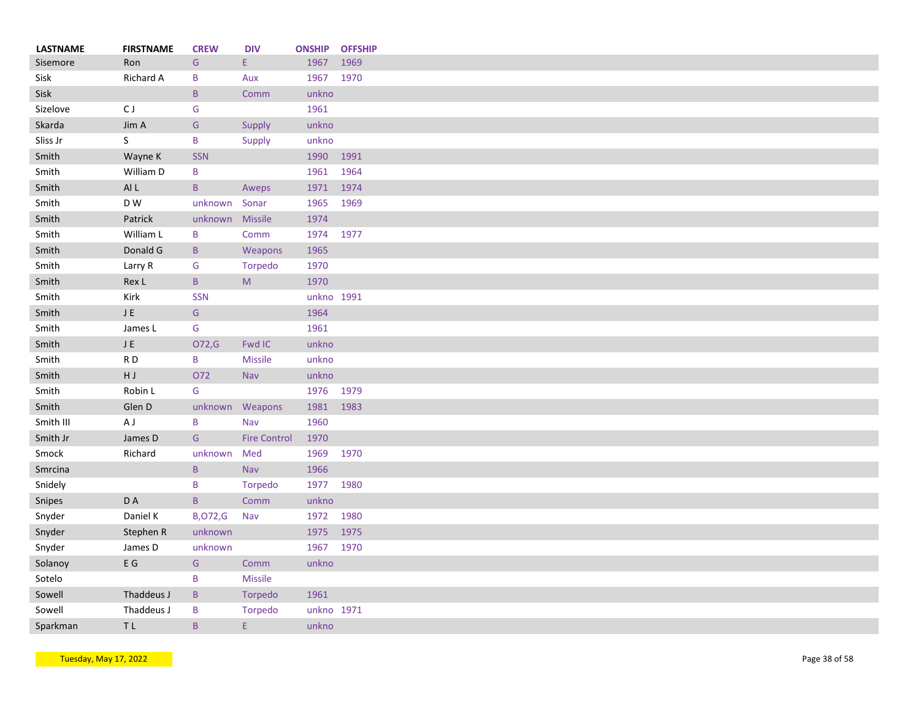| LASTNAME | FIRSTNAME | CREW | DIV | ONSHIP | OFFSHIP |
| --- | --- | --- | --- | --- | --- |
| Sisemore | Ron | G | E | 1967 | 1969 |
| Sisk | Richard A | B | Aux | 1967 | 1970 |
| Sisk | | B | Comm | unkno | |
| Sizelove | C J | G | | 1961 | |
| Skarda | Jim A | G | Supply | unkno | |
| Sliss Jr | S | B | Supply | unkno | |
| Smith | Wayne K | SSN | | 1990 | 1991 |
| Smith | William D | B | | 1961 | 1964 |
| Smith | Al L | B | Aweps | 1971 | 1974 |
| Smith | D W | unknown | Sonar | 1965 | 1969 |
| Smith | Patrick | unknown | Missile | 1974 | |
| Smith | William L | B | Comm | 1974 | 1977 |
| Smith | Donald G | B | Weapons | 1965 | |
| Smith | Larry R | G | Torpedo | 1970 | |
| Smith | Rex L | B | M | 1970 | |
| Smith | Kirk | SSN | | unkno | 1991 |
| Smith | J E | G | | 1964 | |
| Smith | James L | G | | 1961 | |
| Smith | J E | O72,G | Fwd IC | unkno | |
| Smith | R D | B | Missile | unkno | |
| Smith | H J | O72 | Nav | unkno | |
| Smith | Robin L | G | | 1976 | 1979 |
| Smith | Glen D | unknown | Weapons | 1981 | 1983 |
| Smith III | A J | B | Nav | 1960 | |
| Smith Jr | James D | G | Fire Control | 1970 | |
| Smock | Richard | unknown | Med | 1969 | 1970 |
| Smrcina | | B | Nav | 1966 | |
| Snidely | | B | Torpedo | 1977 | 1980 |
| Snipes | D A | B | Comm | unkno | |
| Snyder | Daniel K | B,O72,G | Nav | 1972 | 1980 |
| Snyder | Stephen R | unknown | | 1975 | 1975 |
| Snyder | James D | unknown | | 1967 | 1970 |
| Solanoy | E G | G | Comm | unkno | |
| Sotelo | | B | Missile | | |
| Sowell | Thaddeus J | B | Torpedo | 1961 | |
| Sowell | Thaddeus J | B | Torpedo | unkno | 1971 |
| Sparkman | T L | B | E | unkno | |

Tuesday, May 17, 2022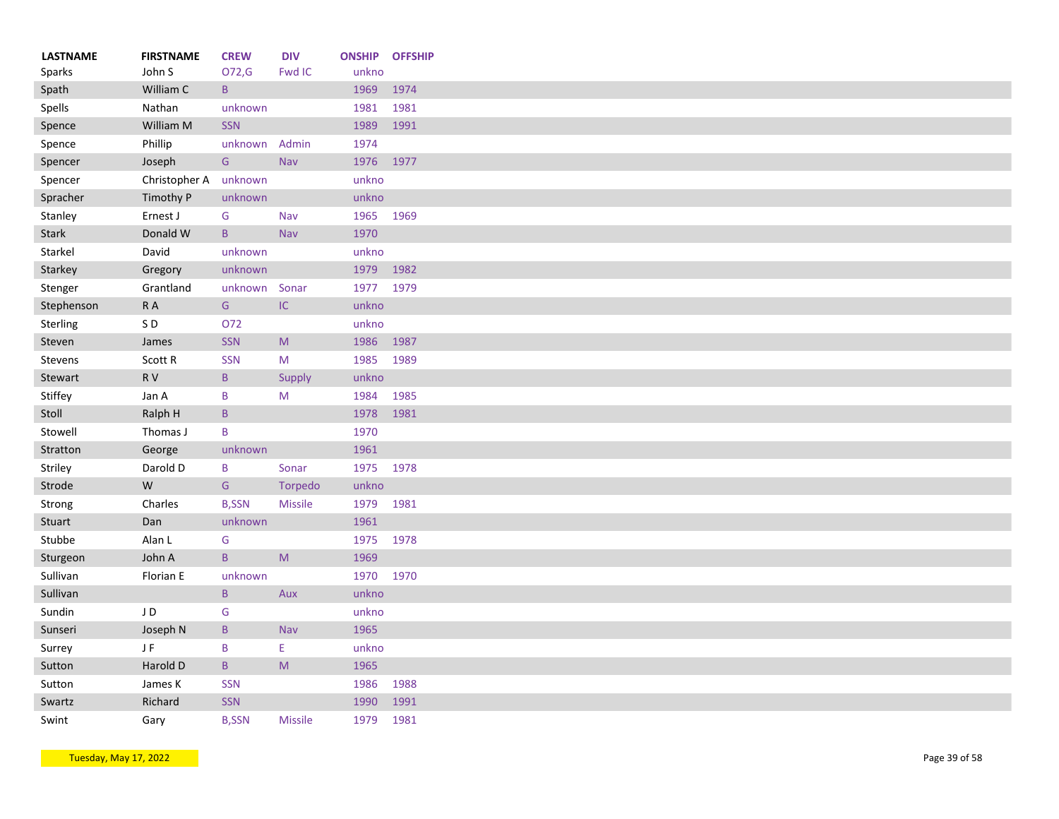| LASTNAME | FIRSTNAME | CREW | DIV | ONSHIP | OFFSHIP |
|---|---|---|---|---|---|
| Sparks | John S | O72,G | Fwd IC | unkno | |
| Spath | William C | B | | 1969 | 1974 |
| Spells | Nathan | unknown | | 1981 | 1981 |
| Spence | William M | SSN | | 1989 | 1991 |
| Spence | Phillip | unknown | Admin | 1974 | |
| Spencer | Joseph | G | Nav | 1976 | 1977 |
| Spencer | Christopher A | unknown | | unkno | |
| Spracher | Timothy P | unknown | | unkno | |
| Stanley | Ernest J | G | Nav | 1965 | 1969 |
| Stark | Donald W | B | Nav | 1970 | |
| Starkel | David | unknown | | unkno | |
| Starkey | Gregory | unknown | | 1979 | 1982 |
| Stenger | Grantland | unknown | Sonar | 1977 | 1979 |
| Stephenson | R A | G | IC | unkno | |
| Sterling | S D | O72 | | unkno | |
| Steven | James | SSN | M | 1986 | 1987 |
| Stevens | Scott R | SSN | M | 1985 | 1989 |
| Stewart | R V | B | Supply | unkno | |
| Stiffey | Jan A | B | M | 1984 | 1985 |
| Stoll | Ralph H | B | | 1978 | 1981 |
| Stowell | Thomas J | B | | 1970 | |
| Stratton | George | unknown | | 1961 | |
| Striley | Darold D | B | Sonar | 1975 | 1978 |
| Strode | W | G | Torpedo | unkno | |
| Strong | Charles | B,SSN | Missile | 1979 | 1981 |
| Stuart | Dan | unknown | | 1961 | |
| Stubbe | Alan L | G | | 1975 | 1978 |
| Sturgeon | John A | B | M | 1969 | |
| Sullivan | Florian E | unknown | | 1970 | 1970 |
| Sullivan | | B | Aux | unkno | |
| Sundin | J D | G | | unkno | |
| Sunseri | Joseph N | B | Nav | 1965 | |
| Surrey | J F | B | E | unkno | |
| Sutton | Harold D | B | M | 1965 | |
| Sutton | James K | SSN | | 1986 | 1988 |
| Swartz | Richard | SSN | | 1990 | 1991 |
| Swint | Gary | B,SSN | Missile | 1979 | 1981 |

Tuesday, May 17, 2022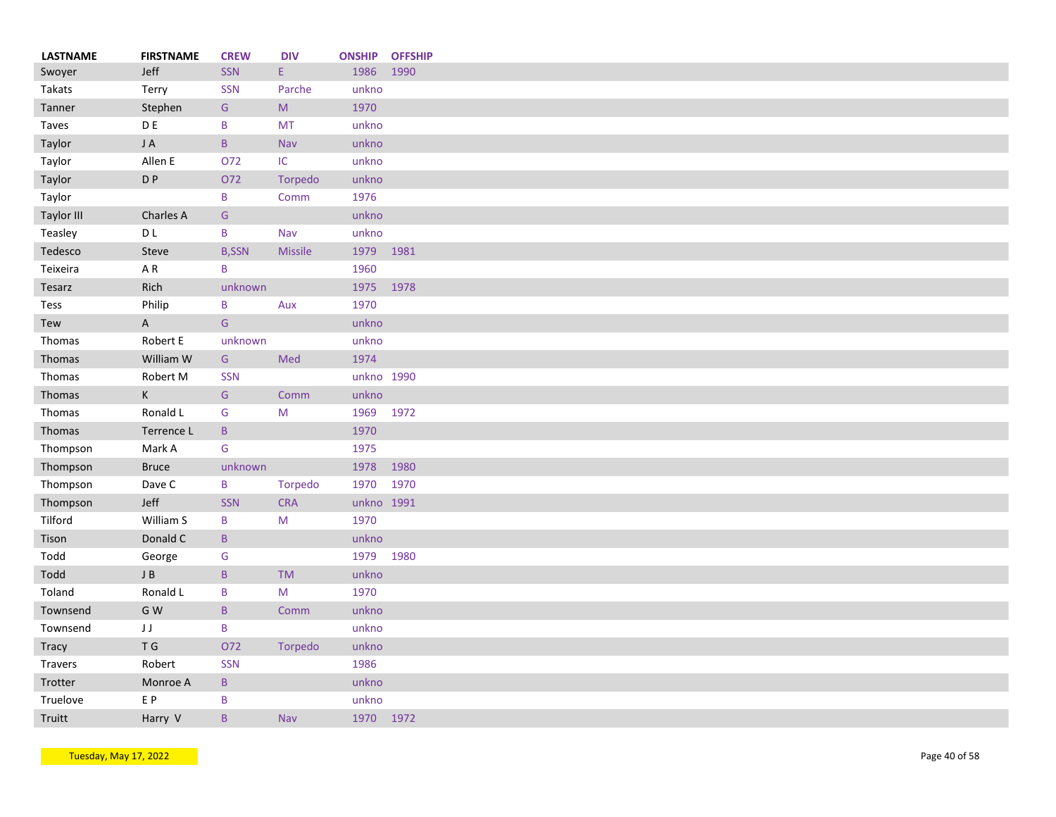| LASTNAME | FIRSTNAME | CREW | DIV | ONSHIP | OFFSHIP |
|---|---|---|---|---|---|
| Swoyer | Jeff | SSN | E | 1986 | 1990 |
| Takats | Terry | SSN | Parche | unkno | |
| Tanner | Stephen | G | M | 1970 | |
| Taves | D E | B | MT | unkno | |
| Taylor | J A | B | Nav | unkno | |
| Taylor | Allen E | O72 | IC | unkno | |
| Taylor | D P | O72 | Torpedo | unkno | |
| Taylor | | B | Comm | 1976 | |
| Taylor III | Charles A | G | | unkno | |
| Teasley | D L | B | Nav | unkno | |
| Tedesco | Steve | B,SSN | Missile | 1979 | 1981 |
| Teixeira | A R | B | | 1960 | |
| Tesarz | Rich | unknown | | 1975 | 1978 |
| Tess | Philip | B | Aux | 1970 | |
| Tew | A | G | | unkno | |
| Thomas | Robert E | unknown | | unkno | |
| Thomas | William W | G | Med | 1974 | |
| Thomas | Robert M | SSN | | unkno | 1990 |
| Thomas | K | G | Comm | unkno | |
| Thomas | Ronald L | G | M | 1969 | 1972 |
| Thomas | Terrence L | B | | 1970 | |
| Thompson | Mark A | G | | 1975 | |
| Thompson | Bruce | unknown | | 1978 | 1980 |
| Thompson | Dave C | B | Torpedo | 1970 | 1970 |
| Thompson | Jeff | SSN | CRA | unkno | 1991 |
| Tilford | William S | B | M | 1970 | |
| Tison | Donald C | B | | unkno | |
| Todd | George | G | | 1979 | 1980 |
| Todd | J B | B | TM | unkno | |
| Toland | Ronald L | B | M | 1970 | |
| Townsend | G W | B | Comm | unkno | |
| Townsend | J J | B | | unkno | |
| Tracy | T G | O72 | Torpedo | unkno | |
| Travers | Robert | SSN | | 1986 | |
| Trotter | Monroe A | B | | unkno | |
| Truelove | E P | B | | unkno | |
| Truitt | Harry V | B | Nav | 1970 | 1972 |

Tuesday, May 17, 2022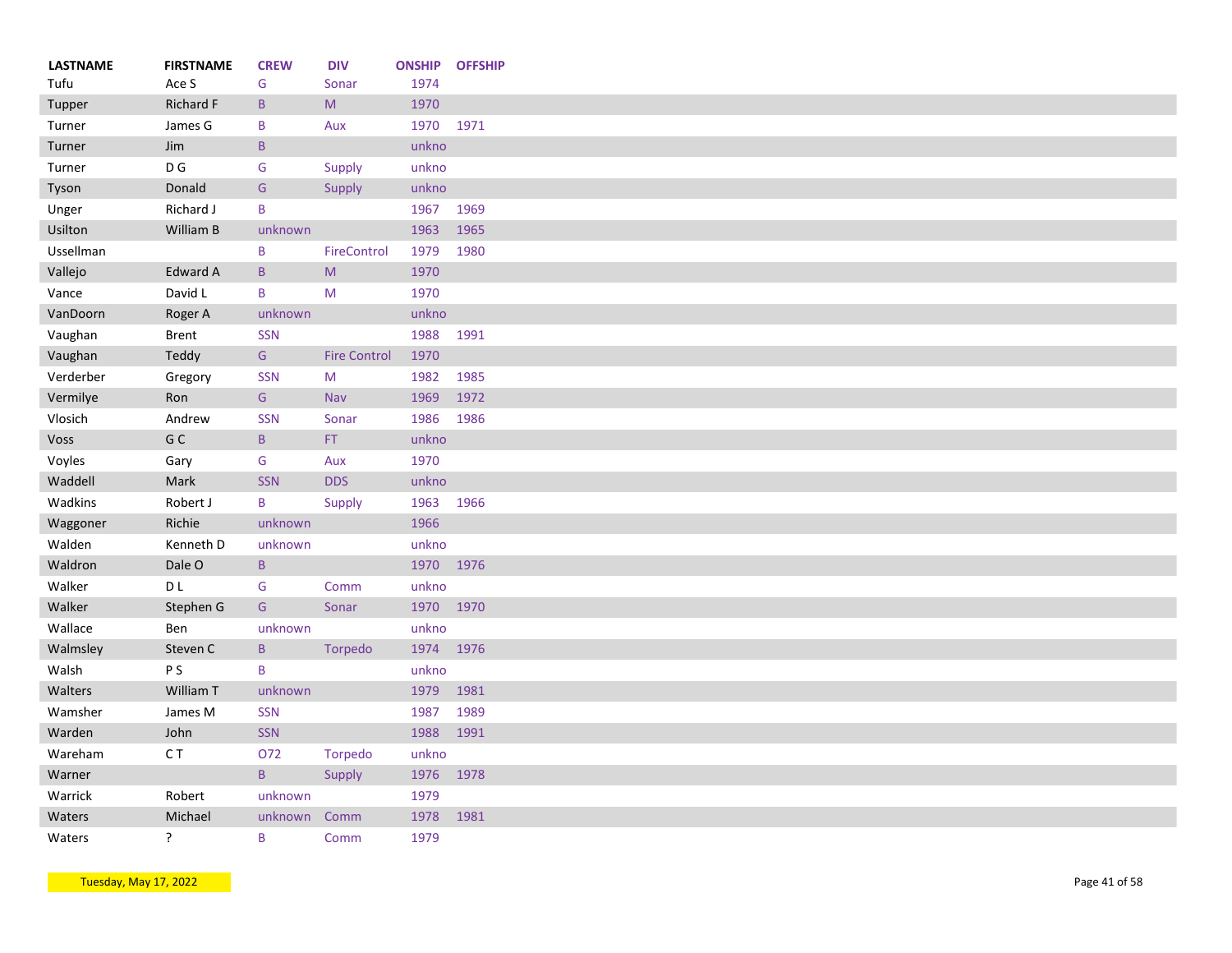| LASTNAME | FIRSTNAME | CREW | DIV | ONSHIP | OFFSHIP |
|---|---|---|---|---|---|
| Tufu | Ace S | G | Sonar | 1974 | |
| Tupper | Richard F | B | M | 1970 | |
| Turner | James G | B | Aux | 1970 | 1971 |
| Turner | Jim | B | | unkno | |
| Turner | D G | G | Supply | unkno | |
| Tyson | Donald | G | Supply | unkno | |
| Unger | Richard J | B | | 1967 | 1969 |
| Usilton | William B | unknown | | 1963 | 1965 |
| Ussellman | | B | FireControl | 1979 | 1980 |
| Vallejo | Edward A | B | M | 1970 | |
| Vance | David L | B | M | 1970 | |
| VanDoorn | Roger A | unknown | | unkno | |
| Vaughan | Brent | SSN | | 1988 | 1991 |
| Vaughan | Teddy | G | Fire Control | 1970 | |
| Verderber | Gregory | SSN | M | 1982 | 1985 |
| Vermilye | Ron | G | Nav | 1969 | 1972 |
| Vlosich | Andrew | SSN | Sonar | 1986 | 1986 |
| Voss | G C | B | FT | unkno | |
| Voyles | Gary | G | Aux | 1970 | |
| Waddell | Mark | SSN | DDS | unkno | |
| Wadkins | Robert J | B | Supply | 1963 | 1966 |
| Waggoner | Richie | unknown | | 1966 | |
| Walden | Kenneth D | unknown | | unkno | |
| Waldron | Dale O | B | | 1970 | 1976 |
| Walker | D L | G | Comm | unkno | |
| Walker | Stephen G | G | Sonar | 1970 | 1970 |
| Wallace | Ben | unknown | | unkno | |
| Walmsley | Steven C | B | Torpedo | 1974 | 1976 |
| Walsh | P S | B | | unkno | |
| Walters | William T | unknown | | 1979 | 1981 |
| Wamsher | James M | SSN | | 1987 | 1989 |
| Warden | John | SSN | | 1988 | 1991 |
| Wareham | C T | O72 | Torpedo | unkno | |
| Warner | | B | Supply | 1976 | 1978 |
| Warrick | Robert | unknown | | 1979 | |
| Waters | Michael | unknown | Comm | 1978 | 1981 |
| Waters | ? | B | Comm | 1979 | |

Tuesday, May 17, 2022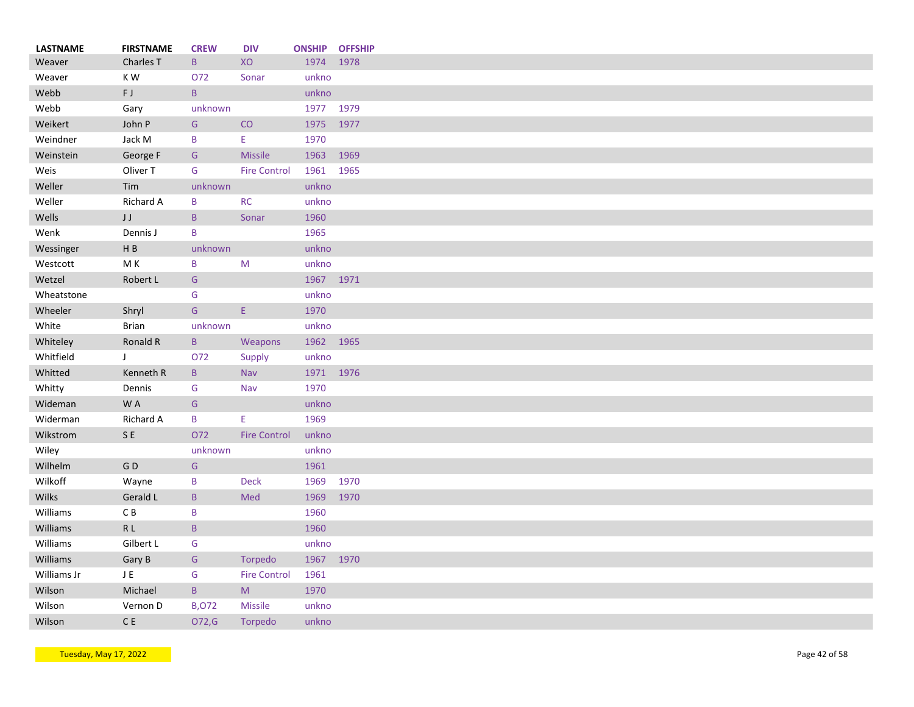| LASTNAME | FIRSTNAME | CREW | DIV | ONSHIP | OFFSHIP |
|---|---|---|---|---|---|
| Weaver | Charles T | B | XO | 1974 | 1978 |
| Weaver | K W | O72 | Sonar | unkno | |
| Webb | F J | B | | unkno | |
| Webb | Gary | unknown | | 1977 | 1979 |
| Weikert | John P | G | CO | 1975 | 1977 |
| Weindner | Jack M | B | E | 1970 | |
| Weinstein | George F | G | Missile | 1963 | 1969 |
| Weis | Oliver T | G | Fire Control | 1961 | 1965 |
| Weller | Tim | unknown | | unkno | |
| Weller | Richard A | B | RC | unkno | |
| Wells | J J | B | Sonar | 1960 | |
| Wenk | Dennis J | B | | 1965 | |
| Wessinger | H B | unknown | | unkno | |
| Westcott | M K | B | M | unkno | |
| Wetzel | Robert L | G | | 1967 | 1971 |
| Wheatstone | | G | | unkno | |
| Wheeler | Shryl | G | E | 1970 | |
| White | Brian | unknown | | unkno | |
| Whiteley | Ronald R | B | Weapons | 1962 | 1965 |
| Whitfield | J | O72 | Supply | unkno | |
| Whitted | Kenneth R | B | Nav | 1971 | 1976 |
| Whitty | Dennis | G | Nav | 1970 | |
| Wideman | W A | G | | unkno | |
| Widerman | Richard A | B | E | 1969 | |
| Wikstrom | S E | O72 | Fire Control | unkno | |
| Wiley | | unknown | | unkno | |
| Wilhelm | G D | G | | 1961 | |
| Wilkoff | Wayne | B | Deck | 1969 | 1970 |
| Wilks | Gerald L | B | Med | 1969 | 1970 |
| Williams | C B | B | | 1960 | |
| Williams | R L | B | | 1960 | |
| Williams | Gilbert L | G | | unkno | |
| Williams | Gary B | G | Torpedo | 1967 | 1970 |
| Williams Jr | J E | G | Fire Control | 1961 | |
| Wilson | Michael | B | M | 1970 | |
| Wilson | Vernon D | B,O72 | Missile | unkno | |
| Wilson | C E | O72,G | Torpedo | unkno | |

Tuesday, May 17, 2022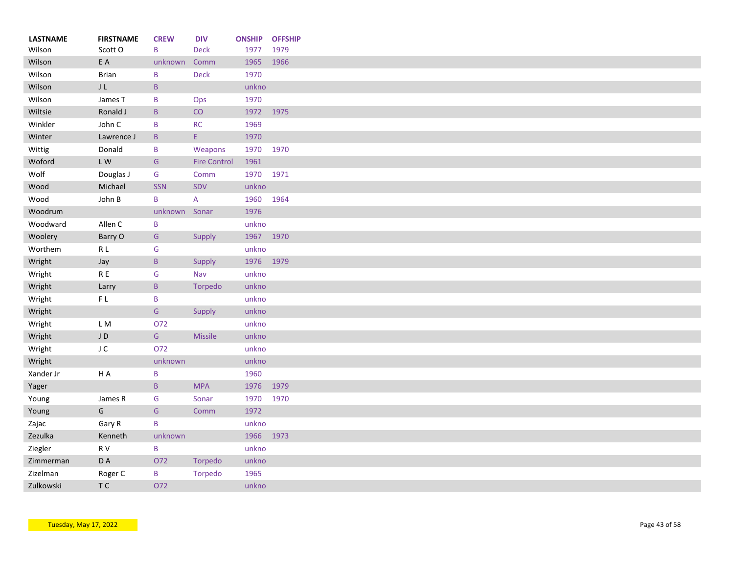| LASTNAME | FIRSTNAME | CREW | DIV | ONSHIP | OFFSHIP |
|---|---|---|---|---|---|
| Wilson | Scott O | B | Deck | 1977 | 1979 |
| Wilson | E A | unknown | Comm | 1965 | 1966 |
| Wilson | Brian | B | Deck | 1970 | |
| Wilson | J L | B | | unkno | |
| Wilson | James T | B | Ops | 1970 | |
| Wiltsie | Ronald J | B | CO | 1972 | 1975 |
| Winkler | John C | B | RC | 1969 | |
| Winter | Lawrence J | B | E | 1970 | |
| Wittig | Donald | B | Weapons | 1970 | 1970 |
| Woford | L W | G | Fire Control | 1961 | |
| Wolf | Douglas J | G | Comm | 1970 | 1971 |
| Wood | Michael | SSN | SDV | unkno | |
| Wood | John B | B | A | 1960 | 1964 |
| Woodrum | | unknown | Sonar | 1976 | |
| Woodward | Allen C | B | | unkno | |
| Woolery | Barry O | G | Supply | 1967 | 1970 |
| Worthem | R L | G | | unkno | |
| Wright | Jay | B | Supply | 1976 | 1979 |
| Wright | R E | G | Nav | unkno | |
| Wright | Larry | B | Torpedo | unkno | |
| Wright | F L | B | | unkno | |
| Wright | | G | Supply | unkno | |
| Wright | L M | O72 | | unkno | |
| Wright | J D | G | Missile | unkno | |
| Wright | J C | O72 | | unkno | |
| Wright | | unknown | | unkno | |
| Xander Jr | H A | B | | 1960 | |
| Yager | | B | MPA | 1976 | 1979 |
| Young | James R | G | Sonar | 1970 | 1970 |
| Young | G | G | Comm | 1972 | |
| Zajac | Gary R | B | | unkno | |
| Zezulka | Kenneth | unknown | | 1966 | 1973 |
| Ziegler | R V | B | | unkno | |
| Zimmerman | D A | O72 | Torpedo | unkno | |
| Zizelman | Roger C | B | Torpedo | 1965 | |
| Zulkowski | T C | O72 | | unkno | |

Tuesday, May 17, 2022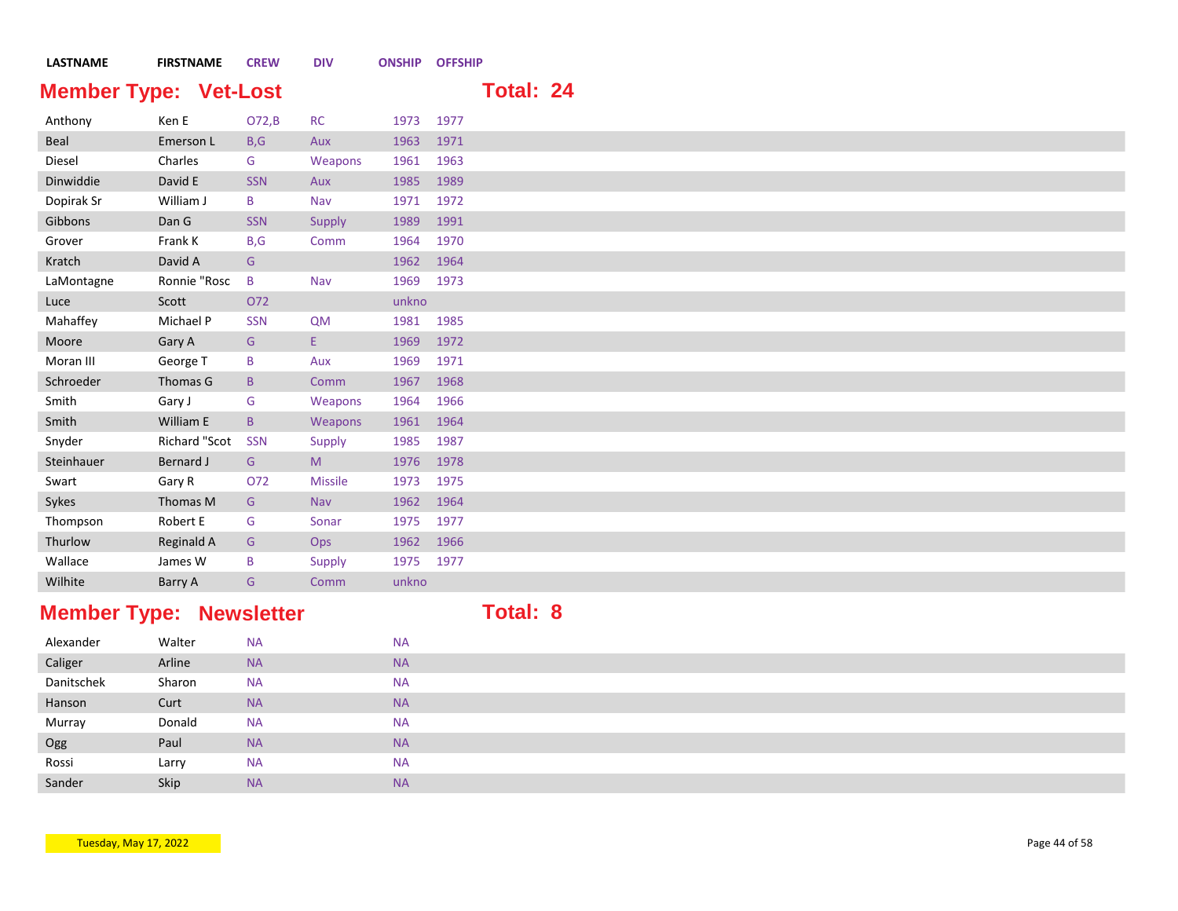| LASTNAME | FIRSTNAME | CREW | DIV | ONSHIP | OFFSHIP |
|---|---|---|---|---|---|

## Member Type: Vet-Lost

**Total: 24**

| LASTNAME | FIRSTNAME | CREW | DIV | ONSHIP | OFFSHIP |
|---|---|---|---|---|---|
| Anthony | Ken E | O72,B | RC | 1973 | 1977 |
| Beal | Emerson L | B,G | Aux | 1963 | 1971 |
| Diesel | Charles | G | Weapons | 1961 | 1963 |
| Dinwiddie | David E | SSN | Aux | 1985 | 1989 |
| Dopirak Sr | William J | B | Nav | 1971 | 1972 |
| Gibbons | Dan G | SSN | Supply | 1989 | 1991 |
| Grover | Frank K | B,G | Comm | 1964 | 1970 |
| Kratch | David A | G | | 1962 | 1964 |
| LaMontagne | Ronnie "Rosc | B | Nav | 1969 | 1973 |
| Luce | Scott | O72 | | unkno | |
| Mahaffey | Michael P | SSN | QM | 1981 | 1985 |
| Moore | Gary A | G | E | 1969 | 1972 |
| Moran III | George T | B | Aux | 1969 | 1971 |
| Schroeder | Thomas G | B | Comm | 1967 | 1968 |
| Smith | Gary J | G | Weapons | 1964 | 1966 |
| Smith | William E | B | Weapons | 1961 | 1964 |
| Snyder | Richard "Scot | SSN | Supply | 1985 | 1987 |
| Steinhauer | Bernard J | G | M | 1976 | 1978 |
| Swart | Gary R | O72 | Missile | 1973 | 1975 |
| Sykes | Thomas M | G | Nav | 1962 | 1964 |
| Thompson | Robert E | G | Sonar | 1975 | 1977 |
| Thurlow | Reginald A | G | Ops | 1962 | 1966 |
| Wallace | James W | B | Supply | 1975 | 1977 |
| Wilhite | Barry A | G | Comm | unkno | |

## Member Type: Newsletter

**Total: 8**

| LASTNAME | FIRSTNAME | CREW | DIV | ONSHIP | OFFSHIP |
|---|---|---|---|---|---|
| Alexander | Walter | NA | | NA | |
| Caliger | Arline | NA | | NA | |
| Danitschek | Sharon | NA | | NA | |
| Hanson | Curt | NA | | NA | |
| Murray | Donald | NA | | NA | |
| Ogg | Paul | NA | | NA | |
| Rossi | Larry | NA | | NA | |
| Sander | Skip | NA | | NA | |

Tuesday, May 17, 2022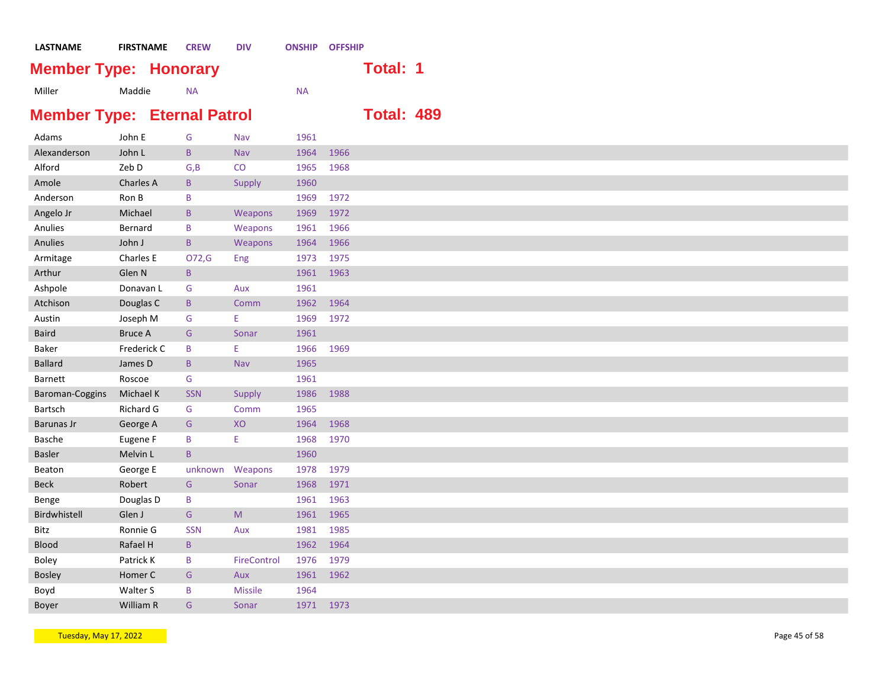| LASTNAME | FIRSTNAME | CREW | DIV | ONSHIP | OFFSHIP |
|---|---|---|---|---|---|

## Member Type: Honorary — Total: 1

| LASTNAME | FIRSTNAME | CREW | DIV | ONSHIP | OFFSHIP |
|---|---|---|---|---|---|
| Miller | Maddie | NA | | NA | |

## Member Type: Eternal Patrol — Total: 489

| LASTNAME | FIRSTNAME | CREW | DIV | ONSHIP | OFFSHIP |
|---|---|---|---|---|---|
| Adams | John E | G | Nav | 1961 | |
| Alexanderson | John L | B | Nav | 1964 | 1966 |
| Alford | Zeb D | G,B | CO | 1965 | 1968 |
| Amole | Charles A | B | Supply | 1960 | |
| Anderson | Ron B | B | | 1969 | 1972 |
| Angelo Jr | Michael | B | Weapons | 1969 | 1972 |
| Anulies | Bernard | B | Weapons | 1961 | 1966 |
| Anulies | John J | B | Weapons | 1964 | 1966 |
| Armitage | Charles E | O72,G | Eng | 1973 | 1975 |
| Arthur | Glen N | B | | 1961 | 1963 |
| Ashpole | Donavan L | G | Aux | 1961 | |
| Atchison | Douglas C | B | Comm | 1962 | 1964 |
| Austin | Joseph M | G | E | 1969 | 1972 |
| Baird | Bruce A | G | Sonar | 1961 | |
| Baker | Frederick C | B | E | 1966 | 1969 |
| Ballard | James D | B | Nav | 1965 | |
| Barnett | Roscoe | G | | 1961 | |
| Baroman-Coggins | Michael K | SSN | Supply | 1986 | 1988 |
| Bartsch | Richard G | G | Comm | 1965 | |
| Barunas Jr | George A | G | XO | 1964 | 1968 |
| Basche | Eugene F | B | E | 1968 | 1970 |
| Basler | Melvin L | B | | 1960 | |
| Beaton | George E | unknown | Weapons | 1978 | 1979 |
| Beck | Robert | G | Sonar | 1968 | 1971 |
| Benge | Douglas D | B | | 1961 | 1963 |
| Birdwhistell | Glen J | G | M | 1961 | 1965 |
| Bitz | Ronnie G | SSN | Aux | 1981 | 1985 |
| Blood | Rafael H | B | | 1962 | 1964 |
| Boley | Patrick K | B | FireControl | 1976 | 1979 |
| Bosley | Homer C | G | Aux | 1961 | 1962 |
| Boyd | Walter S | B | Missile | 1964 | |
| Boyer | William R | G | Sonar | 1971 | 1973 |

Tuesday, May 17, 2022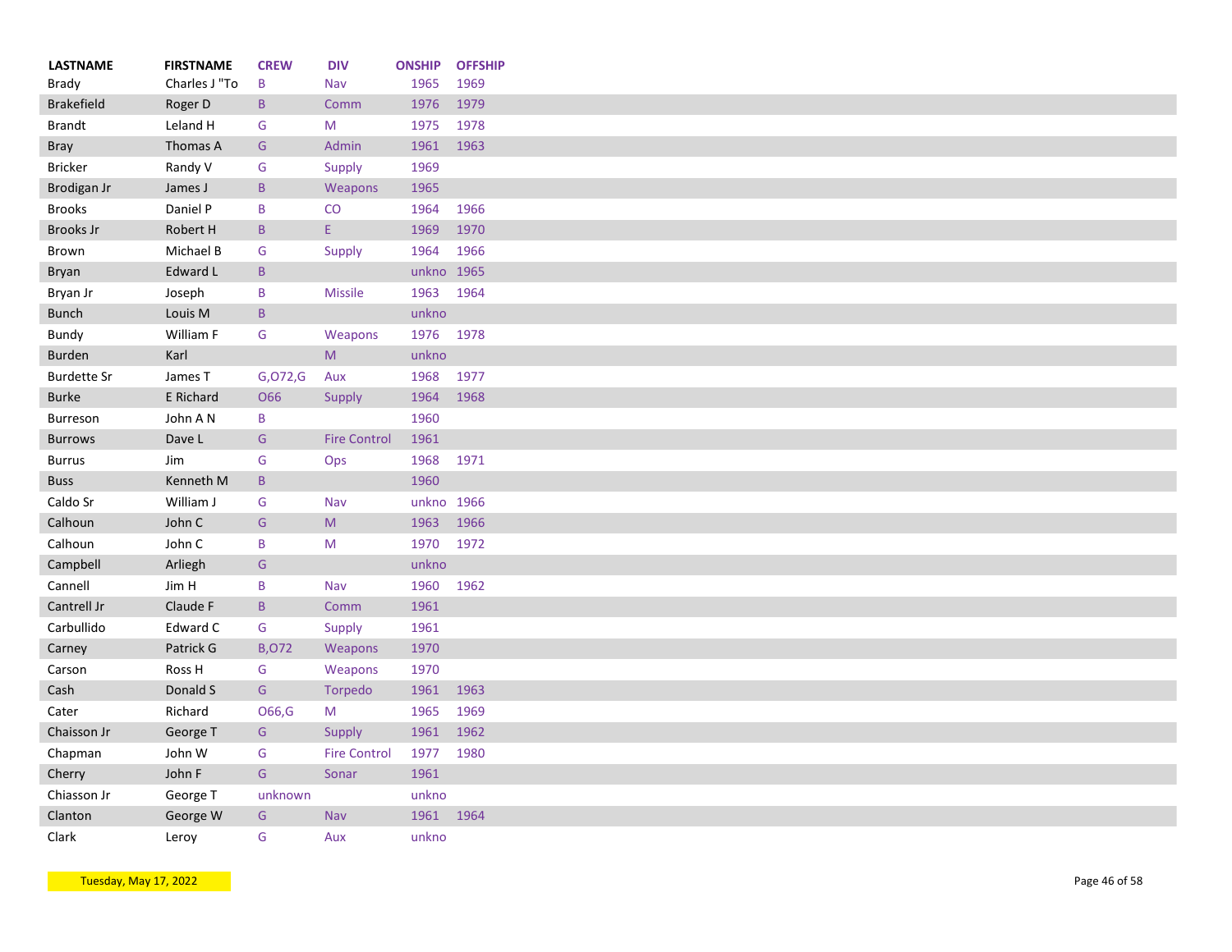| LASTNAME | FIRSTNAME | CREW | DIV | ONSHIP | OFFSHIP |
|---|---|---|---|---|---|
| Brady | Charles J "To | B | Nav | 1965 | 1969 |
| Brakefield | Roger D | B | Comm | 1976 | 1979 |
| Brandt | Leland H | G | M | 1975 | 1978 |
| Bray | Thomas A | G | Admin | 1961 | 1963 |
| Bricker | Randy V | G | Supply | 1969 | |
| Brodigan Jr | James J | B | Weapons | 1965 | |
| Brooks | Daniel P | B | CO | 1964 | 1966 |
| Brooks Jr | Robert H | B | E | 1969 | 1970 |
| Brown | Michael B | G | Supply | 1964 | 1966 |
| Bryan | Edward L | B | | unkno | 1965 |
| Bryan Jr | Joseph | B | Missile | 1963 | 1964 |
| Bunch | Louis M | B | | unkno | |
| Bundy | William F | G | Weapons | 1976 | 1978 |
| Burden | Karl | | M | unkno | |
| Burdette Sr | James T | G,O72,G | Aux | 1968 | 1977 |
| Burke | E Richard | O66 | Supply | 1964 | 1968 |
| Burreson | John A N | B | | 1960 | |
| Burrows | Dave L | G | Fire Control | 1961 | |
| Burrus | Jim | G | Ops | 1968 | 1971 |
| Buss | Kenneth M | B | | 1960 | |
| Caldo Sr | William J | G | Nav | unkno | 1966 |
| Calhoun | John C | G | M | 1963 | 1966 |
| Calhoun | John C | B | M | 1970 | 1972 |
| Campbell | Arliegh | G | | unkno | |
| Cannell | Jim H | B | Nav | 1960 | 1962 |
| Cantrell Jr | Claude F | B | Comm | 1961 | |
| Carbullido | Edward C | G | Supply | 1961 | |
| Carney | Patrick G | B,O72 | Weapons | 1970 | |
| Carson | Ross H | G | Weapons | 1970 | |
| Cash | Donald S | G | Torpedo | 1961 | 1963 |
| Cater | Richard | O66,G | M | 1965 | 1969 |
| Chaisson Jr | George T | G | Supply | 1961 | 1962 |
| Chapman | John W | G | Fire Control | 1977 | 1980 |
| Cherry | John F | G | Sonar | 1961 | |
| Chiasson Jr | George T | unknown | | unkno | |
| Clanton | George W | G | Nav | 1961 | 1964 |
| Clark | Leroy | G | Aux | unkno | |

Tuesday, May 17, 2022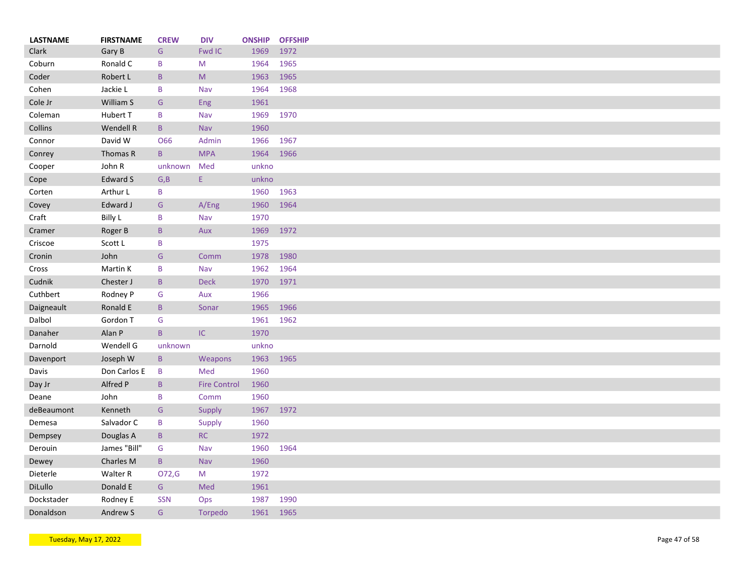| LASTNAME | FIRSTNAME | CREW | DIV | ONSHIP | OFFSHIP |
|---|---|---|---|---|---|
| Clark | Gary B | G | Fwd IC | 1969 | 1972 |
| Coburn | Ronald C | B | M | 1964 | 1965 |
| Coder | Robert L | B | M | 1963 | 1965 |
| Cohen | Jackie L | B | Nav | 1964 | 1968 |
| Cole Jr | William S | G | Eng | 1961 | |
| Coleman | Hubert T | B | Nav | 1969 | 1970 |
| Collins | Wendell R | B | Nav | 1960 | |
| Connor | David W | O66 | Admin | 1966 | 1967 |
| Conrey | Thomas R | B | MPA | 1964 | 1966 |
| Cooper | John R | unknown | Med | unkno | |
| Cope | Edward S | G,B | E | unkno | |
| Corten | Arthur L | B | | 1960 | 1963 |
| Covey | Edward J | G | A/Eng | 1960 | 1964 |
| Craft | Billy L | B | Nav | 1970 | |
| Cramer | Roger B | B | Aux | 1969 | 1972 |
| Criscoe | Scott L | B | | 1975 | |
| Cronin | John | G | Comm | 1978 | 1980 |
| Cross | Martin K | B | Nav | 1962 | 1964 |
| Cudnik | Chester J | B | Deck | 1970 | 1971 |
| Cuthbert | Rodney P | G | Aux | 1966 | |
| Daigneault | Ronald E | B | Sonar | 1965 | 1966 |
| Dalbol | Gordon T | G | | 1961 | 1962 |
| Danaher | Alan P | B | IC | 1970 | |
| Darnold | Wendell G | unknown | | unkno | |
| Davenport | Joseph W | B | Weapons | 1963 | 1965 |
| Davis | Don Carlos E | B | Med | 1960 | |
| Day Jr | Alfred P | B | Fire Control | 1960 | |
| Deane | John | B | Comm | 1960 | |
| deBeaumont | Kenneth | G | Supply | 1967 | 1972 |
| Demesa | Salvador C | B | Supply | 1960 | |
| Dempsey | Douglas A | B | RC | 1972 | |
| Derouin | James "Bill" | G | Nav | 1960 | 1964 |
| Dewey | Charles M | B | Nav | 1960 | |
| Dieterle | Walter R | O72,G | M | 1972 | |
| DiLullo | Donald E | G | Med | 1961 | |
| Dockstader | Rodney E | SSN | Ops | 1987 | 1990 |
| Donaldson | Andrew S | G | Torpedo | 1961 | 1965 |

Tuesday, May 17, 2022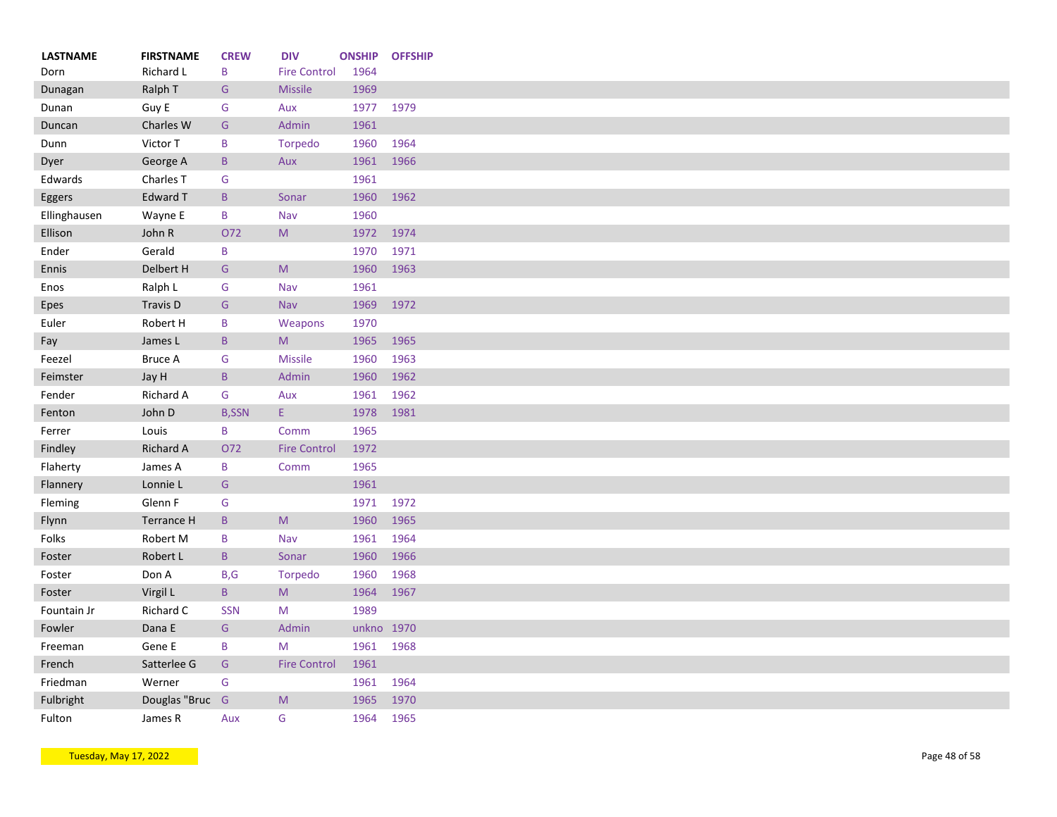| LASTNAME | FIRSTNAME | CREW | DIV | ONSHIP | OFFSHIP |
|---|---|---|---|---|---|
| Dorn | Richard L | B | Fire Control | 1964 | |
| Dunagan | Ralph T | G | Missile | 1969 | |
| Dunan | Guy E | G | Aux | 1977 | 1979 |
| Duncan | Charles W | G | Admin | 1961 | |
| Dunn | Victor T | B | Torpedo | 1960 | 1964 |
| Dyer | George A | B | Aux | 1961 | 1966 |
| Edwards | Charles T | G | | 1961 | |
| Eggers | Edward T | B | Sonar | 1960 | 1962 |
| Ellinghausen | Wayne E | B | Nav | 1960 | |
| Ellison | John R | O72 | M | 1972 | 1974 |
| Ender | Gerald | B | | 1970 | 1971 |
| Ennis | Delbert H | G | M | 1960 | 1963 |
| Enos | Ralph L | G | Nav | 1961 | |
| Epes | Travis D | G | Nav | 1969 | 1972 |
| Euler | Robert H | B | Weapons | 1970 | |
| Fay | James L | B | M | 1965 | 1965 |
| Feezel | Bruce A | G | Missile | 1960 | 1963 |
| Feimster | Jay H | B | Admin | 1960 | 1962 |
| Fender | Richard A | G | Aux | 1961 | 1962 |
| Fenton | John D | B,SSN | E | 1978 | 1981 |
| Ferrer | Louis | B | Comm | 1965 | |
| Findley | Richard A | O72 | Fire Control | 1972 | |
| Flaherty | James A | B | Comm | 1965 | |
| Flannery | Lonnie L | G | | 1961 | |
| Fleming | Glenn F | G | | 1971 | 1972 |
| Flynn | Terrance H | B | M | 1960 | 1965 |
| Folks | Robert M | B | Nav | 1961 | 1964 |
| Foster | Robert L | B | Sonar | 1960 | 1966 |
| Foster | Don A | B,G | Torpedo | 1960 | 1968 |
| Foster | Virgil L | B | M | 1964 | 1967 |
| Fountain Jr | Richard C | SSN | M | 1989 | |
| Fowler | Dana E | G | Admin | unkno | 1970 |
| Freeman | Gene E | B | M | 1961 | 1968 |
| French | Satterlee G | G | Fire Control | 1961 | |
| Friedman | Werner | G | | 1961 | 1964 |
| Fulbright | Douglas "Bruc | G | M | 1965 | 1970 |
| Fulton | James R | Aux | G | 1964 | 1965 |

Tuesday, May 17, 2022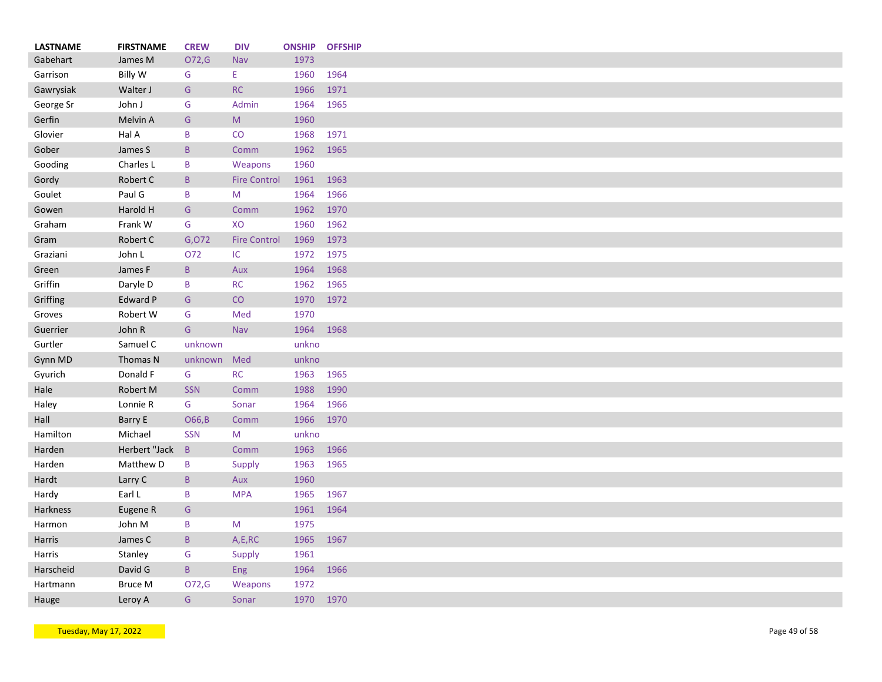| LASTNAME | FIRSTNAME | CREW | DIV | ONSHIP | OFFSHIP |
|---|---|---|---|---|---|
| Gabehart | James M | O72,G | Nav | 1973 | |
| Garrison | Billy W | G | E | 1960 | 1964 |
| Gawrysiak | Walter J | G | RC | 1966 | 1971 |
| George Sr | John J | G | Admin | 1964 | 1965 |
| Gerfin | Melvin A | G | M | 1960 | |
| Glovier | Hal A | B | CO | 1968 | 1971 |
| Gober | James S | B | Comm | 1962 | 1965 |
| Gooding | Charles L | B | Weapons | 1960 | |
| Gordy | Robert C | B | Fire Control | 1961 | 1963 |
| Goulet | Paul G | B | M | 1964 | 1966 |
| Gowen | Harold H | G | Comm | 1962 | 1970 |
| Graham | Frank W | G | XO | 1960 | 1962 |
| Gram | Robert C | G,O72 | Fire Control | 1969 | 1973 |
| Graziani | John L | O72 | IC | 1972 | 1975 |
| Green | James F | B | Aux | 1964 | 1968 |
| Griffin | Daryle D | B | RC | 1962 | 1965 |
| Griffing | Edward P | G | CO | 1970 | 1972 |
| Groves | Robert W | G | Med | 1970 | |
| Guerrier | John R | G | Nav | 1964 | 1968 |
| Gurtler | Samuel C | unknown | | unkno | |
| Gynn MD | Thomas N | unknown | Med | unkno | |
| Gyurich | Donald F | G | RC | 1963 | 1965 |
| Hale | Robert M | SSN | Comm | 1988 | 1990 |
| Haley | Lonnie R | G | Sonar | 1964 | 1966 |
| Hall | Barry E | O66,B | Comm | 1966 | 1970 |
| Hamilton | Michael | SSN | M | unkno | |
| Harden | Herbert "Jack | B | Comm | 1963 | 1966 |
| Harden | Matthew D | B | Supply | 1963 | 1965 |
| Hardt | Larry C | B | Aux | 1960 | |
| Hardy | Earl L | B | MPA | 1965 | 1967 |
| Harkness | Eugene R | G | | 1961 | 1964 |
| Harmon | John M | B | M | 1975 | |
| Harris | James C | B | A,E,RC | 1965 | 1967 |
| Harris | Stanley | G | Supply | 1961 | |
| Harscheid | David G | B | Eng | 1964 | 1966 |
| Hartmann | Bruce M | O72,G | Weapons | 1972 | |
| Hauge | Leroy A | G | Sonar | 1970 | 1970 |

Tuesday, May 17, 2022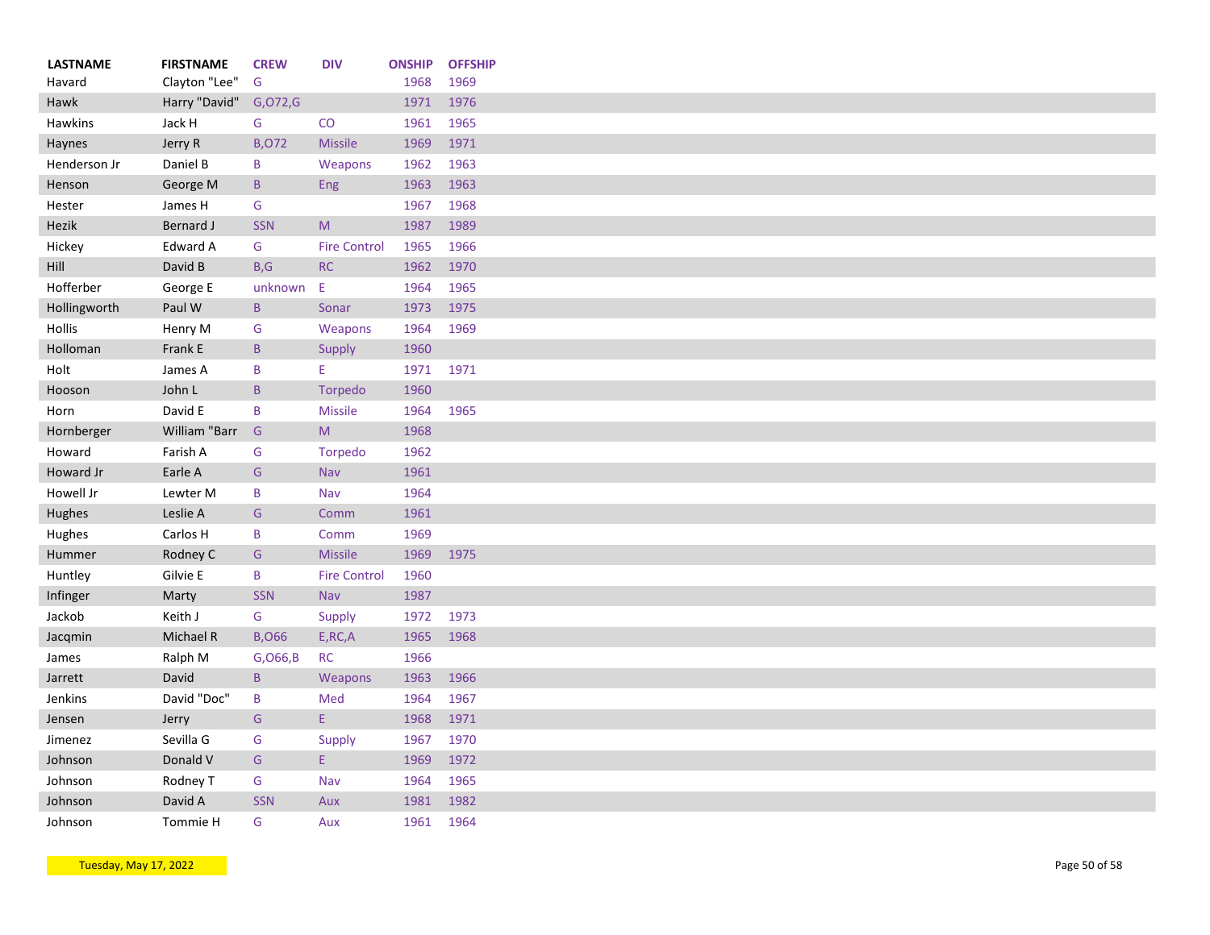| LASTNAME | FIRSTNAME | CREW | DIV | ONSHIP | OFFSHIP |
|---|---|---|---|---|---|
| Havard | Clayton "Lee" | G | | 1968 | 1969 |
| Hawk | Harry "David" | G,O72,G | | 1971 | 1976 |
| Hawkins | Jack H | G | CO | 1961 | 1965 |
| Haynes | Jerry R | B,O72 | Missile | 1969 | 1971 |
| Henderson Jr | Daniel B | B | Weapons | 1962 | 1963 |
| Henson | George M | B | Eng | 1963 | 1963 |
| Hester | James H | G | | 1967 | 1968 |
| Hezik | Bernard J | SSN | M | 1987 | 1989 |
| Hickey | Edward A | G | Fire Control | 1965 | 1966 |
| Hill | David B | B,G | RC | 1962 | 1970 |
| Hofferber | George E | unknown | E | 1964 | 1965 |
| Hollingworth | Paul W | B | Sonar | 1973 | 1975 |
| Hollis | Henry M | G | Weapons | 1964 | 1969 |
| Holloman | Frank E | B | Supply | 1960 | |
| Holt | James A | B | E | 1971 | 1971 |
| Hooson | John L | B | Torpedo | 1960 | |
| Horn | David E | B | Missile | 1964 | 1965 |
| Hornberger | William "Barr | G | M | 1968 | |
| Howard | Farish A | G | Torpedo | 1962 | |
| Howard Jr | Earle A | G | Nav | 1961 | |
| Howell Jr | Lewter M | B | Nav | 1964 | |
| Hughes | Leslie A | G | Comm | 1961 | |
| Hughes | Carlos H | B | Comm | 1969 | |
| Hummer | Rodney C | G | Missile | 1969 | 1975 |
| Huntley | Gilvie E | B | Fire Control | 1960 | |
| Infinger | Marty | SSN | Nav | 1987 | |
| Jackob | Keith J | G | Supply | 1972 | 1973 |
| Jacqmin | Michael R | B,O66 | E,RC,A | 1965 | 1968 |
| James | Ralph M | G,O66,B | RC | 1966 | |
| Jarrett | David | B | Weapons | 1963 | 1966 |
| Jenkins | David "Doc" | B | Med | 1964 | 1967 |
| Jensen | Jerry | G | E | 1968 | 1971 |
| Jimenez | Sevilla G | G | Supply | 1967 | 1970 |
| Johnson | Donald V | G | E | 1969 | 1972 |
| Johnson | Rodney T | G | Nav | 1964 | 1965 |
| Johnson | David A | SSN | Aux | 1981 | 1982 |
| Johnson | Tommie H | G | Aux | 1961 | 1964 |

Tuesday, May 17, 2022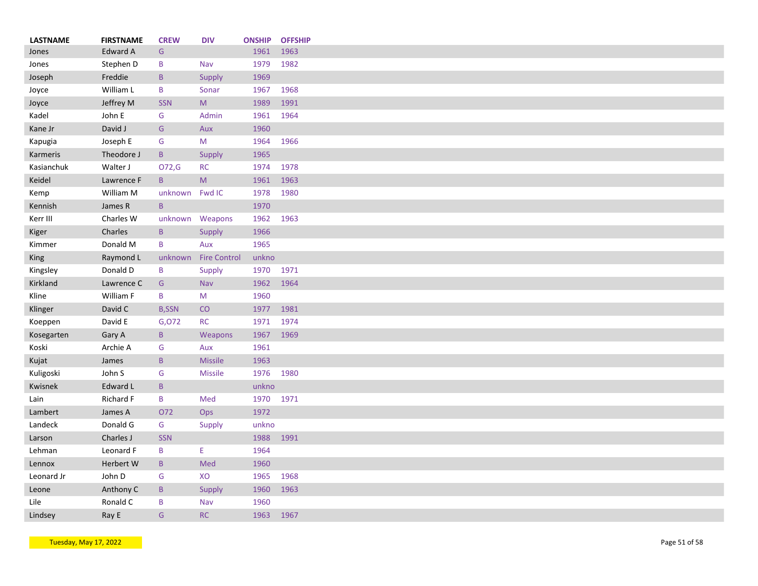| LASTNAME | FIRSTNAME | CREW | DIV | ONSHIP | OFFSHIP |
|---|---|---|---|---|---|
| Jones | Edward A | G | | 1961 | 1963 |
| Jones | Stephen D | B | Nav | 1979 | 1982 |
| Joseph | Freddie | B | Supply | 1969 | |
| Joyce | William L | B | Sonar | 1967 | 1968 |
| Joyce | Jeffrey M | SSN | M | 1989 | 1991 |
| Kadel | John E | G | Admin | 1961 | 1964 |
| Kane Jr | David J | G | Aux | 1960 | |
| Kapugia | Joseph E | G | M | 1964 | 1966 |
| Karmeris | Theodore J | B | Supply | 1965 | |
| Kasianchuk | Walter J | O72,G | RC | 1974 | 1978 |
| Keidel | Lawrence F | B | M | 1961 | 1963 |
| Kemp | William M | unknown | Fwd IC | 1978 | 1980 |
| Kennish | James R | B | | 1970 | |
| Kerr III | Charles W | unknown | Weapons | 1962 | 1963 |
| Kiger | Charles | B | Supply | 1966 | |
| Kimmer | Donald M | B | Aux | 1965 | |
| King | Raymond L | unknown | Fire Control | unkno | |
| Kingsley | Donald D | B | Supply | 1970 | 1971 |
| Kirkland | Lawrence C | G | Nav | 1962 | 1964 |
| Kline | William F | B | M | 1960 | |
| Klinger | David C | B,SSN | CO | 1977 | 1981 |
| Koeppen | David E | G,O72 | RC | 1971 | 1974 |
| Kosegarten | Gary A | B | Weapons | 1967 | 1969 |
| Koski | Archie A | G | Aux | 1961 | |
| Kujat | James | B | Missile | 1963 | |
| Kuligoski | John S | G | Missile | 1976 | 1980 |
| Kwisnek | Edward L | B | | unkno | |
| Lain | Richard F | B | Med | 1970 | 1971 |
| Lambert | James A | O72 | Ops | 1972 | |
| Landeck | Donald G | G | Supply | unkno | |
| Larson | Charles J | SSN | | 1988 | 1991 |
| Lehman | Leonard F | B | E | 1964 | |
| Lennox | Herbert W | B | Med | 1960 | |
| Leonard Jr | John D | G | XO | 1965 | 1968 |
| Leone | Anthony C | B | Supply | 1960 | 1963 |
| Lile | Ronald C | B | Nav | 1960 | |
| Lindsey | Ray E | G | RC | 1963 | 1967 |

Tuesday, May 17, 2022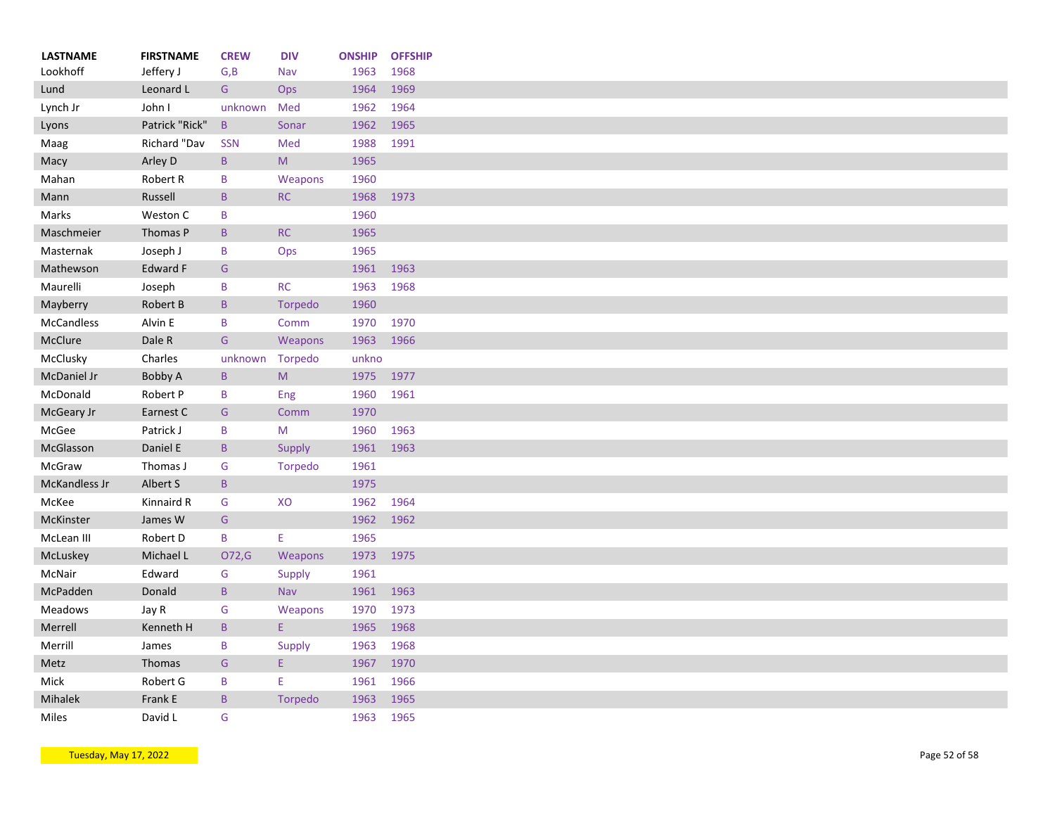| LASTNAME | FIRSTNAME | CREW | DIV | ONSHIP | OFFSHIP |
|---|---|---|---|---|---|
| Lookhoff | Jeffery J | G,B | Nav | 1963 | 1968 |
| Lund | Leonard L | G | Ops | 1964 | 1969 |
| Lynch Jr | John I | unknown | Med | 1962 | 1964 |
| Lyons | Patrick "Rick" | B | Sonar | 1962 | 1965 |
| Maag | Richard "Dav | SSN | Med | 1988 | 1991 |
| Macy | Arley D | B | M | 1965 | |
| Mahan | Robert R | B | Weapons | 1960 | |
| Mann | Russell | B | RC | 1968 | 1973 |
| Marks | Weston C | B | | 1960 | |
| Maschmeier | Thomas P | B | RC | 1965 | |
| Masternak | Joseph J | B | Ops | 1965 | |
| Mathewson | Edward F | G | | 1961 | 1963 |
| Maurelli | Joseph | B | RC | 1963 | 1968 |
| Mayberry | Robert B | B | Torpedo | 1960 | |
| McCandless | Alvin E | B | Comm | 1970 | 1970 |
| McClure | Dale R | G | Weapons | 1963 | 1966 |
| McClusky | Charles | unknown | Torpedo | unkno | |
| McDaniel Jr | Bobby A | B | M | 1975 | 1977 |
| McDonald | Robert P | B | Eng | 1960 | 1961 |
| McGeary Jr | Earnest C | G | Comm | 1970 | |
| McGee | Patrick J | B | M | 1960 | 1963 |
| McGlasson | Daniel E | B | Supply | 1961 | 1963 |
| McGraw | Thomas J | G | Torpedo | 1961 | |
| McKandless Jr | Albert S | B | | 1975 | |
| McKee | Kinnaird R | G | XO | 1962 | 1964 |
| McKinster | James W | G | | 1962 | 1962 |
| McLean III | Robert D | B | E | 1965 | |
| McLuskey | Michael L | O72,G | Weapons | 1973 | 1975 |
| McNair | Edward | G | Supply | 1961 | |
| McPadden | Donald | B | Nav | 1961 | 1963 |
| Meadows | Jay R | G | Weapons | 1970 | 1973 |
| Merrell | Kenneth H | B | E | 1965 | 1968 |
| Merrill | James | B | Supply | 1963 | 1968 |
| Metz | Thomas | G | E | 1967 | 1970 |
| Mick | Robert G | B | E | 1961 | 1966 |
| Mihalek | Frank E | B | Torpedo | 1963 | 1965 |
| Miles | David L | G | | 1963 | 1965 |

Tuesday, May 17, 2022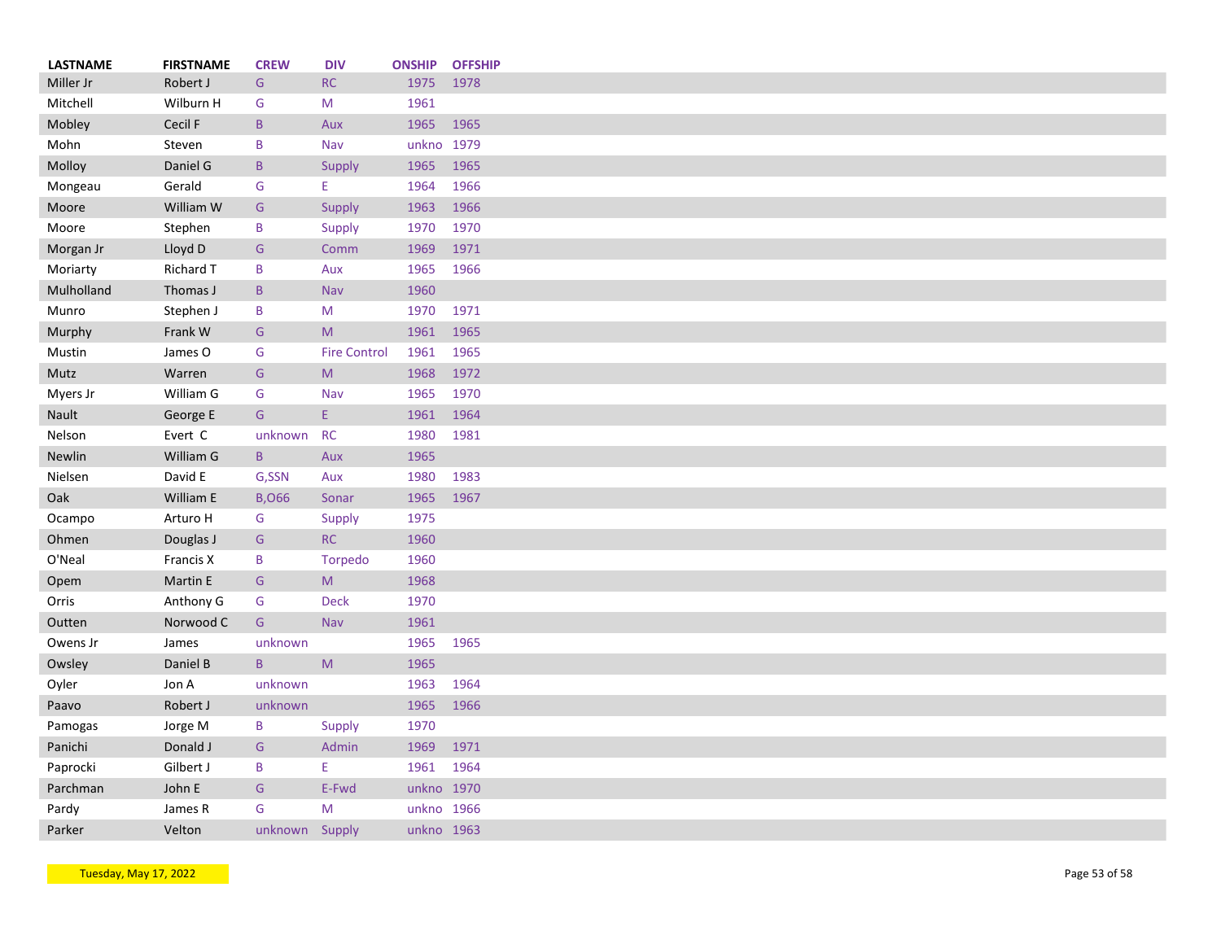| LASTNAME | FIRSTNAME | CREW | DIV | ONSHIP | OFFSHIP |
|---|---|---|---|---|---|
| Miller Jr | Robert J | G | RC | 1975 | 1978 |
| Mitchell | Wilburn H | G | M | 1961 | |
| Mobley | Cecil F | B | Aux | 1965 | 1965 |
| Mohn | Steven | B | Nav | unkno | 1979 |
| Molloy | Daniel G | B | Supply | 1965 | 1965 |
| Mongeau | Gerald | G | E | 1964 | 1966 |
| Moore | William W | G | Supply | 1963 | 1966 |
| Moore | Stephen | B | Supply | 1970 | 1970 |
| Morgan Jr | Lloyd D | G | Comm | 1969 | 1971 |
| Moriarty | Richard T | B | Aux | 1965 | 1966 |
| Mulholland | Thomas J | B | Nav | 1960 | |
| Munro | Stephen J | B | M | 1970 | 1971 |
| Murphy | Frank W | G | M | 1961 | 1965 |
| Mustin | James O | G | Fire Control | 1961 | 1965 |
| Mutz | Warren | G | M | 1968 | 1972 |
| Myers Jr | William G | G | Nav | 1965 | 1970 |
| Nault | George E | G | E | 1961 | 1964 |
| Nelson | Evert C | unknown | RC | 1980 | 1981 |
| Newlin | William G | B | Aux | 1965 | |
| Nielsen | David E | G,SSN | Aux | 1980 | 1983 |
| Oak | William E | B,O66 | Sonar | 1965 | 1967 |
| Ocampo | Arturo H | G | Supply | 1975 | |
| Ohmen | Douglas J | G | RC | 1960 | |
| O'Neal | Francis X | B | Torpedo | 1960 | |
| Opem | Martin E | G | M | 1968 | |
| Orris | Anthony G | G | Deck | 1970 | |
| Outten | Norwood C | G | Nav | 1961 | |
| Owens Jr | James | unknown | | 1965 | 1965 |
| Owsley | Daniel B | B | M | 1965 | |
| Oyler | Jon A | unknown | | 1963 | 1964 |
| Paavo | Robert J | unknown | | 1965 | 1966 |
| Pamogas | Jorge M | B | Supply | 1970 | |
| Panichi | Donald J | G | Admin | 1969 | 1971 |
| Paprocki | Gilbert J | B | E | 1961 | 1964 |
| Parchman | John E | G | E-Fwd | unkno | 1970 |
| Pardy | James R | G | M | unkno | 1966 |
| Parker | Velton | unknown | Supply | unkno | 1963 |

Tuesday, May 17, 2022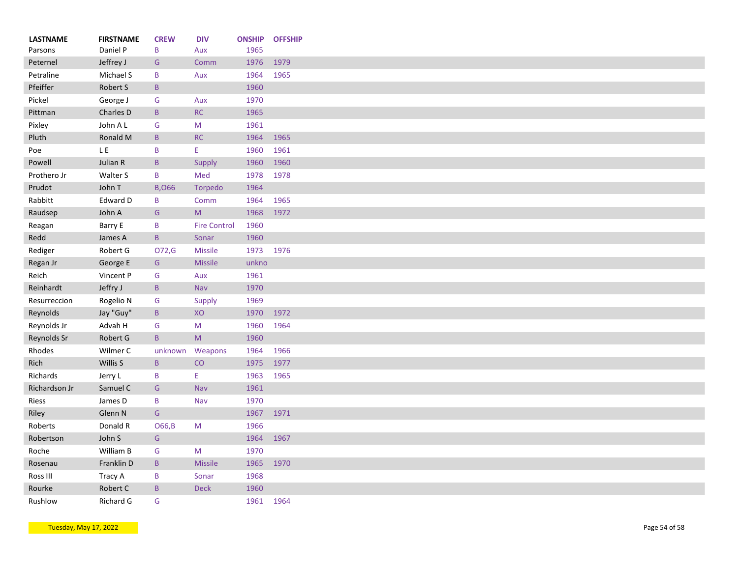| LASTNAME | FIRSTNAME | CREW | DIV | ONSHIP | OFFSHIP |
|---|---|---|---|---|---|
| Parsons | Daniel P | B | Aux | 1965 | |
| Peternel | Jeffrey J | G | Comm | 1976 | 1979 |
| Petraline | Michael S | B | Aux | 1964 | 1965 |
| Pfeiffer | Robert S | B | | 1960 | |
| Pickel | George J | G | Aux | 1970 | |
| Pittman | Charles D | B | RC | 1965 | |
| Pixley | John A L | G | M | 1961 | |
| Pluth | Ronald M | B | RC | 1964 | 1965 |
| Poe | L E | B | E | 1960 | 1961 |
| Powell | Julian R | B | Supply | 1960 | 1960 |
| Prothero Jr | Walter S | B | Med | 1978 | 1978 |
| Prudot | John T | B,O66 | Torpedo | 1964 | |
| Rabbitt | Edward D | B | Comm | 1964 | 1965 |
| Raudsep | John A | G | M | 1968 | 1972 |
| Reagan | Barry E | B | Fire Control | 1960 | |
| Redd | James A | B | Sonar | 1960 | |
| Rediger | Robert G | O72,G | Missile | 1973 | 1976 |
| Regan Jr | George E | G | Missile | unkno | |
| Reich | Vincent P | G | Aux | 1961 | |
| Reinhardt | Jeffry J | B | Nav | 1970 | |
| Resurreccion | Rogelio N | G | Supply | 1969 | |
| Reynolds | Jay "Guy" | B | XO | 1970 | 1972 |
| Reynolds Jr | Advah H | G | M | 1960 | 1964 |
| Reynolds Sr | Robert G | B | M | 1960 | |
| Rhodes | Wilmer C | unknown | Weapons | 1964 | 1966 |
| Rich | Willis S | B | CO | 1975 | 1977 |
| Richards | Jerry L | B | E | 1963 | 1965 |
| Richardson Jr | Samuel C | G | Nav | 1961 | |
| Riess | James D | B | Nav | 1970 | |
| Riley | Glenn N | G | | 1967 | 1971 |
| Roberts | Donald R | O66,B | M | 1966 | |
| Robertson | John S | G | | 1964 | 1967 |
| Roche | William B | G | M | 1970 | |
| Rosenau | Franklin D | B | Missile | 1965 | 1970 |
| Ross III | Tracy A | B | Sonar | 1968 | |
| Rourke | Robert C | B | Deck | 1960 | |
| Rushlow | Richard G | G | | 1961 | 1964 |

Tuesday, May 17, 2022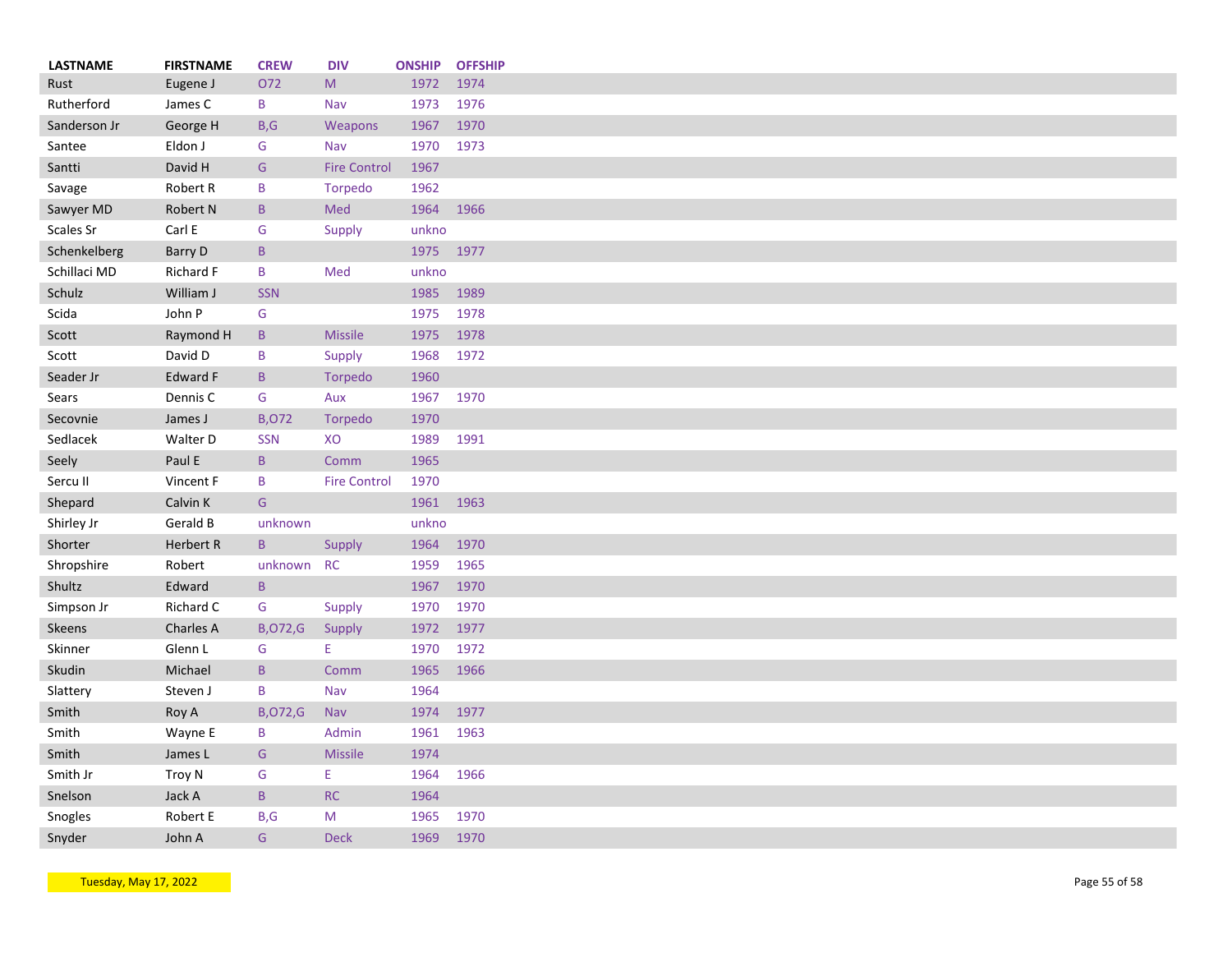| LASTNAME | FIRSTNAME | CREW | DIV | ONSHIP | OFFSHIP |
|---|---|---|---|---|---|
| Rust | Eugene J | O72 | M | 1972 | 1974 |
| Rutherford | James C | B | Nav | 1973 | 1976 |
| Sanderson Jr | George H | B,G | Weapons | 1967 | 1970 |
| Santee | Eldon J | G | Nav | 1970 | 1973 |
| Santti | David H | G | Fire Control | 1967 | |
| Savage | Robert R | B | Torpedo | 1962 | |
| Sawyer MD | Robert N | B | Med | 1964 | 1966 |
| Scales Sr | Carl E | G | Supply | unkno | |
| Schenkelberg | Barry D | B | | 1975 | 1977 |
| Schillaci MD | Richard F | B | Med | unkno | |
| Schulz | William J | SSN | | 1985 | 1989 |
| Scida | John P | G | | 1975 | 1978 |
| Scott | Raymond H | B | Missile | 1975 | 1978 |
| Scott | David D | B | Supply | 1968 | 1972 |
| Seader Jr | Edward F | B | Torpedo | 1960 | |
| Sears | Dennis C | G | Aux | 1967 | 1970 |
| Secovnie | James J | B,O72 | Torpedo | 1970 | |
| Sedlacek | Walter D | SSN | XO | 1989 | 1991 |
| Seely | Paul E | B | Comm | 1965 | |
| Sercu II | Vincent F | B | Fire Control | 1970 | |
| Shepard | Calvin K | G | | 1961 | 1963 |
| Shirley Jr | Gerald B | unknown | | unkno | |
| Shorter | Herbert R | B | Supply | 1964 | 1970 |
| Shropshire | Robert | unknown | RC | 1959 | 1965 |
| Shultz | Edward | B | | 1967 | 1970 |
| Simpson Jr | Richard C | G | Supply | 1970 | 1970 |
| Skeens | Charles A | B,O72,G | Supply | 1972 | 1977 |
| Skinner | Glenn L | G | E | 1970 | 1972 |
| Skudin | Michael | B | Comm | 1965 | 1966 |
| Slattery | Steven J | B | Nav | 1964 | |
| Smith | Roy A | B,O72,G | Nav | 1974 | 1977 |
| Smith | Wayne E | B | Admin | 1961 | 1963 |
| Smith | James L | G | Missile | 1974 | |
| Smith Jr | Troy N | G | E | 1964 | 1966 |
| Snelson | Jack A | B | RC | 1964 | |
| Snogles | Robert E | B,G | M | 1965 | 1970 |
| Snyder | John A | G | Deck | 1969 | 1970 |

Tuesday, May 17, 2022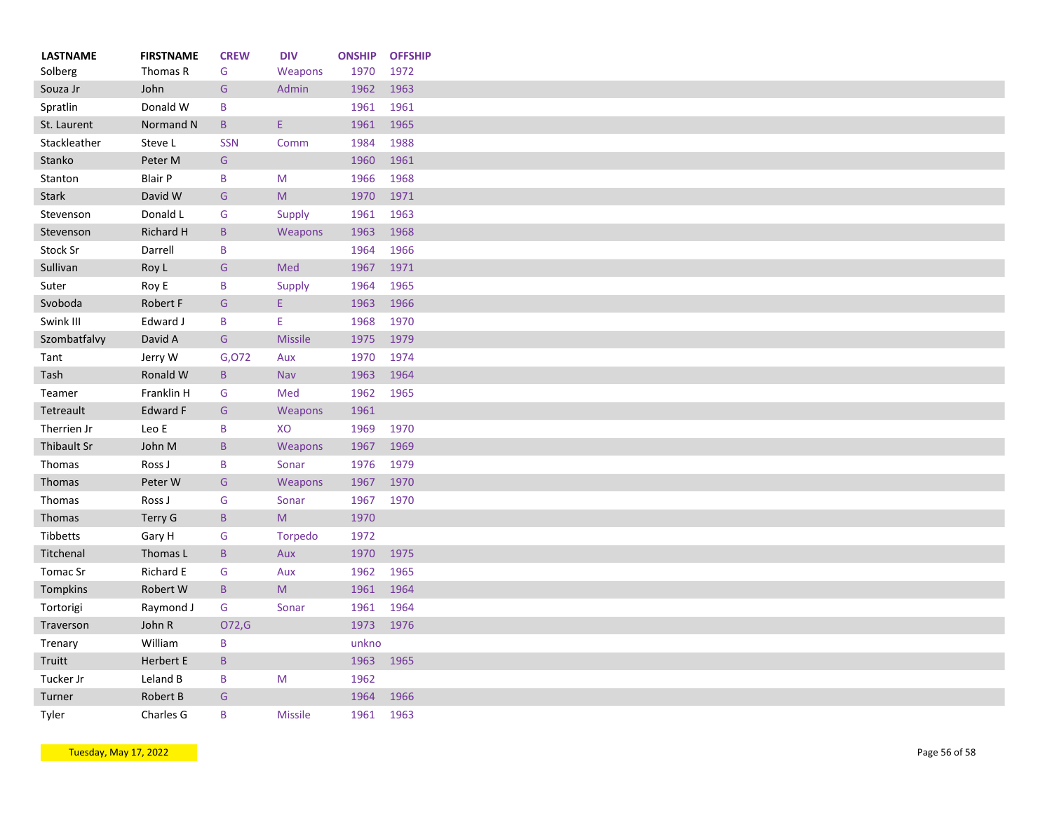| LASTNAME | FIRSTNAME | CREW | DIV | ONSHIP | OFFSHIP |
| --- | --- | --- | --- | --- | --- |
| Solberg | Thomas R | G | Weapons | 1970 | 1972 |
| Souza Jr | John | G | Admin | 1962 | 1963 |
| Spratlin | Donald W | B | | 1961 | 1961 |
| St. Laurent | Normand N | B | E | 1961 | 1965 |
| Stackleather | Steve L | SSN | Comm | 1984 | 1988 |
| Stanko | Peter M | G | | 1960 | 1961 |
| Stanton | Blair P | B | M | 1966 | 1968 |
| Stark | David W | G | M | 1970 | 1971 |
| Stevenson | Donald L | G | Supply | 1961 | 1963 |
| Stevenson | Richard H | B | Weapons | 1963 | 1968 |
| Stock Sr | Darrell | B | | 1964 | 1966 |
| Sullivan | Roy L | G | Med | 1967 | 1971 |
| Suter | Roy E | B | Supply | 1964 | 1965 |
| Svoboda | Robert F | G | E | 1963 | 1966 |
| Swink III | Edward J | B | E | 1968 | 1970 |
| Szombatfalvy | David A | G | Missile | 1975 | 1979 |
| Tant | Jerry W | G,O72 | Aux | 1970 | 1974 |
| Tash | Ronald W | B | Nav | 1963 | 1964 |
| Teamer | Franklin H | G | Med | 1962 | 1965 |
| Tetreault | Edward F | G | Weapons | 1961 | |
| Therrien Jr | Leo E | B | XO | 1969 | 1970 |
| Thibault Sr | John M | B | Weapons | 1967 | 1969 |
| Thomas | Ross J | B | Sonar | 1976 | 1979 |
| Thomas | Peter W | G | Weapons | 1967 | 1970 |
| Thomas | Ross J | G | Sonar | 1967 | 1970 |
| Thomas | Terry G | B | M | 1970 | |
| Tibbetts | Gary H | G | Torpedo | 1972 | |
| Titchenal | Thomas L | B | Aux | 1970 | 1975 |
| Tomac Sr | Richard E | G | Aux | 1962 | 1965 |
| Tompkins | Robert W | B | M | 1961 | 1964 |
| Tortorigi | Raymond J | G | Sonar | 1961 | 1964 |
| Traverson | John R | O72,G | | 1973 | 1976 |
| Trenary | William | B | | unkno | |
| Truitt | Herbert E | B | | 1963 | 1965 |
| Tucker Jr | Leland B | B | M | 1962 | |
| Turner | Robert B | G | | 1964 | 1966 |
| Tyler | Charles G | B | Missile | 1961 | 1963 |

Tuesday, May 17, 2022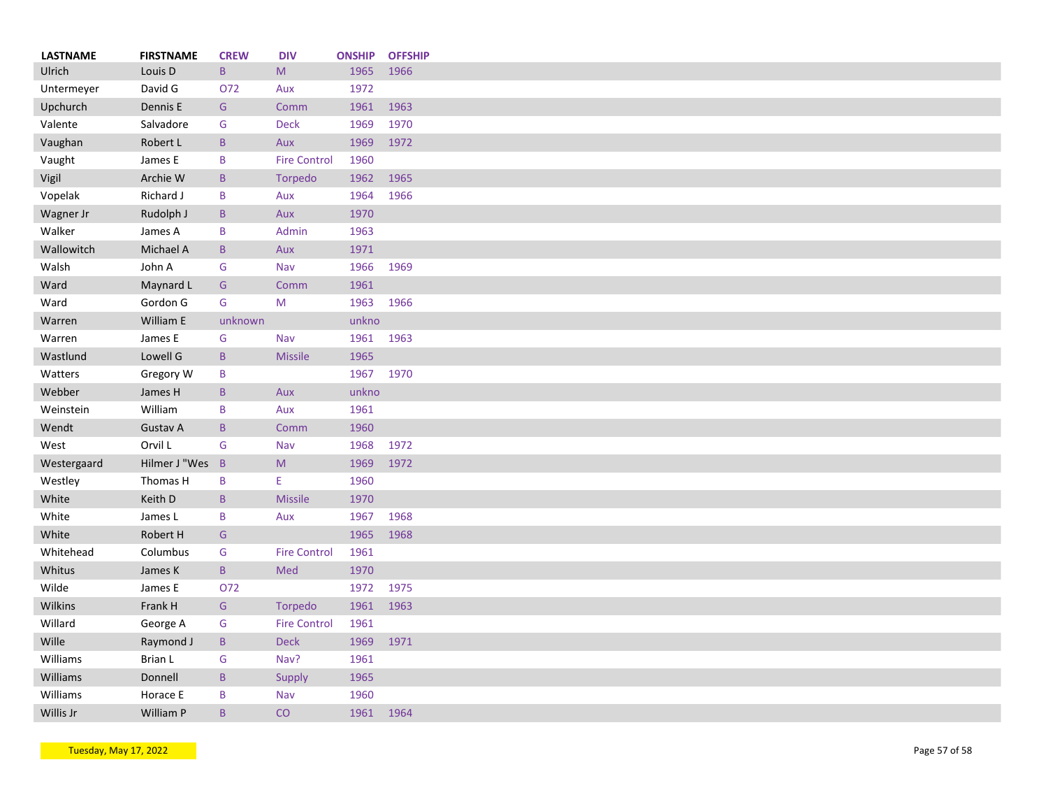| LASTNAME | FIRSTNAME | CREW | DIV | ONSHIP | OFFSHIP |
|---|---|---|---|---|---|
| Ulrich | Louis D | B | M | 1965 | 1966 |
| Untermeyer | David G | O72 | Aux | 1972 | |
| Upchurch | Dennis E | G | Comm | 1961 | 1963 |
| Valente | Salvadore | G | Deck | 1969 | 1970 |
| Vaughan | Robert L | B | Aux | 1969 | 1972 |
| Vaught | James E | B | Fire Control | 1960 | |
| Vigil | Archie W | B | Torpedo | 1962 | 1965 |
| Vopelak | Richard J | B | Aux | 1964 | 1966 |
| Wagner Jr | Rudolph J | B | Aux | 1970 | |
| Walker | James A | B | Admin | 1963 | |
| Wallowitch | Michael A | B | Aux | 1971 | |
| Walsh | John A | G | Nav | 1966 | 1969 |
| Ward | Maynard L | G | Comm | 1961 | |
| Ward | Gordon G | G | M | 1963 | 1966 |
| Warren | William E | unknown | | unkno | |
| Warren | James E | G | Nav | 1961 | 1963 |
| Wastlund | Lowell G | B | Missile | 1965 | |
| Watters | Gregory W | B | | 1967 | 1970 |
| Webber | James H | B | Aux | unkno | |
| Weinstein | William | B | Aux | 1961 | |
| Wendt | Gustav A | B | Comm | 1960 | |
| West | Orvil L | G | Nav | 1968 | 1972 |
| Westergaard | Hilmer J "Wes | B | M | 1969 | 1972 |
| Westley | Thomas H | B | E | 1960 | |
| White | Keith D | B | Missile | 1970 | |
| White | James L | B | Aux | 1967 | 1968 |
| White | Robert H | G | | 1965 | 1968 |
| Whitehead | Columbus | G | Fire Control | 1961 | |
| Whitus | James K | B | Med | 1970 | |
| Wilde | James E | O72 | | 1972 | 1975 |
| Wilkins | Frank H | G | Torpedo | 1961 | 1963 |
| Willard | George A | G | Fire Control | 1961 | |
| Wille | Raymond J | B | Deck | 1969 | 1971 |
| Williams | Brian L | G | Nav? | 1961 | |
| Williams | Donnell | B | Supply | 1965 | |
| Williams | Horace E | B | Nav | 1960 | |
| Willis Jr | William P | B | CO | 1961 | 1964 |

Tuesday, May 17, 2022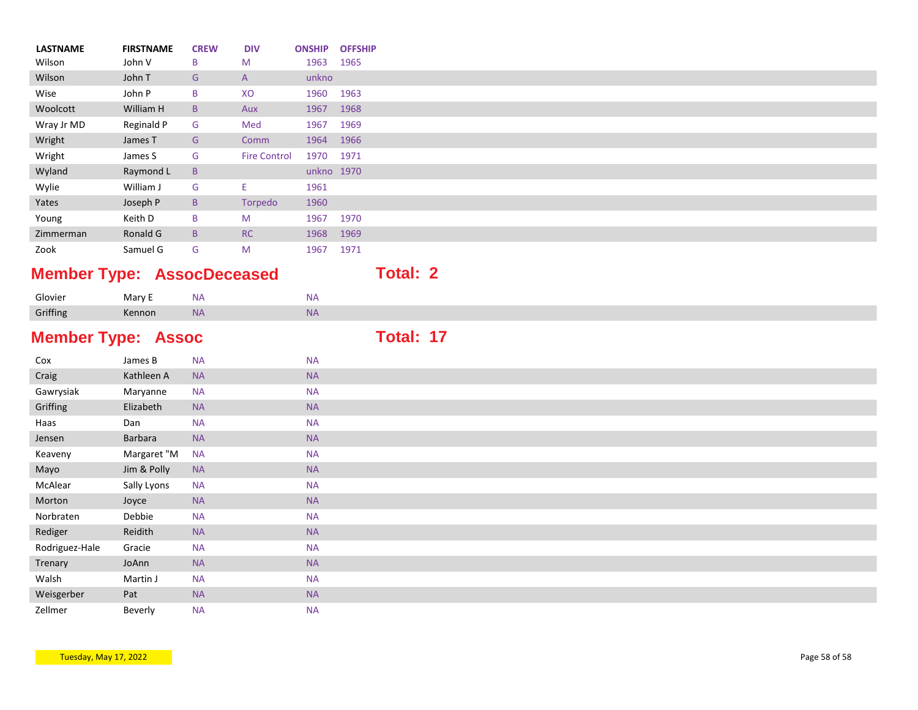| LASTNAME | FIRSTNAME | CREW | DIV | ONSHIP | OFFSHIP |
|---|---|---|---|---|---|
| Wilson | John V | B | M | 1963 | 1965 |
| Wilson | John T | G | A | unkno | |
| Wise | John P | B | XO | 1960 | 1963 |
| Woolcott | William H | B | Aux | 1967 | 1968 |
| Wray Jr MD | Reginald P | G | Med | 1967 | 1969 |
| Wright | James T | G | Comm | 1964 | 1966 |
| Wright | James S | G | Fire Control | 1970 | 1971 |
| Wyland | Raymond L | B | | unkno | 1970 |
| Wylie | William J | G | E | 1961 | |
| Yates | Joseph P | B | Torpedo | 1960 | |
| Young | Keith D | B | M | 1967 | 1970 |
| Zimmerman | Ronald G | B | RC | 1968 | 1969 |
| Zook | Samuel G | G | M | 1967 | 1971 |

## Member Type: AssocDeceased — Total: 2

| | | | | | |
|---|---|---|---|---|---|
| Glovier | Mary E | NA | | NA | |
| Griffing | Kennon | NA | | NA | |

## Member Type: Assoc — Total: 17

| | | | | | |
|---|---|---|---|---|---|
| Cox | James B | NA | | NA | |
| Craig | Kathleen A | NA | | NA | |
| Gawrysiak | Maryanne | NA | | NA | |
| Griffing | Elizabeth | NA | | NA | |
| Haas | Dan | NA | | NA | |
| Jensen | Barbara | NA | | NA | |
| Keaveny | Margaret "M | NA | | NA | |
| Mayo | Jim & Polly | NA | | NA | |
| McAlear | Sally Lyons | NA | | NA | |
| Morton | Joyce | NA | | NA | |
| Norbraten | Debbie | NA | | NA | |
| Rediger | Reidith | NA | | NA | |
| Rodriguez-Hale | Gracie | NA | | NA | |
| Trenary | JoAnn | NA | | NA | |
| Walsh | Martin J | NA | | NA | |
| Weisgerber | Pat | NA | | NA | |
| Zellmer | Beverly | NA | | NA | |

Tuesday, May 17, 2022